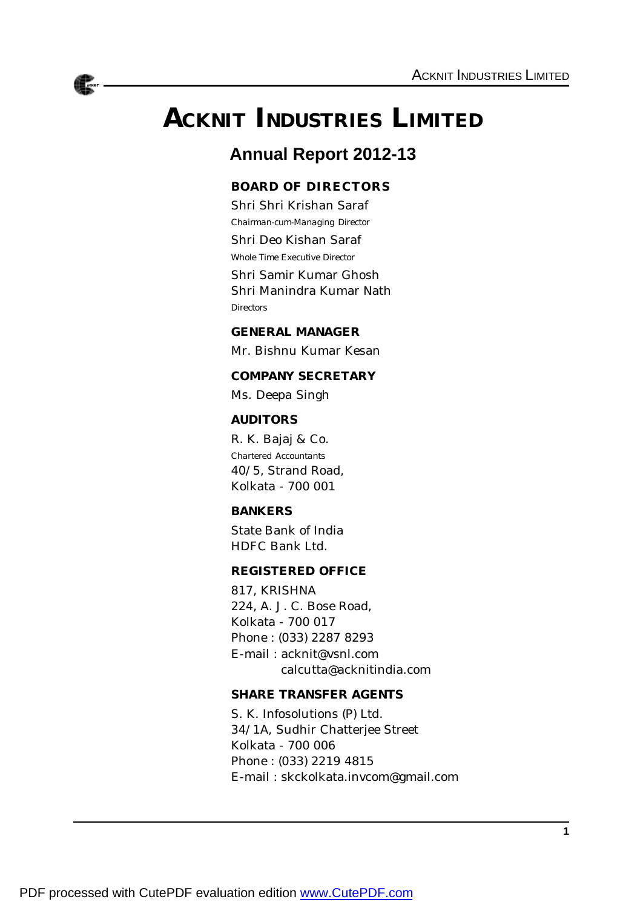# ACKNIT INDUSTRIES LIMITED

## Annual Report 2012-13

### BOARD OF DIRECTORS

Shri Shri Krishan Saraf
Chairman-cum-Managing Director

Shri Deo Kishan Saraf
Whole Time Executive Director

Shri Samir Kumar Ghosh
Shri Manindra Kumar Nath
Directors

### GENERAL MANAGER

Mr. Bishnu Kumar Kesan

### COMPANY SECRETARY

Ms. Deepa Singh

### AUDITORS

R. K. Bajaj & Co.
Chartered Accountants
40/5, Strand Road,
Kolkata - 700 001

### BANKERS

State Bank of India
HDFC Bank Ltd.

### REGISTERED OFFICE

817, KRISHNA
224, A. J. C. Bose Road,
Kolkata - 700 017
Phone : (033) 2287 8293
E-mail : acknit@vsnl.com
calcutta@acknitindia.com

### SHARE TRANSFER AGENTS

S. K. Infosolutions (P) Ltd.
34/1A, Sudhir Chatterjee Street
Kolkata - 700 006
Phone : (033) 2219 4815
E-mail : skckolkata.invcom@gmail.com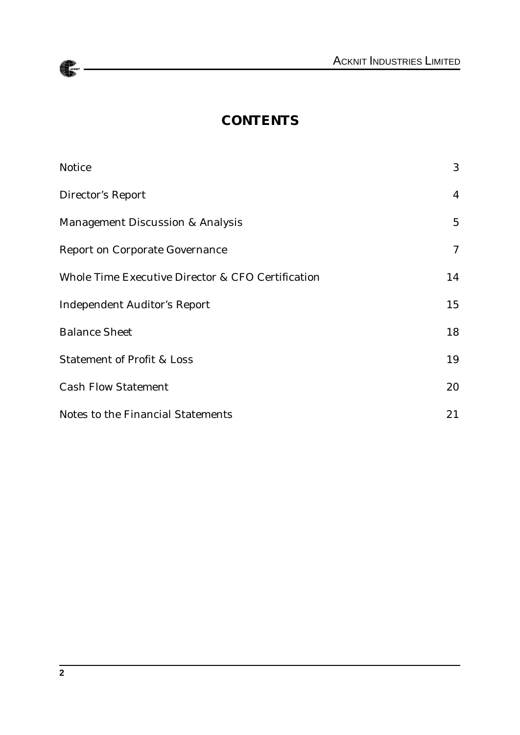# CONTENTS

| | |
|---|---|
| Notice | 3 |
| Director's Report | 4 |
| Management Discussion & Analysis | 5 |
| Report on Corporate Governance | 7 |
| Whole Time Executive Director & CFO Certification | 14 |
| Independent Auditor's Report | 15 |
| Balance Sheet | 18 |
| Statement of Profit & Loss | 19 |
| Cash Flow Statement | 20 |
| Notes to the Financial Statements | 21 |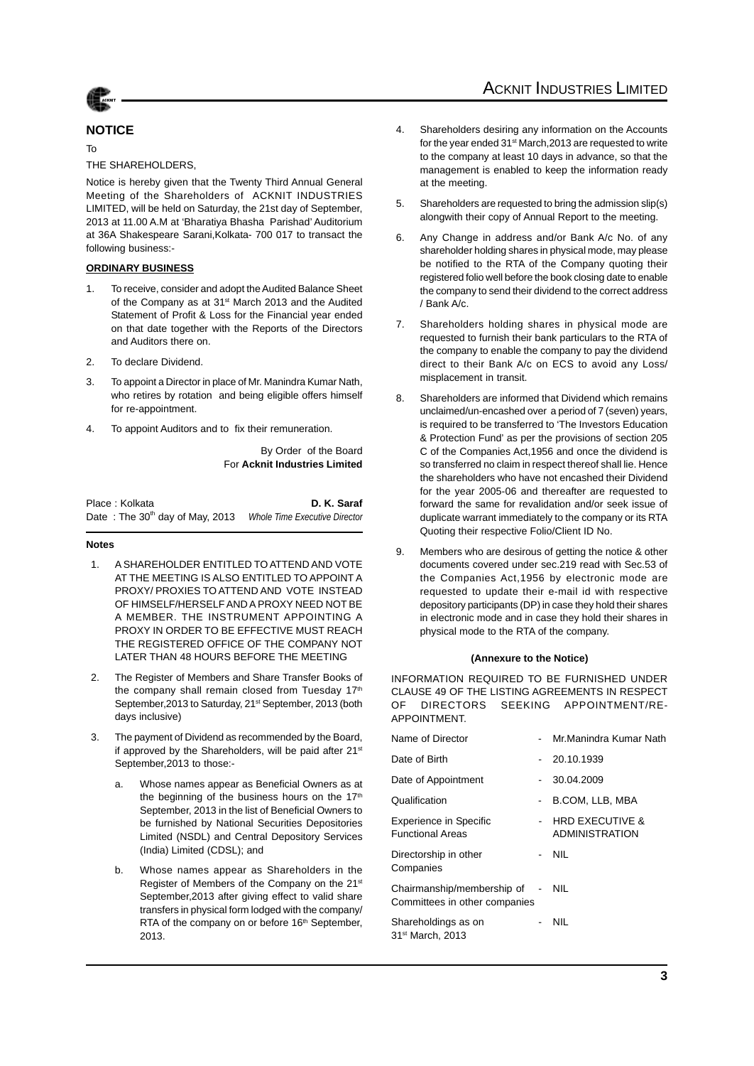## NOTICE

To

THE SHAREHOLDERS,

Notice is hereby given that the Twenty Third Annual General Meeting of the Shareholders of ACKNIT INDUSTRIES LIMITED, will be held on Saturday, the 21st day of September, 2013 at 11.00 A.M at 'Bharatiya Bhasha Parishad' Auditorium at 36A Shakespeare Sarani,Kolkata- 700 017 to transact the following business:-

**ORDINARY BUSINESS**

1. To receive, consider and adopt the Audited Balance Sheet of the Company as at 31st March 2013 and the Audited Statement of Profit & Loss for the Financial year ended on that date together with the Reports of the Directors and Auditors there on.
2. To declare Dividend.
3. To appoint a Director in place of Mr. Manindra Kumar Nath, who retires by rotation and being eligible offers himself for re-appointment.
4. To appoint Auditors and to fix their remuneration.

By Order of the Board
For **Acknit Industries Limited**

Place : Kolkata
Date : The 30th day of May, 2013

**D. K. Saraf**
*Whole Time Executive Director*

**Notes**

1. A SHAREHOLDER ENTITLED TO ATTEND AND VOTE AT THE MEETING IS ALSO ENTITLED TO APPOINT A PROXY/ PROXIES TO ATTEND AND VOTE INSTEAD OF HIMSELF/HERSELF AND A PROXY NEED NOT BE A MEMBER. THE INSTRUMENT APPOINTING A PROXY IN ORDER TO BE EFFECTIVE MUST REACH THE REGISTERED OFFICE OF THE COMPANY NOT LATER THAN 48 HOURS BEFORE THE MEETING
2. The Register of Members and Share Transfer Books of the company shall remain closed from Tuesday 17th September,2013 to Saturday, 21st September, 2013 (both days inclusive)
3. The payment of Dividend as recommended by the Board, if approved by the Shareholders, will be paid after 21st September,2013 to those:-
   a. Whose names appear as Beneficial Owners as at the beginning of the business hours on the 17th September, 2013 in the list of Beneficial Owners to be furnished by National Securities Depositories Limited (NSDL) and Central Depository Services (India) Limited (CDSL); and
   b. Whose names appear as Shareholders in the Register of Members of the Company on the 21st September,2013 after giving effect to valid share transfers in physical form lodged with the company/ RTA of the company on or before 16th September, 2013.
4. Shareholders desiring any information on the Accounts for the year ended 31st March,2013 are requested to write to the company at least 10 days in advance, so that the management is enabled to keep the information ready at the meeting.
5. Shareholders are requested to bring the admission slip(s) alongwith their copy of Annual Report to the meeting.
6. Any Change in address and/or Bank A/c No. of any shareholder holding shares in physical mode, may please be notified to the RTA of the Company quoting their registered folio well before the book closing date to enable the company to send their dividend to the correct address / Bank A/c.
7. Shareholders holding shares in physical mode are requested to furnish their bank particulars to the RTA of the company to enable the company to pay the dividend direct to their Bank A/c on ECS to avoid any Loss/ misplacement in transit.
8. Shareholders are informed that Dividend which remains unclaimed/un-encashed over a period of 7 (seven) years, is required to be transferred to 'The Investors Education & Protection Fund' as per the provisions of section 205 C of the Companies Act,1956 and once the dividend is so transferred no claim in respect thereof shall lie. Hence the shareholders who have not encashed their Dividend for the year 2005-06 and thereafter are requested to forward the same for revalidation and/or seek issue of duplicate warrant immediately to the company or its RTA Quoting their respective Folio/Client ID No.
9. Members who are desirous of getting the notice & other documents covered under sec.219 read with Sec.53 of the Companies Act,1956 by electronic mode are requested to update their e-mail id with respective depository participants (DP) in case they hold their shares in electronic mode and in case they hold their shares in physical mode to the RTA of the company.

**(Annexure to the Notice)**

INFORMATION REQUIRED TO BE FURNISHED UNDER CLAUSE 49 OF THE LISTING AGREEMENTS IN RESPECT OF DIRECTORS SEEKING APPOINTMENT/RE-APPOINTMENT.

| | | |
|---|---|---|
| Name of Director | - | Mr.Manindra Kumar Nath |
| Date of Birth | - | 20.10.1939 |
| Date of Appointment | - | 30.04.2009 |
| Qualification | - | B.COM, LLB, MBA |
| Experience in Specific Functional Areas | - | HRD EXECUTIVE & ADMINISTRATION |
| Directorship in other Companies | - | NIL |
| Chairmanship/membership of Committees in other companies | - | NIL |
| Shareholdings as on 31st March, 2013 | - | NIL |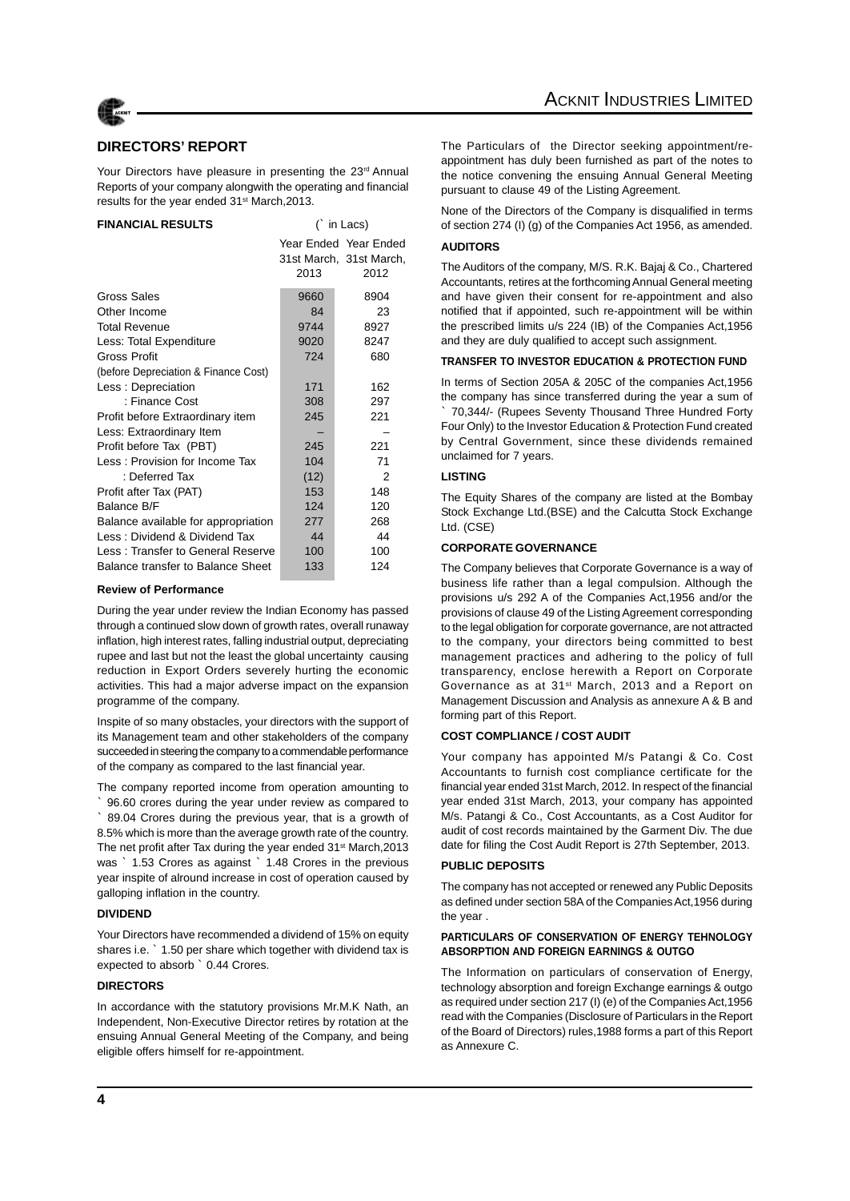## DIRECTORS' REPORT

Your Directors have pleasure in presenting the 23rd Annual Reports of your company alongwith the operating and financial results for the year ended 31st March,2013.

**FINANCIAL RESULTS** (` in Lacs)

| | Year Ended 31st March, 2013 | Year Ended 31st March, 2012 |
|---|---|---|
| Gross Sales | 9660 | 8904 |
| Other Income | 84 | 23 |
| Total Revenue | 9744 | 8927 |
| Less: Total Expenditure | 9020 | 8247 |
| Gross Profit (before Depreciation & Finance Cost) | 724 | 680 |
| Less : Depreciation | 171 | 162 |
| : Finance Cost | 308 | 297 |
| Profit before Extraordinary item | 245 | 221 |
| Less: Extraordinary Item | – | – |
| Profit before Tax (PBT) | 245 | 221 |
| Less : Provision for Income Tax | 104 | 71 |
| : Deferred Tax | (12) | 2 |
| Profit after Tax (PAT) | 153 | 148 |
| Balance B/F | 124 | 120 |
| Balance available for appropriation | 277 | 268 |
| Less : Dividend & Dividend Tax | 44 | 44 |
| Less : Transfer to General Reserve | 100 | 100 |
| Balance transfer to Balance Sheet | 133 | 124 |

**Review of Performance**

During the year under review the Indian Economy has passed through a continued slow down of growth rates, overall runaway inflation, high interest rates, falling industrial output, depreciating rupee and last but not the least the global uncertainty causing reduction in Export Orders severely hurting the economic activities. This had a major adverse impact on the expansion programme of the company.

Inspite of so many obstacles, your directors with the support of its Management team and other stakeholders of the company succeeded in steering the company to a commendable performance of the company as compared to the last financial year.

The company reported income from operation amounting to ` 96.60 crores during the year under review as compared to ` 89.04 Crores during the previous year, that is a growth of 8.5% which is more than the average growth rate of the country. The net profit after Tax during the year ended 31st March,2013 was ` 1.53 Crores as against ` 1.48 Crores in the previous year inspite of alround increase in cost of operation caused by galloping inflation in the country.

### DIVIDEND

Your Directors have recommended a dividend of 15% on equity shares i.e. ` 1.50 per share which together with dividend tax is expected to absorb ` 0.44 Crores.

### DIRECTORS

In accordance with the statutory provisions Mr.M.K Nath, an Independent, Non-Executive Director retires by rotation at the ensuing Annual General Meeting of the Company, and being eligible offers himself for re-appointment.

The Particulars of the Director seeking appointment/re-appointment has duly been furnished as part of the notes to the notice convening the ensuing Annual General Meeting pursuant to clause 49 of the Listing Agreement.

None of the Directors of the Company is disqualified in terms of section 274 (I) (g) of the Companies Act 1956, as amended.

### AUDITORS

The Auditors of the company, M/S. R.K. Bajaj & Co., Chartered Accountants, retires at the forthcoming Annual General meeting and have given their consent for re-appointment and also notified that if appointed, such re-appointment will be within the prescribed limits u/s 224 (IB) of the Companies Act,1956 and they are duly qualified to accept such assignment.

### TRANSFER TO INVESTOR EDUCATION & PROTECTION FUND

In terms of Section 205A & 205C of the companies Act,1956 the company has since transferred during the year a sum of ` 70,344/- (Rupees Seventy Thousand Three Hundred Forty Four Only) to the Investor Education & Protection Fund created by Central Government, since these dividends remained unclaimed for 7 years.

### LISTING

The Equity Shares of the company are listed at the Bombay Stock Exchange Ltd.(BSE) and the Calcutta Stock Exchange Ltd. (CSE)

### CORPORATE GOVERNANCE

The Company believes that Corporate Governance is a way of business life rather than a legal compulsion. Although the provisions u/s 292 A of the Companies Act,1956 and/or the provisions of clause 49 of the Listing Agreement corresponding to the legal obligation for corporate governance, are not attracted to the company, your directors being committed to best management practices and adhering to the policy of full transparency, enclose herewith a Report on Corporate Governance as at 31st March, 2013 and a Report on Management Discussion and Analysis as annexure A & B and forming part of this Report.

### COST COMPLIANCE / COST AUDIT

Your company has appointed M/s Patangi & Co. Cost Accountants to furnish cost compliance certificate for the financial year ended 31st March, 2012. In respect of the financial year ended 31st March, 2013, your company has appointed M/s. Patangi & Co., Cost Accountants, as a Cost Auditor for audit of cost records maintained by the Garment Div. The due date for filing the Cost Audit Report is 27th September, 2013.

### PUBLIC DEPOSITS

The company has not accepted or renewed any Public Deposits as defined under section 58A of the Companies Act,1956 during the year .

### PARTICULARS OF CONSERVATION OF ENERGY TEHNOLOGY ABSORPTION AND FOREIGN EARNINGS & OUTGO

The Information on particulars of conservation of Energy, technology absorption and foreign Exchange earnings & outgo as required under section 217 (I) (e) of the Companies Act,1956 read with the Companies (Disclosure of Particulars in the Report of the Board of Directors) rules,1988 forms a part of this Report as Annexure C.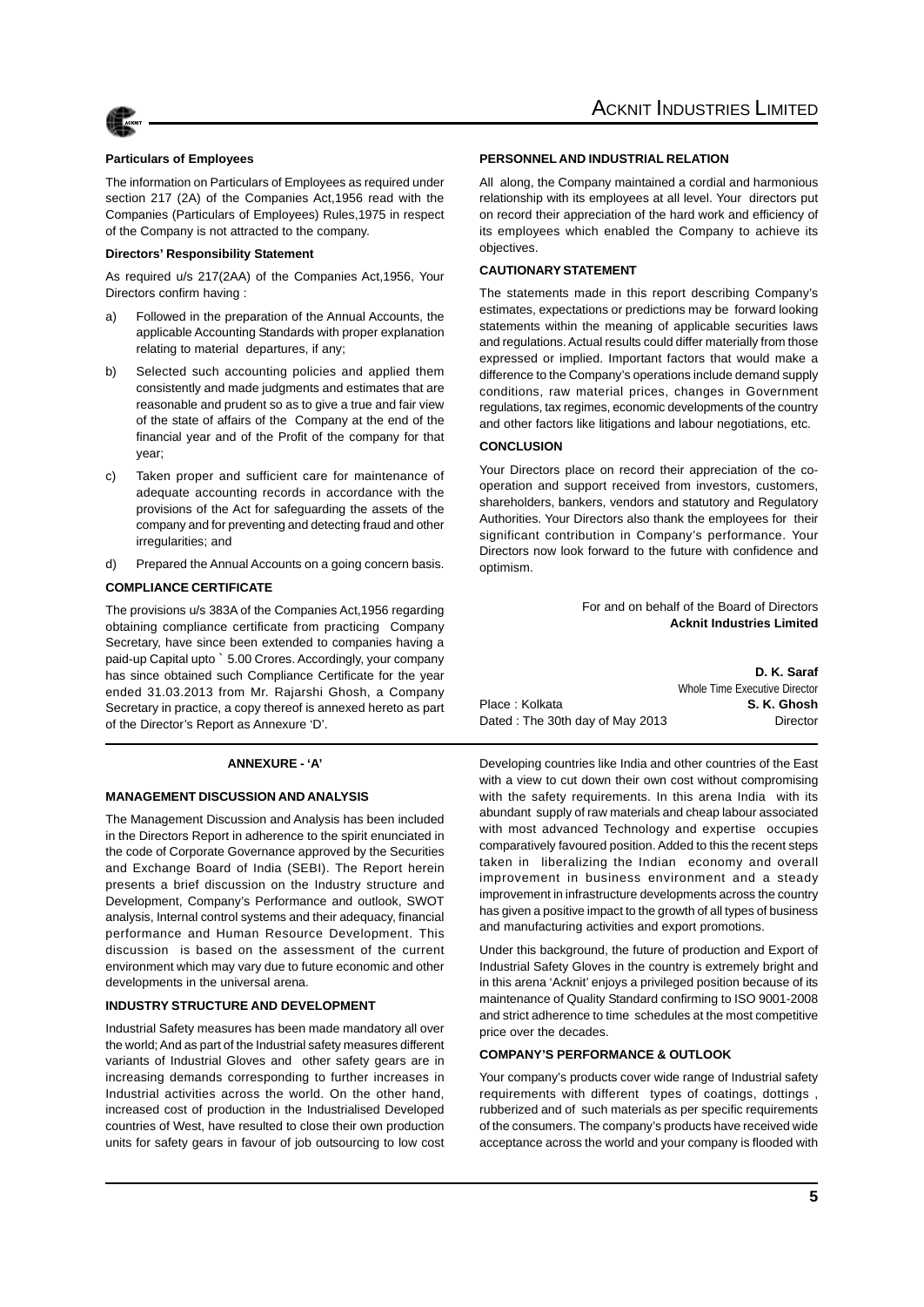### Particulars of Employees

The information on Particulars of Employees as required under section 217 (2A) of the Companies Act,1956 read with the Companies (Particulars of Employees) Rules,1975 in respect of the Company is not attracted to the company.

### Directors' Responsibility Statement

As required u/s 217(2AA) of the Companies Act,1956, Your Directors confirm having :

a) Followed in the preparation of the Annual Accounts, the applicable Accounting Standards with proper explanation relating to material departures, if any;

b) Selected such accounting policies and applied them consistently and made judgments and estimates that are reasonable and prudent so as to give a true and fair view of the state of affairs of the Company at the end of the financial year and of the Profit of the company for that year;

c) Taken proper and sufficient care for maintenance of adequate accounting records in accordance with the provisions of the Act for safeguarding the assets of the company and for preventing and detecting fraud and other irregularities; and

d) Prepared the Annual Accounts on a going concern basis.

### COMPLIANCE CERTIFICATE

The provisions u/s 383A of the Companies Act,1956 regarding obtaining compliance certificate from practicing Company Secretary, have since been extended to companies having a paid-up Capital upto ` 5.00 Crores. Accordingly, your company has since obtained such Compliance Certificate for the year ended 31.03.2013 from Mr. Rajarshi Ghosh, a Company Secretary in practice, a copy thereof is annexed hereto as part of the Director's Report as Annexure 'D'.

### PERSONNEL AND INDUSTRIAL RELATION

All along, the Company maintained a cordial and harmonious relationship with its employees at all level. Your directors put on record their appreciation of the hard work and efficiency of its employees which enabled the Company to achieve its objectives.

### CAUTIONARY STATEMENT

The statements made in this report describing Company's estimates, expectations or predictions may be forward looking statements within the meaning of applicable securities laws and regulations. Actual results could differ materially from those expressed or implied. Important factors that would make a difference to the Company's operations include demand supply conditions, raw material prices, changes in Government regulations, tax regimes, economic developments of the country and other factors like litigations and labour negotiations, etc.

### CONCLUSION

Your Directors place on record their appreciation of the co-operation and support received from investors, customers, shareholders, bankers, vendors and statutory and Regulatory Authorities. Your Directors also thank the employees for their significant contribution in Company's performance. Your Directors now look forward to the future with confidence and optimism.

For and on behalf of the Board of Directors
**Acknit Industries Limited**

**D. K. Saraf**
Whole Time Executive Director

Place : Kolkata
Dated : The 30th day of May 2013

**S. K. Ghosh**
Director

## ANNEXURE - 'A'

### MANAGEMENT DISCUSSION AND ANALYSIS

The Management Discussion and Analysis has been included in the Directors Report in adherence to the spirit enunciated in the code of Corporate Governance approved by the Securities and Exchange Board of India (SEBI). The Report herein presents a brief discussion on the Industry structure and Development, Company's Performance and outlook, SWOT analysis, Internal control systems and their adequacy, financial performance and Human Resource Development. This discussion is based on the assessment of the current environment which may vary due to future economic and other developments in the universal arena.

### INDUSTRY STRUCTURE AND DEVELOPMENT

Industrial Safety measures has been made mandatory all over the world; And as part of the Industrial safety measures different variants of Industrial Gloves and other safety gears are in increasing demands corresponding to further increases in Industrial activities across the world. On the other hand, increased cost of production in the Industrialised Developed countries of West, have resulted to close their own production units for safety gears in favour of job outsourcing to low cost Developing countries like India and other countries of the East with a view to cut down their own cost without compromising with the safety requirements. In this arena India with its abundant supply of raw materials and cheap labour associated with most advanced Technology and expertise occupies comparatively favoured position. Added to this the recent steps taken in liberalizing the Indian economy and overall improvement in business environment and a steady improvement in infrastructure developments across the country has given a positive impact to the growth of all types of business and manufacturing activities and export promotions.

Under this background, the future of production and Export of Industrial Safety Gloves in the country is extremely bright and in this arena 'Acknit' enjoys a privileged position because of its maintenance of Quality Standard confirming to ISO 9001-2008 and strict adherence to time schedules at the most competitive price over the decades.

### COMPANY'S PERFORMANCE & OUTLOOK

Your company's products cover wide range of Industrial safety requirements with different types of coatings, dottings , rubberized and of such materials as per specific requirements of the consumers. The company's products have received wide acceptance across the world and your company is flooded with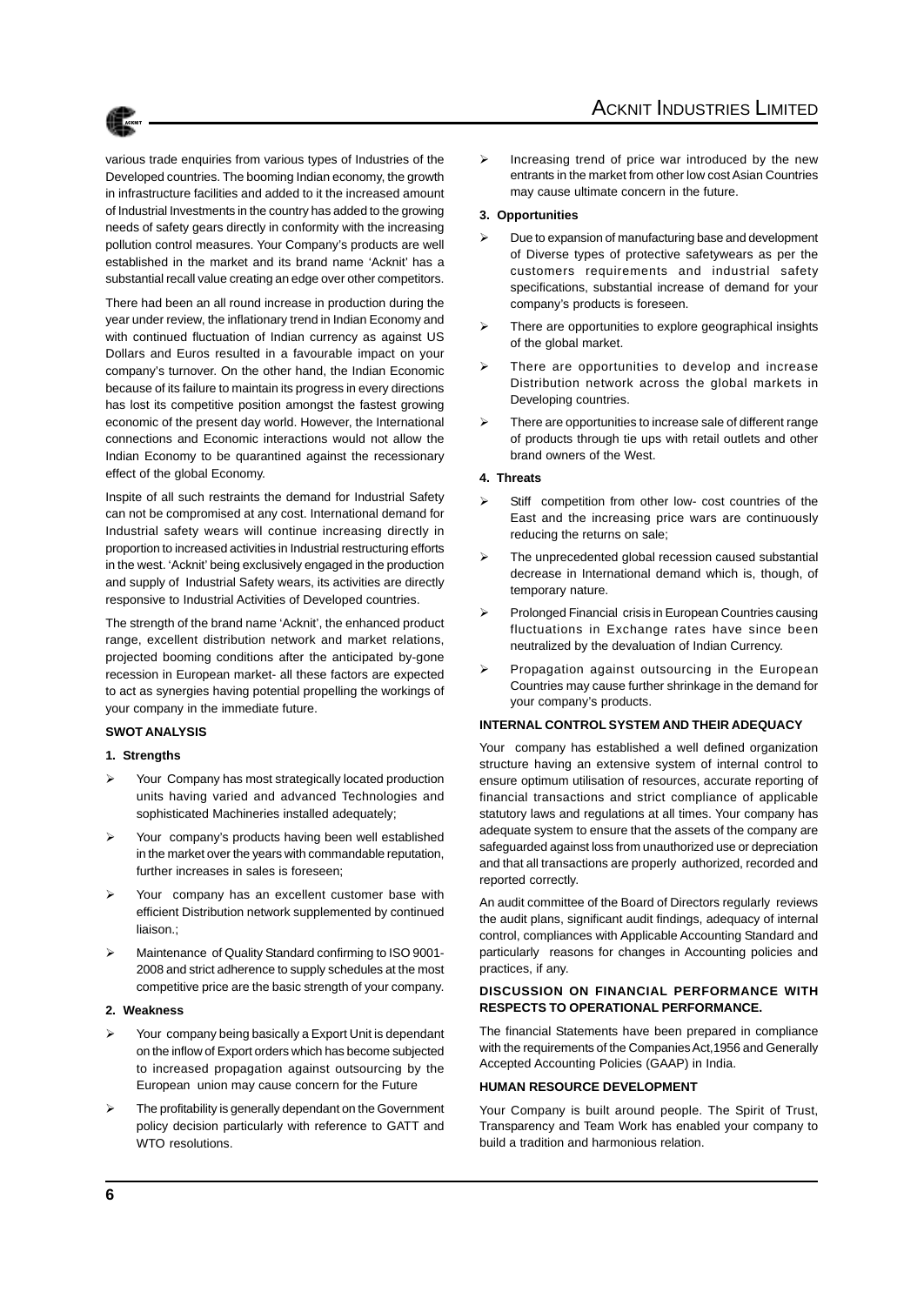various trade enquiries from various types of Industries of the Developed countries. The booming Indian economy, the growth in infrastructure facilities and added to it the increased amount of Industrial Investments in the country has added to the growing needs of safety gears directly in conformity with the increasing pollution control measures. Your Company's products are well established in the market and its brand name 'Acknit' has a substantial recall value creating an edge over other competitors.

There had been an all round increase in production during the year under review, the inflationary trend in Indian Economy and with continued fluctuation of Indian currency as against US Dollars and Euros resulted in a favourable impact on your company's turnover. On the other hand, the Indian Economic because of its failure to maintain its progress in every directions has lost its competitive position amongst the fastest growing economic of the present day world. However, the International connections and Economic interactions would not allow the Indian Economy to be quarantined against the recessionary effect of the global Economy.

Inspite of all such restraints the demand for Industrial Safety can not be compromised at any cost. International demand for Industrial safety wears will continue increasing directly in proportion to increased activities in Industrial restructuring efforts in the west. 'Acknit' being exclusively engaged in the production and supply of Industrial Safety wears, its activities are directly responsive to Industrial Activities of Developed countries.

The strength of the brand name 'Acknit', the enhanced product range, excellent distribution network and market relations, projected booming conditions after the anticipated by-gone recession in European market- all these factors are expected to act as synergies having potential propelling the workings of your company in the immediate future.

**SWOT ANALYSIS**

**1. Strengths**

- Your Company has most strategically located production units having varied and advanced Technologies and sophisticated Machineries installed adequately;
- Your company's products having been well established in the market over the years with commandable reputation, further increases in sales is foreseen;
- Your company has an excellent customer base with efficient Distribution network supplemented by continued liaison.;
- Maintenance of Quality Standard confirming to ISO 9001-2008 and strict adherence to supply schedules at the most competitive price are the basic strength of your company.

**2. Weakness**

- Your company being basically a Export Unit is dependant on the inflow of Export orders which has become subjected to increased propagation against outsourcing by the European union may cause concern for the Future
- The profitability is generally dependant on the Government policy decision particularly with reference to GATT and WTO resolutions.
- Increasing trend of price war introduced by the new entrants in the market from other low cost Asian Countries may cause ultimate concern in the future.

**3. Opportunities**

- Due to expansion of manufacturing base and development of Diverse types of protective safetywears as per the customers requirements and industrial safety specifications, substantial increase of demand for your company's products is foreseen.
- There are opportunities to explore geographical insights of the global market.
- There are opportunities to develop and increase Distribution network across the global markets in Developing countries.
- There are opportunities to increase sale of different range of products through tie ups with retail outlets and other brand owners of the West.

**4. Threats**

- Stiff competition from other low- cost countries of the East and the increasing price wars are continuously reducing the returns on sale;
- The unprecedented global recession caused substantial decrease in International demand which is, though, of temporary nature.
- Prolonged Financial crisis in European Countries causing fluctuations in Exchange rates have since been neutralized by the devaluation of Indian Currency.
- Propagation against outsourcing in the European Countries may cause further shrinkage in the demand for your company's products.

**INTERNAL CONTROL SYSTEM AND THEIR ADEQUACY**

Your company has established a well defined organization structure having an extensive system of internal control to ensure optimum utilisation of resources, accurate reporting of financial transactions and strict compliance of applicable statutory laws and regulations at all times. Your company has adequate system to ensure that the assets of the company are safeguarded against loss from unauthorized use or depreciation and that all transactions are properly authorized, recorded and reported correctly.

An audit committee of the Board of Directors regularly reviews the audit plans, significant audit findings, adequacy of internal control, compliances with Applicable Accounting Standard and particularly reasons for changes in Accounting policies and practices, if any.

**DISCUSSION ON FINANCIAL PERFORMANCE WITH RESPECTS TO OPERATIONAL PERFORMANCE.**

The financial Statements have been prepared in compliance with the requirements of the Companies Act,1956 and Generally Accepted Accounting Policies (GAAP) in India.

**HUMAN RESOURCE DEVELOPMENT**

Your Company is built around people. The Spirit of Trust, Transparency and Team Work has enabled your company to build a tradition and harmonious relation.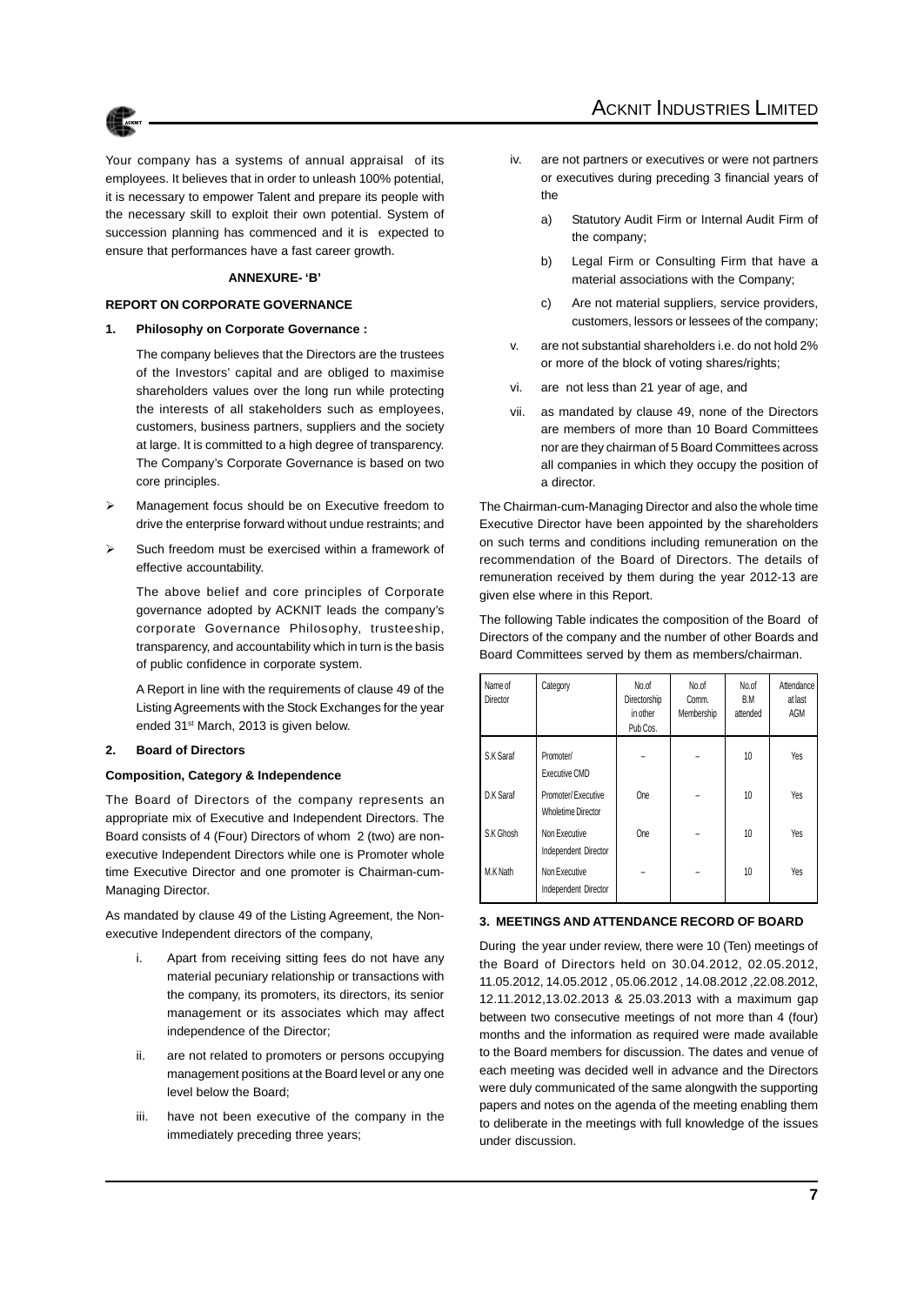Your company has a systems of annual appraisal of its employees. It believes that in order to unleash 100% potential, it is necessary to empower Talent and prepare its people with the necessary skill to exploit their own potential. System of succession planning has commenced and it is expected to ensure that performances have a fast career growth.

**ANNEXURE- 'B'**

**REPORT ON CORPORATE GOVERNANCE**

**1. Philosophy on Corporate Governance :**

The company believes that the Directors are the trustees of the Investors' capital and are obliged to maximise shareholders values over the long run while protecting the interests of all stakeholders such as employees, customers, business partners, suppliers and the society at large. It is committed to a high degree of transparency. The Company's Corporate Governance is based on two core principles.

- Management focus should be on Executive freedom to drive the enterprise forward without undue restraints; and
- Such freedom must be exercised within a framework of effective accountability.

The above belief and core principles of Corporate governance adopted by ACKNIT leads the company's corporate Governance Philosophy, trusteeship, transparency, and accountability which in turn is the basis of public confidence in corporate system.

A Report in line with the requirements of clause 49 of the Listing Agreements with the Stock Exchanges for the year ended 31st March, 2013 is given below.

**2. Board of Directors**

**Composition, Category & Independence**

The Board of Directors of the company represents an appropriate mix of Executive and Independent Directors. The Board consists of 4 (Four) Directors of whom 2 (two) are non-executive Independent Directors while one is Promoter whole time Executive Director and one promoter is Chairman-cum-Managing Director.

As mandated by clause 49 of the Listing Agreement, the Non-executive Independent directors of the company,

i. Apart from receiving sitting fees do not have any material pecuniary relationship or transactions with the company, its promoters, its directors, its senior management or its associates which may affect independence of the Director;

ii. are not related to promoters or persons occupying management positions at the Board level or any one level below the Board;

iii. have not been executive of the company in the immediately preceding three years;

iv. are not partners or executives or were not partners or executives during preceding 3 financial years of the

   a) Statutory Audit Firm or Internal Audit Firm of the company;

   b) Legal Firm or Consulting Firm that have a material associations with the Company;

   c) Are not material suppliers, service providers, customers, lessors or lessees of the company;

v. are not substantial shareholders i.e. do not hold 2% or more of the block of voting shares/rights;

vi. are not less than 21 year of age, and

vii. as mandated by clause 49, none of the Directors are members of more than 10 Board Committees nor are they chairman of 5 Board Committees across all companies in which they occupy the position of a director.

The Chairman-cum-Managing Director and also the whole time Executive Director have been appointed by the shareholders on such terms and conditions including remuneration on the recommendation of the Board of Directors. The details of remuneration received by them during the year 2012-13 are given else where in this Report.

The following Table indicates the composition of the Board of Directors of the company and the number of other Boards and Board Committees served by them as members/chairman.

| Name of Director | Category | No.of Directorship in other Pub Cos. | No.of Comm. Membership | No.of B.M attended | Attendance at last AGM |
|---|---|---|---|---|---|
| S.K Saraf | Promoter/ Executive CMD | – | – | 10 | Yes |
| D.K Saraf | Promoter/ Executive Wholetime Director | One | – | 10 | Yes |
| S.K Ghosh | Non Executive Independent Director | One | – | 10 | Yes |
| M.K Nath | Non Executive Independent Director | – | – | 10 | Yes |

**3. MEETINGS AND ATTENDANCE RECORD OF BOARD**

During the year under review, there were 10 (Ten) meetings of the Board of Directors held on 30.04.2012, 02.05.2012, 11.05.2012, 14.05.2012 , 05.06.2012 , 14.08.2012 ,22.08.2012, 12.11.2012,13.02.2013 & 25.03.2013 with a maximum gap between two consecutive meetings of not more than 4 (four) months and the information as required were made available to the Board members for discussion. The dates and venue of each meeting was decided well in advance and the Directors were duly communicated of the same alongwith the supporting papers and notes on the agenda of the meeting enabling them to deliberate in the meetings with full knowledge of the issues under discussion.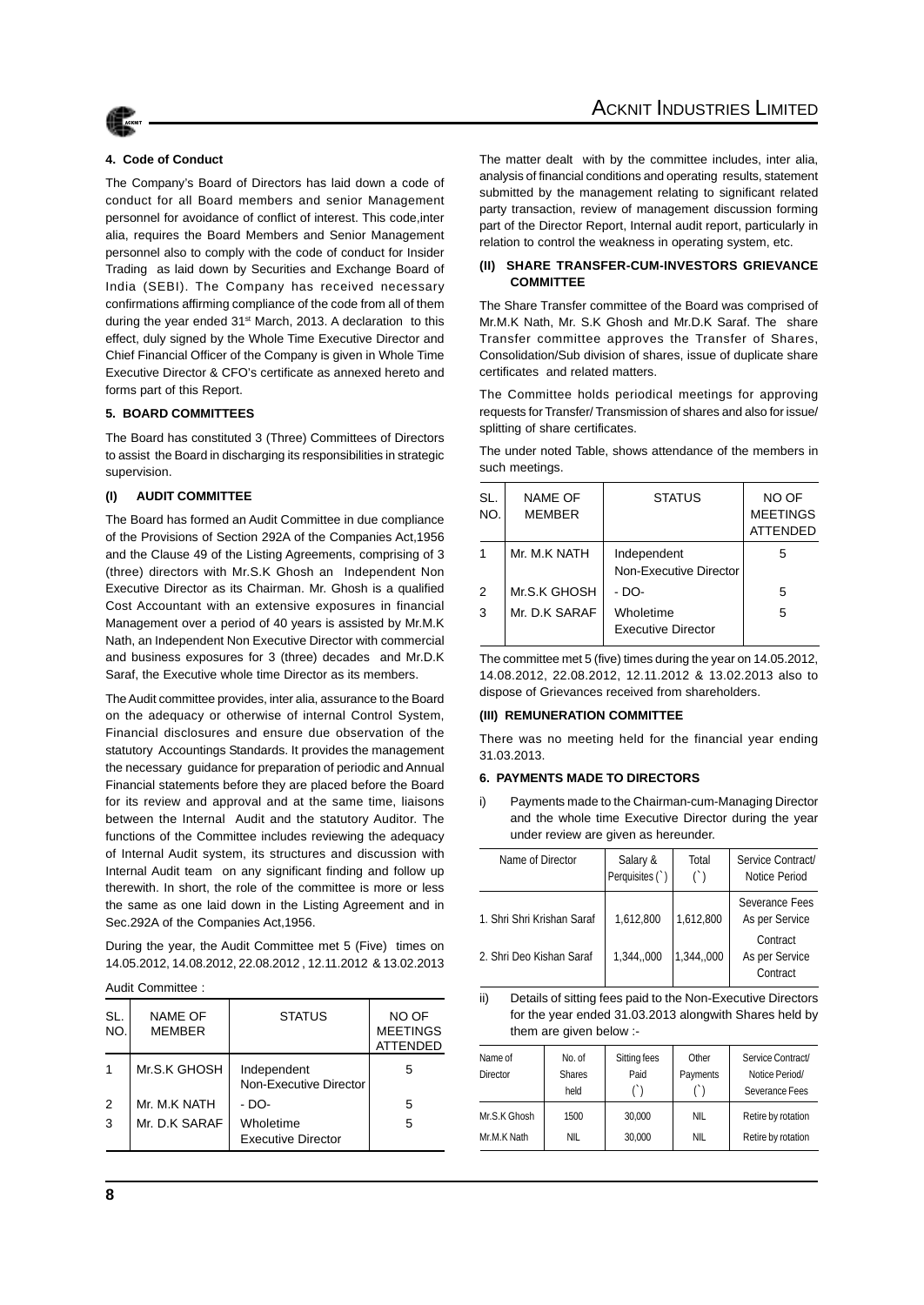#### 4. Code of Conduct

The Company's Board of Directors has laid down a code of conduct for all Board members and senior Management personnel for avoidance of conflict of interest. This code,inter alia, requires the Board Members and Senior Management personnel also to comply with the code of conduct for Insider Trading as laid down by Securities and Exchange Board of India (SEBI). The Company has received necessary confirmations affirming compliance of the code from all of them during the year ended 31st March, 2013. A declaration to this effect, duly signed by the Whole Time Executive Director and Chief Financial Officer of the Company is given in Whole Time Executive Director & CFO's certificate as annexed hereto and forms part of this Report.

#### 5. BOARD COMMITTEES

The Board has constituted 3 (Three) Committees of Directors to assist the Board in discharging its responsibilities in strategic supervision.

#### (I) AUDIT COMMITTEE

The Board has formed an Audit Committee in due compliance of the Provisions of Section 292A of the Companies Act,1956 and the Clause 49 of the Listing Agreements, comprising of 3 (three) directors with Mr.S.K Ghosh an Independent Non Executive Director as its Chairman. Mr. Ghosh is a qualified Cost Accountant with an extensive exposures in financial Management over a period of 40 years is assisted by Mr.M.K Nath, an Independent Non Executive Director with commercial and business exposures for 3 (three) decades and Mr.D.K Saraf, the Executive whole time Director as its members.

The Audit committee provides, inter alia, assurance to the Board on the adequacy or otherwise of internal Control System, Financial disclosures and ensure due observation of the statutory Accountings Standards. It provides the management the necessary guidance for preparation of periodic and Annual Financial statements before they are placed before the Board for its review and approval and at the same time, liaisons between the Internal Audit and the statutory Auditor. The functions of the Committee includes reviewing the adequacy of Internal Audit system, its structures and discussion with Internal Audit team on any significant finding and follow up therewith. In short, the role of the committee is more or less the same as one laid down in the Listing Agreement and in Sec.292A of the Companies Act,1956.

During the year, the Audit Committee met 5 (Five) times on 14.05.2012, 14.08.2012, 22.08.2012 , 12.11.2012 & 13.02.2013

Audit Committee :

| SL. NO. | NAME OF MEMBER | STATUS | NO OF MEETINGS ATTENDED |
|---|---|---|---|
| 1 | Mr.S.K GHOSH | Independent Non-Executive Director | 5 |
| 2 | Mr. M.K NATH | - DO- | 5 |
| 3 | Mr. D.K SARAF | Wholetime Executive Director | 5 |

The matter dealt with by the committee includes, inter alia, analysis of financial conditions and operating results, statement submitted by the management relating to significant related party transaction, review of management discussion forming part of the Director Report, Internal audit report, particularly in relation to control the weakness in operating system, etc.

#### (II) SHARE TRANSFER-CUM-INVESTORS GRIEVANCE COMMITTEE

The Share Transfer committee of the Board was comprised of Mr.M.K Nath, Mr. S.K Ghosh and Mr.D.K Saraf. The share Transfer committee approves the Transfer of Shares, Consolidation/Sub division of shares, issue of duplicate share certificates and related matters.

The Committee holds periodical meetings for approving requests for Transfer/ Transmission of shares and also for issue/ splitting of share certificates.

The under noted Table, shows attendance of the members in such meetings.

| SL. NO. | NAME OF MEMBER | STATUS | NO OF MEETINGS ATTENDED |
|---|---|---|---|
| 1 | Mr. M.K NATH | Independent Non-Executive Director | 5 |
| 2 | Mr.S.K GHOSH | - DO- | 5 |
| 3 | Mr. D.K SARAF | Wholetime Executive Director | 5 |

The committee met 5 (five) times during the year on 14.05.2012, 14.08.2012, 22.08.2012, 12.11.2012 & 13.02.2013 also to dispose of Grievances received from shareholders.

#### (III) REMUNERATION COMMITTEE

There was no meeting held for the financial year ending 31.03.2013.

#### 6. PAYMENTS MADE TO DIRECTORS

i) Payments made to the Chairman-cum-Managing Director and the whole time Executive Director during the year under review are given as hereunder.

| Name of Director | Salary & Perquisites (`) | Total (`) | Service Contract/ Notice Period |
|---|---|---|---|
| 1. Shri Shri Krishan Saraf | 1,612,800 | 1,612,800 | Severance Fees As per Service |
| 2. Shri Deo Kishan Saraf | 1,344,,000 | 1,344,,000 | Contract As per Service Contract |

ii) Details of sitting fees paid to the Non-Executive Directors for the year ended 31.03.2013 alongwith Shares held by them are given below :-

| Name of Director | No. of Shares held | Sitting fees Paid (`) | Other Payments (`) | Service Contract/ Notice Period/ Severance Fees |
|---|---|---|---|---|
| Mr.S.K Ghosh | 1500 | 30,000 | NIL | Retire by rotation |
| Mr.M.K Nath | NIL | 30,000 | NIL | Retire by rotation |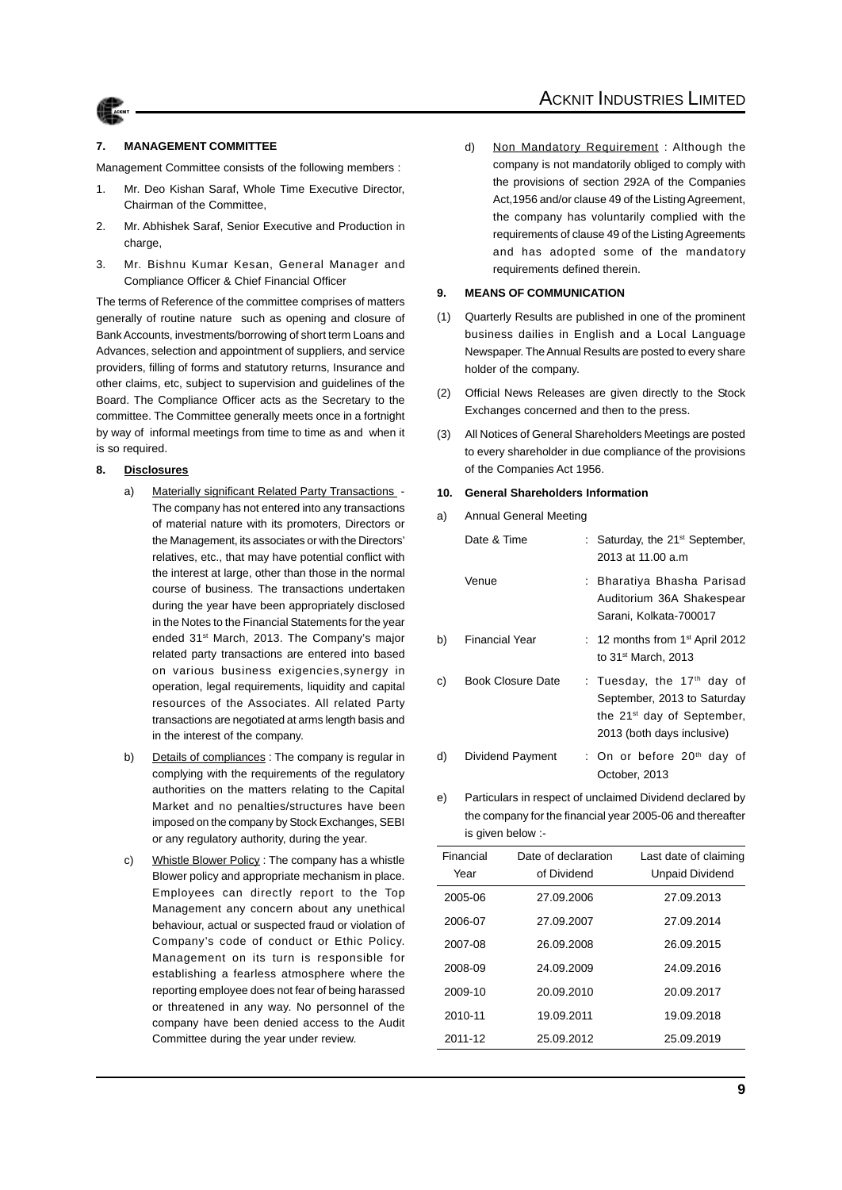### 7. MANAGEMENT COMMITTEE

Management Committee consists of the following members :

1. Mr. Deo Kishan Saraf, Whole Time Executive Director, Chairman of the Committee,
2. Mr. Abhishek Saraf, Senior Executive and Production in charge,
3. Mr. Bishnu Kumar Kesan, General Manager and Compliance Officer & Chief Financial Officer

The terms of Reference of the committee comprises of matters generally of routine nature such as opening and closure of Bank Accounts, investments/borrowing of short term Loans and Advances, selection and appointment of suppliers, and service providers, filling of forms and statutory returns, Insurance and other claims, etc, subject to supervision and guidelines of the Board. The Compliance Officer acts as the Secretary to the committee. The Committee generally meets once in a fortnight by way of informal meetings from time to time as and when it is so required.

### 8. Disclosures

a) Materially significant Related Party Transactions - The company has not entered into any transactions of material nature with its promoters, Directors or the Management, its associates or with the Directors' relatives, etc., that may have potential conflict with the interest at large, other than those in the normal course of business. The transactions undertaken during the year have been appropriately disclosed in the Notes to the Financial Statements for the year ended 31st March, 2013. The Company's major related party transactions are entered into based on various business exigencies,synergy in operation, legal requirements, liquidity and capital resources of the Associates. All related Party transactions are negotiated at arms length basis and in the interest of the company.

b) Details of compliances : The company is regular in complying with the requirements of the regulatory authorities on the matters relating to the Capital Market and no penalties/structures have been imposed on the company by Stock Exchanges, SEBI or any regulatory authority, during the year.

c) Whistle Blower Policy : The company has a whistle Blower policy and appropriate mechanism in place. Employees can directly report to the Top Management any concern about any unethical behaviour, actual or suspected fraud or violation of Company's code of conduct or Ethic Policy. Management on its turn is responsible for establishing a fearless atmosphere where the reporting employee does not fear of being harassed or threatened in any way. No personnel of the company have been denied access to the Audit Committee during the year under review.

d) Non Mandatory Requirement : Although the company is not mandatorily obliged to comply with the provisions of section 292A of the Companies Act,1956 and/or clause 49 of the Listing Agreement, the company has voluntarily complied with the requirements of clause 49 of the Listing Agreements and has adopted some of the mandatory requirements defined therein.

### 9. MEANS OF COMMUNICATION

(1) Quarterly Results are published in one of the prominent business dailies in English and a Local Language Newspaper. The Annual Results are posted to every share holder of the company.

(2) Official News Releases are given directly to the Stock Exchanges concerned and then to the press.

(3) All Notices of General Shareholders Meetings are posted to every shareholder in due compliance of the provisions of the Companies Act 1956.

### 10. General Shareholders Information

a) Annual General Meeting

Date & Time : Saturday, the 21st September, 2013 at 11.00 a.m

Venue : Bharatiya Bhasha Parisad Auditorium 36A Shakespear Sarani, Kolkata-700017

b) Financial Year : 12 months from 1st April 2012 to 31st March, 2013

c) Book Closure Date : Tuesday, the 17th day of September, 2013 to Saturday the 21st day of September, 2013 (both days inclusive)

d) Dividend Payment : On or before 20th day of October, 2013

e) Particulars in respect of unclaimed Dividend declared by the company for the financial year 2005-06 and thereafter is given below :-

| Financial Year | Date of declaration of Dividend | Last date of claiming Unpaid Dividend |
|---|---|---|
| 2005-06 | 27.09.2006 | 27.09.2013 |
| 2006-07 | 27.09.2007 | 27.09.2014 |
| 2007-08 | 26.09.2008 | 26.09.2015 |
| 2008-09 | 24.09.2009 | 24.09.2016 |
| 2009-10 | 20.09.2010 | 20.09.2017 |
| 2010-11 | 19.09.2011 | 19.09.2018 |
| 2011-12 | 25.09.2012 | 25.09.2019 |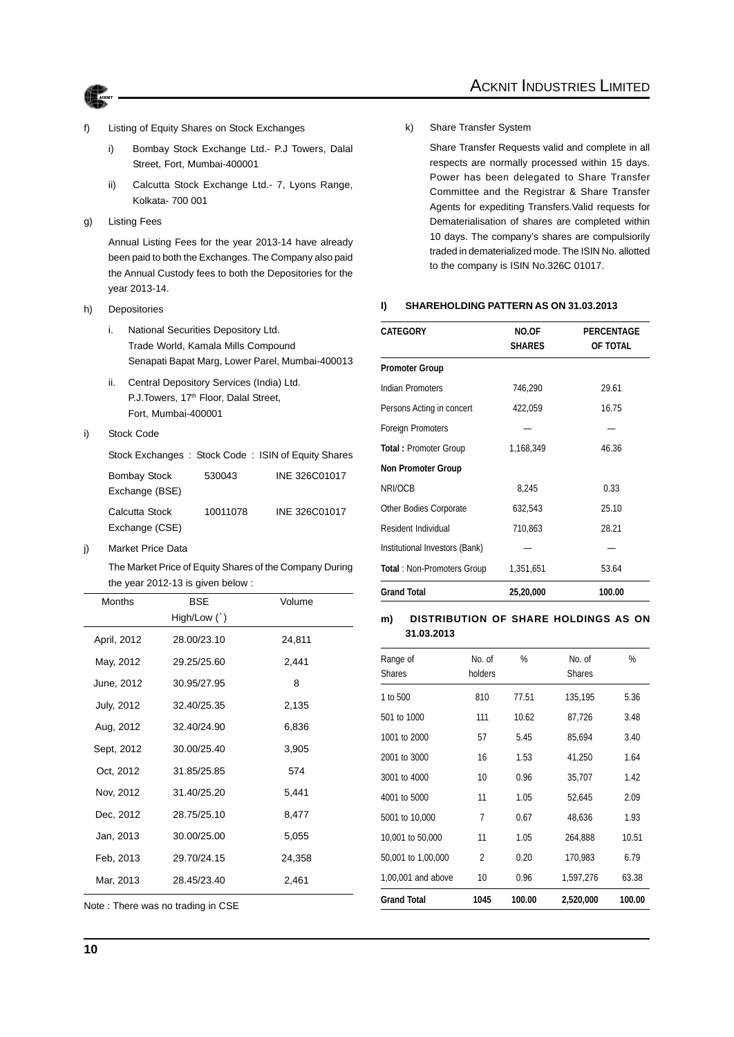f) Listing of Equity Shares on Stock Exchanges

i) Bombay Stock Exchange Ltd.- P.J Towers, Dalal Street, Fort, Mumbai-400001

ii) Calcutta Stock Exchange Ltd.- 7, Lyons Range, Kolkata- 700 001

g) Listing Fees

Annual Listing Fees for the year 2013-14 have already been paid to both the Exchanges. The Company also paid the Annual Custody fees to both the Depositories for the year 2013-14.

h) Depositories

i. National Securities Depository Ltd.
Trade World, Kamala Mills Compound
Senapati Bapat Marg, Lower Parel, Mumbai-400013

ii. Central Depository Services (India) Ltd.
P.J.Towers, 17th Floor, Dalal Street,
Fort, Mumbai-400001

i) Stock Code

| Stock Exchanges | Stock Code | ISIN of Equity Shares |
|---|---|---|
| Bombay Stock Exchange (BSE) | 530043 | INE 326C01017 |
| Calcutta Stock Exchange (CSE) | 10011078 | INE 326C01017 |

j) Market Price Data

The Market Price of Equity Shares of the Company During the year 2012-13 is given below :

| Months | BSE High/Low (`) | Volume |
|---|---|---|
| April, 2012 | 28.00/23.10 | 24,811 |
| May, 2012 | 29.25/25.60 | 2,441 |
| June, 2012 | 30.95/27.95 | 8 |
| July, 2012 | 32.40/25.35 | 2,135 |
| Aug, 2012 | 32.40/24.90 | 6,836 |
| Sept, 2012 | 30.00/25.40 | 3,905 |
| Oct, 2012 | 31.85/25.85 | 574 |
| Nov, 2012 | 31.40/25.20 | 5,441 |
| Dec, 2012 | 28.75/25.10 | 8,477 |
| Jan, 2013 | 30.00/25.00 | 5,055 |
| Feb, 2013 | 29.70/24.15 | 24,358 |
| Mar, 2013 | 28.45/23.40 | 2,461 |

Note : There was no trading in CSE

k) Share Transfer System

Share Transfer Requests valid and complete in all respects are normally processed within 15 days. Power has been delegated to Share Transfer Committee and the Registrar & Share Transfer Agents for expediting Transfers.Valid requests for Dematerialisation of shares are completed within 10 days. The company's shares are compulsiorily traded in dematerialized mode. The ISIN No. allotted to the company is ISIN No.326C 01017.

**l) SHAREHOLDING PATTERN AS ON 31.03.2013**

| CATEGORY | NO.OF SHARES | PERCENTAGE OF TOTAL |
|---|---|---|
| **Promoter Group** | | |
| Indian Promoters | 746,290 | 29.61 |
| Persons Acting in concert | 422,059 | 16.75 |
| Foreign Promoters | — | — |
| **Total :** Promoter Group | 1,168,349 | 46.36 |
| **Non Promoter Group** | | |
| NRI/OCB | 8,245 | 0.33 |
| Other Bodies Corporate | 632,543 | 25.10 |
| Resident Individual | 710,863 | 28.21 |
| Institutional Investors (Bank) | — | — |
| **Total** : Non-Promoters Group | 1,351,651 | 53.64 |
| **Grand Total** | **25,20,000** | **100.00** |

**m) DISTRIBUTION OF SHARE HOLDINGS AS ON 31.03.2013**

| Range of Shares | No. of holders | % | No. of Shares | % |
|---|---|---|---|---|
| 1 to 500 | 810 | 77.51 | 135,195 | 5.36 |
| 501 to 1000 | 111 | 10.62 | 87,726 | 3.48 |
| 1001 to 2000 | 57 | 5.45 | 85,694 | 3.40 |
| 2001 to 3000 | 16 | 1.53 | 41,250 | 1.64 |
| 3001 to 4000 | 10 | 0.96 | 35,707 | 1.42 |
| 4001 to 5000 | 11 | 1.05 | 52,645 | 2.09 |
| 5001 to 10,000 | 7 | 0.67 | 48,636 | 1.93 |
| 10,001 to 50,000 | 11 | 1.05 | 264,888 | 10.51 |
| 50,001 to 1,00,000 | 2 | 0.20 | 170,983 | 6.79 |
| 1,00,001 and above | 10 | 0.96 | 1,597,276 | 63.38 |
| **Grand Total** | **1045** | **100.00** | **2,520,000** | **100.00** |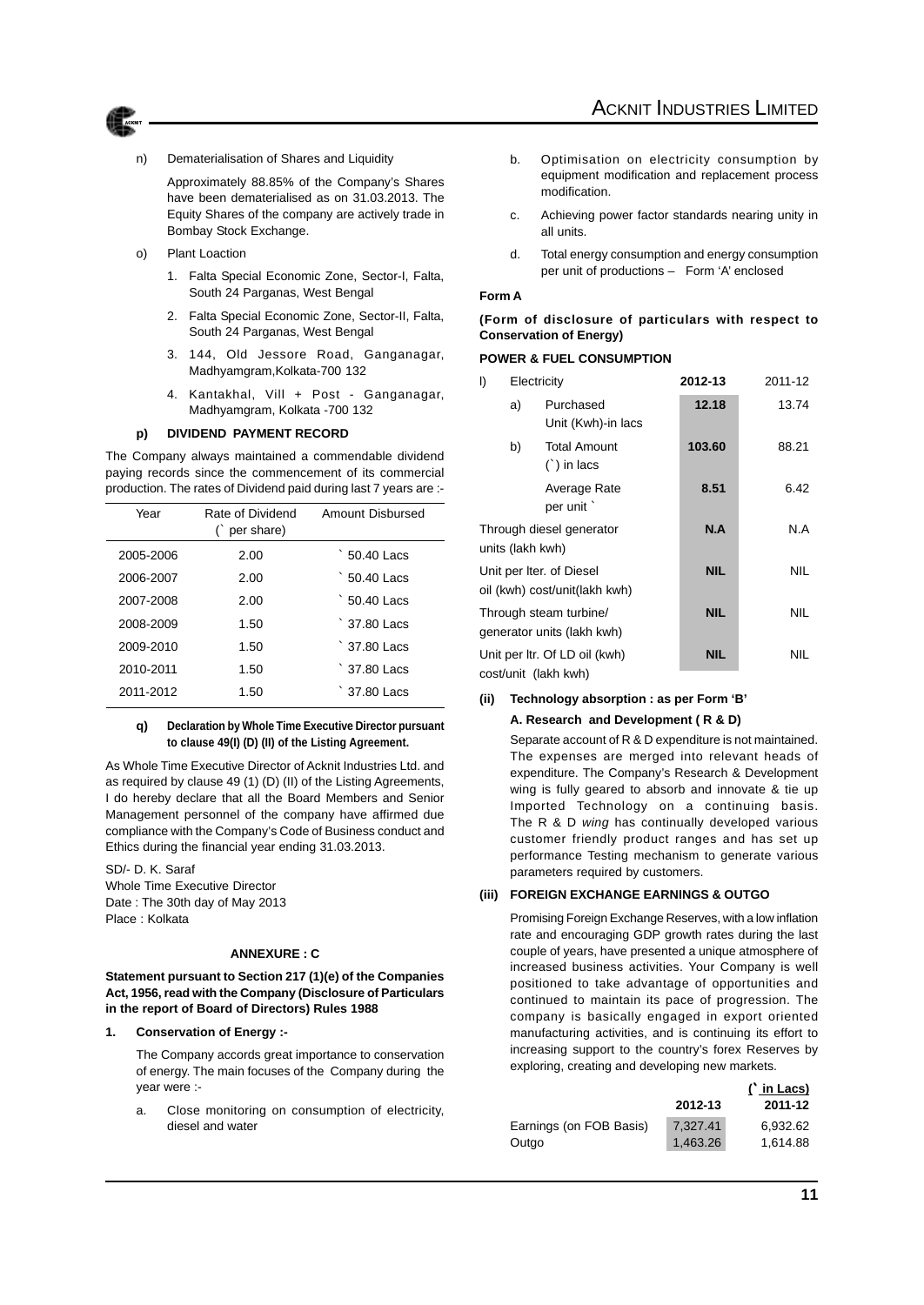n) Dematerialisation of Shares and Liquidity

Approximately 88.85% of the Company's Shares have been dematerialised as on 31.03.2013. The Equity Shares of the company are actively trade in Bombay Stock Exchange.

o) Plant Loaction

1. Falta Special Economic Zone, Sector-I, Falta, South 24 Parganas, West Bengal
2. Falta Special Economic Zone, Sector-II, Falta, South 24 Parganas, West Bengal
3. 144, Old Jessore Road, Ganganagar, Madhyamgram,Kolkata-700 132
4. Kantakhal, Vill + Post - Ganganagar, Madhyamgram, Kolkata -700 132

**p) DIVIDEND PAYMENT RECORD**

The Company always maintained a commendable dividend paying records since the commencement of its commercial production. The rates of Dividend paid during last 7 years are :-

| Year | Rate of Dividend (` per share) | Amount Disbursed |
|---|---|---|
| 2005-2006 | 2.00 | ` 50.40 Lacs |
| 2006-2007 | 2.00 | ` 50.40 Lacs |
| 2007-2008 | 2.00 | ` 50.40 Lacs |
| 2008-2009 | 1.50 | ` 37.80 Lacs |
| 2009-2010 | 1.50 | ` 37.80 Lacs |
| 2010-2011 | 1.50 | ` 37.80 Lacs |
| 2011-2012 | 1.50 | ` 37.80 Lacs |

**q) Declaration by Whole Time Executive Director pursuant to clause 49(I) (D) (II) of the Listing Agreement.**

As Whole Time Executive Director of Acknit Industries Ltd. and as required by clause 49 (1) (D) (II) of the Listing Agreements, I do hereby declare that all the Board Members and Senior Management personnel of the company have affirmed due compliance with the Company's Code of Business conduct and Ethics during the financial year ending 31.03.2013.

SD/- D. K. Saraf
Whole Time Executive Director
Date : The 30th day of May 2013
Place : Kolkata

## ANNEXURE : C

**Statement pursuant to Section 217 (1)(e) of the Companies Act, 1956, read with the Company (Disclosure of Particulars in the report of Board of Directors) Rules 1988**

**1. Conservation of Energy :-**

The Company accords great importance to conservation of energy. The main focuses of the Company during the year were :-

a. Close monitoring on consumption of electricity, diesel and water
b. Optimisation on electricity consumption by equipment modification and replacement process modification.
c. Achieving power factor standards nearing unity in all units.
d. Total energy consumption and energy consumption per unit of productions – Form 'A' enclosed

**Form A**

**(Form of disclosure of particulars with respect to Conservation of Energy)**

**POWER & FUEL CONSUMPTION**

| | | | 2012-13 | 2011-12 |
|---|---|---|---|---|
| I) | Electricity | | | |
| | a) | Purchased Unit (Kwh)-in lacs | **12.18** | 13.74 |
| | b) | Total Amount (`) in lacs | **103.60** | 88.21 |
| | | Average Rate per unit ` | **8.51** | 6.42 |
| Through diesel generator units (lakh kwh) | | | **N.A** | N.A |
| Unit per lter. of Diesel oil (kwh) cost/unit(lakh kwh) | | | **NIL** | NIL |
| Through steam turbine/ generator units (lakh kwh) | | | **NIL** | NIL |
| Unit per ltr. Of LD oil (kwh) cost/unit (lakh kwh) | | | **NIL** | NIL |

**(ii) Technology absorption : as per Form 'B'**

**A. Research and Development ( R & D)**

Separate account of R & D expenditure is not maintained. The expenses are merged into relevant heads of expenditure. The Company's Research & Development wing is fully geared to absorb and innovate & tie up Imported Technology on a continuing basis. The R & D *wing* has continually developed various customer friendly product ranges and has set up performance Testing mechanism to generate various parameters required by customers.

**(iii) FOREIGN EXCHANGE EARNINGS & OUTGO**

Promising Foreign Exchange Reserves, with a low inflation rate and encouraging GDP growth rates during the last couple of years, have presented a unique atmosphere of increased business activities. Your Company is well positioned to take advantage of opportunities and continued to maintain its pace of progression. The company is basically engaged in export oriented manufacturing activities, and is continuing its effort to increasing support to the country's forex Reserves by exploring, creating and developing new markets.

| | 2012-13 | (` in Lacs) 2011-12 |
|---|---|---|
| Earnings (on FOB Basis) | 7,327.41 | 6,932.62 |
| Outgo | 1,463.26 | 1,614.88 |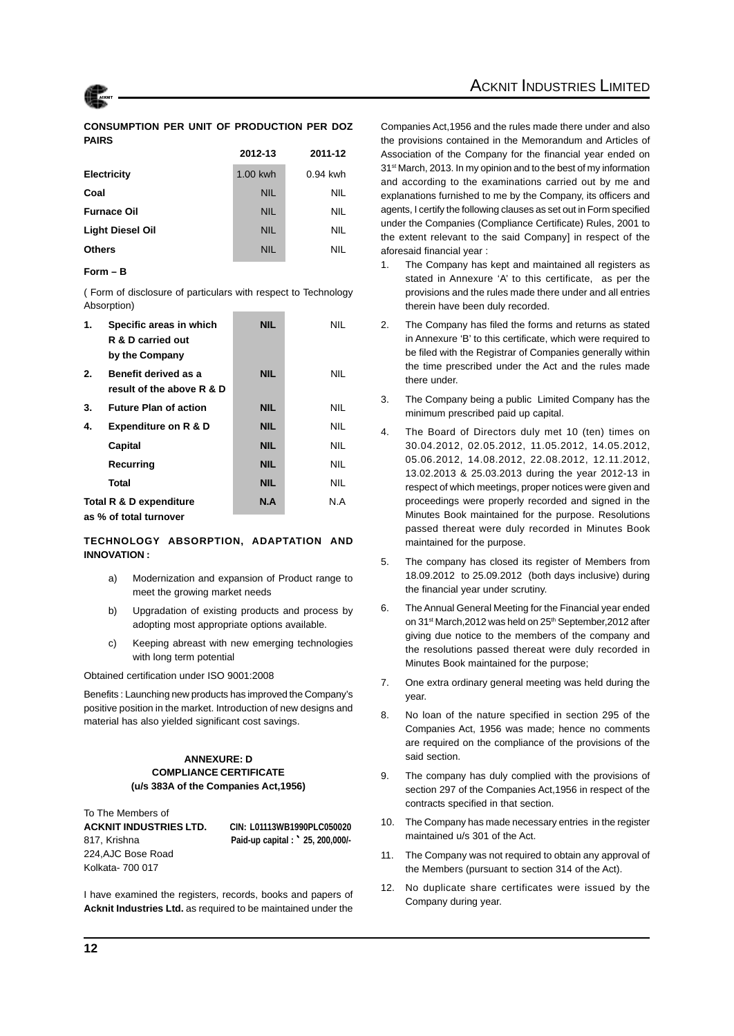**CONSUMPTION PER UNIT OF PRODUCTION PER DOZ PAIRS**

| | 2012-13 | 2011-12 |
|---|---|---|
| **Electricity** | 1.00 kwh | 0.94 kwh |
| **Coal** | NIL | NIL |
| **Furnace Oil** | NIL | NIL |
| **Light Diesel Oil** | NIL | NIL |
| **Others** | NIL | NIL |

**Form – B**

( Form of disclosure of particulars with respect to Technology Absorption)

| | | | |
|---|---|---|---|
| **1.** | **Specific areas in which R & D carried out by the Company** | **NIL** | NIL |
| **2.** | **Benefit derived as a result of the above R & D** | **NIL** | NIL |
| **3.** | **Future Plan of action** | **NIL** | NIL |
| **4.** | **Expenditure on R & D** | **NIL** | NIL |
| | **Capital** | **NIL** | NIL |
| | **Recurring** | **NIL** | NIL |
| | **Total** | **NIL** | NIL |
| **Total R & D expenditure as % of total turnover** | | **N.A** | N.A |

**TECHNOLOGY ABSORPTION, ADAPTATION AND INNOVATION :**

a) Modernization and expansion of Product range to meet the growing market needs

b) Upgradation of existing products and process by adopting most appropriate options available.

c) Keeping abreast with new emerging technologies with long term potential

Obtained certification under ISO 9001:2008

Benefits : Launching new products has improved the Company's positive position in the market. Introduction of new designs and material has also yielded significant cost savings.

**ANNEXURE: D**
**COMPLIANCE CERTIFICATE**
**(u/s 383A of the Companies Act,1956)**

To The Members of
**ACKNIT INDUSTRIES LTD.** **CIN: L01113WB1990PLC050020**
817, Krishna **Paid-up capital : ` 25, 200,000/-**
224,AJC Bose Road
Kolkata- 700 017

I have examined the registers, records, books and papers of **Acknit Industries Ltd.** as required to be maintained under the Companies Act,1956 and the rules made there under and also the provisions contained in the Memorandum and Articles of Association of the Company for the financial year ended on 31st March, 2013. In my opinion and to the best of my information and according to the examinations carried out by me and explanations furnished to me by the Company, its officers and agents, I certify the following clauses as set out in Form specified under the Companies (Compliance Certificate) Rules, 2001 to the extent relevant to the said Company] in respect of the aforesaid financial year :

1. The Company has kept and maintained all registers as stated in Annexure 'A' to this certificate, as per the provisions and the rules made there under and all entries therein have been duly recorded.
2. The Company has filed the forms and returns as stated in Annexure 'B' to this certificate, which were required to be filed with the Registrar of Companies generally within the time prescribed under the Act and the rules made there under.
3. The Company being a public Limited Company has the minimum prescribed paid up capital.
4. The Board of Directors duly met 10 (ten) times on 30.04.2012, 02.05.2012, 11.05.2012, 14.05.2012, 05.06.2012, 14.08.2012, 22.08.2012, 12.11.2012, 13.02.2013 & 25.03.2013 during the year 2012-13 in respect of which meetings, proper notices were given and proceedings were properly recorded and signed in the Minutes Book maintained for the purpose. Resolutions passed thereat were duly recorded in Minutes Book maintained for the purpose.
5. The company has closed its register of Members from 18.09.2012 to 25.09.2012 (both days inclusive) during the financial year under scrutiny.
6. The Annual General Meeting for the Financial year ended on 31st March,2012 was held on 25th September,2012 after giving due notice to the members of the company and the resolutions passed thereat were duly recorded in Minutes Book maintained for the purpose;
7. One extra ordinary general meeting was held during the year.
8. No loan of the nature specified in section 295 of the Companies Act, 1956 was made; hence no comments are required on the compliance of the provisions of the said section.
9. The company has duly complied with the provisions of section 297 of the Companies Act,1956 in respect of the contracts specified in that section.
10. The Company has made necessary entries in the register maintained u/s 301 of the Act.
11. The Company was not required to obtain any approval of the Members (pursuant to section 314 of the Act).
12. No duplicate share certificates were issued by the Company during year.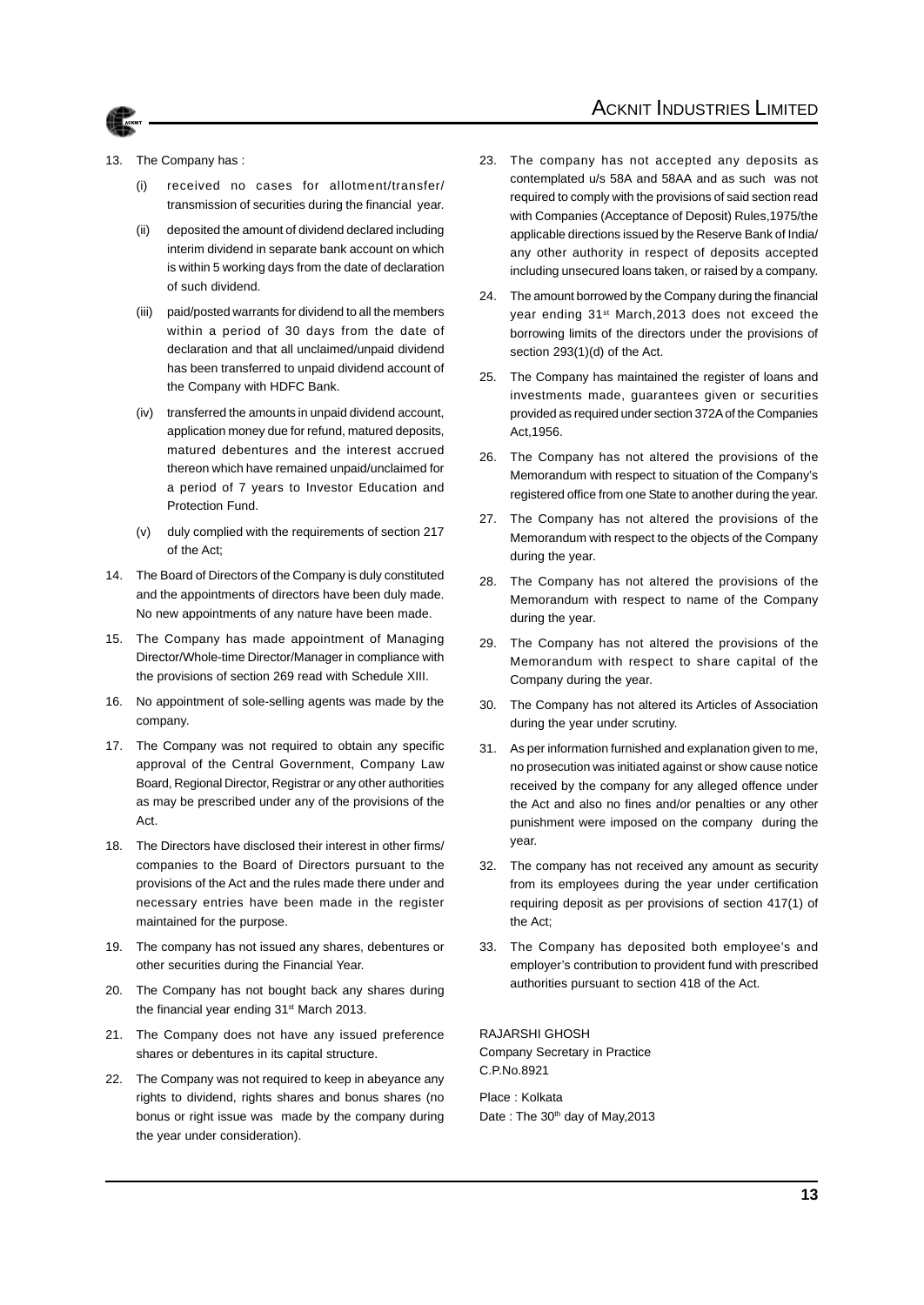13. The Company has :

    (i) received no cases for allotment/transfer/ transmission of securities during the financial year.

    (ii) deposited the amount of dividend declared including interim dividend in separate bank account on which is within 5 working days from the date of declaration of such dividend.

    (iii) paid/posted warrants for dividend to all the members within a period of 30 days from the date of declaration and that all unclaimed/unpaid dividend has been transferred to unpaid dividend account of the Company with HDFC Bank.

    (iv) transferred the amounts in unpaid dividend account, application money due for refund, matured deposits, matured debentures and the interest accrued thereon which have remained unpaid/unclaimed for a period of 7 years to Investor Education and Protection Fund.

    (v) duly complied with the requirements of section 217 of the Act;

14. The Board of Directors of the Company is duly constituted and the appointments of directors have been duly made. No new appointments of any nature have been made.

15. The Company has made appointment of Managing Director/Whole-time Director/Manager in compliance with the provisions of section 269 read with Schedule XIII.

16. No appointment of sole-selling agents was made by the company.

17. The Company was not required to obtain any specific approval of the Central Government, Company Law Board, Regional Director, Registrar or any other authorities as may be prescribed under any of the provisions of the Act.

18. The Directors have disclosed their interest in other firms/ companies to the Board of Directors pursuant to the provisions of the Act and the rules made there under and necessary entries have been made in the register maintained for the purpose.

19. The company has not issued any shares, debentures or other securities during the Financial Year.

20. The Company has not bought back any shares during the financial year ending 31st March 2013.

21. The Company does not have any issued preference shares or debentures in its capital structure.

22. The Company was not required to keep in abeyance any rights to dividend, rights shares and bonus shares (no bonus or right issue was made by the company during the year under consideration).

23. The company has not accepted any deposits as contemplated u/s 58A and 58AA and as such was not required to comply with the provisions of said section read with Companies (Acceptance of Deposit) Rules,1975/the applicable directions issued by the Reserve Bank of India/ any other authority in respect of deposits accepted including unsecured loans taken, or raised by a company.

24. The amount borrowed by the Company during the financial year ending 31st March,2013 does not exceed the borrowing limits of the directors under the provisions of section 293(1)(d) of the Act.

25. The Company has maintained the register of loans and investments made, guarantees given or securities provided as required under section 372A of the Companies Act,1956.

26. The Company has not altered the provisions of the Memorandum with respect to situation of the Company's registered office from one State to another during the year.

27. The Company has not altered the provisions of the Memorandum with respect to the objects of the Company during the year.

28. The Company has not altered the provisions of the Memorandum with respect to name of the Company during the year.

29. The Company has not altered the provisions of the Memorandum with respect to share capital of the Company during the year.

30. The Company has not altered its Articles of Association during the year under scrutiny.

31. As per information furnished and explanation given to me, no prosecution was initiated against or show cause notice received by the company for any alleged offence under the Act and also no fines and/or penalties or any other punishment were imposed on the company during the year.

32. The company has not received any amount as security from its employees during the year under certification requiring deposit as per provisions of section 417(1) of the Act;

33. The Company has deposited both employee's and employer's contribution to provident fund with prescribed authorities pursuant to section 418 of the Act.

RAJARSHI GHOSH
Company Secretary in Practice
C.P.No.8921

Place : Kolkata
Date : The 30th day of May,2013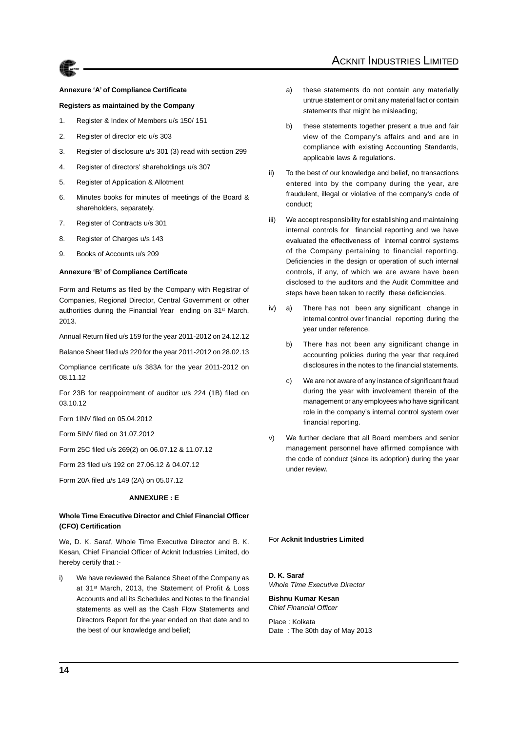**Annexure 'A' of Compliance Certificate**

**Registers as maintained by the Company**

1. Register & Index of Members u/s 150/ 151
2. Register of director etc u/s 303
3. Register of disclosure u/s 301 (3) read with section 299
4. Register of directors' shareholdings u/s 307
5. Register of Application & Allotment
6. Minutes books for minutes of meetings of the Board & shareholders, separately.
7. Register of Contracts u/s 301
8. Register of Charges u/s 143
9. Books of Accounts u/s 209

**Annexure 'B' of Compliance Certificate**

Form and Returns as filed by the Company with Registrar of Companies, Regional Director, Central Government or other authorities during the Financial Year ending on 31st March, 2013.

Annual Return filed u/s 159 for the year 2011-2012 on 24.12.12

Balance Sheet filed u/s 220 for the year 2011-2012 on 28.02.13

Compliance certificate u/s 383A for the year 2011-2012 on 08.11.12

For 23B for reappointment of auditor u/s 224 (1B) filed on 03.10.12

Forn 1INV filed on 05.04.2012

Form 5INV filed on 31.07.2012

Form 25C filed u/s 269(2) on 06.07.12 & 11.07.12

Form 23 filed u/s 192 on 27.06.12 & 04.07.12

Form 20A filed u/s 149 (2A) on 05.07.12

**ANNEXURE : E**

**Whole Time Executive Director and Chief Financial Officer (CFO) Certification**

We, D. K. Saraf, Whole Time Executive Director and B. K. Kesan, Chief Financial Officer of Acknit Industries Limited, do hereby certify that :-

i) We have reviewed the Balance Sheet of the Company as at 31st March, 2013, the Statement of Profit & Loss Accounts and all its Schedules and Notes to the financial statements as well as the Cash Flow Statements and Directors Report for the year ended on that date and to the best of our knowledge and belief;

 a) these statements do not contain any materially untrue statement or omit any material fact or contain statements that might be misleading;

 b) these statements together present a true and fair view of the Company's affairs and and are in compliance with existing Accounting Standards, applicable laws & regulations.

ii) To the best of our knowledge and belief, no transactions entered into by the company during the year, are fraudulent, illegal or violative of the company's code of conduct;

iii) We accept responsibility for establishing and maintaining internal controls for financial reporting and we have evaluated the effectiveness of internal control systems of the Company pertaining to financial reporting. Deficiencies in the design or operation of such internal controls, if any, of which we are aware have been disclosed to the auditors and the Audit Committee and steps have been taken to rectify these deficiencies.

iv) a) There has not been any significant change in internal control over financial reporting during the year under reference.

 b) There has not been any significant change in accounting policies during the year that required disclosures in the notes to the financial statements.

 c) We are not aware of any instance of significant fraud during the year with involvement therein of the management or any employees who have significant role in the company's internal control system over financial reporting.

v) We further declare that all Board members and senior management personnel have affirmed compliance with the code of conduct (since its adoption) during the year under review.

For **Acknit Industries Limited**

**D. K. Saraf**
*Whole Time Executive Director*

**Bishnu Kumar Kesan**
*Chief Financial Officer*

Place : Kolkata
Date : The 30th day of May 2013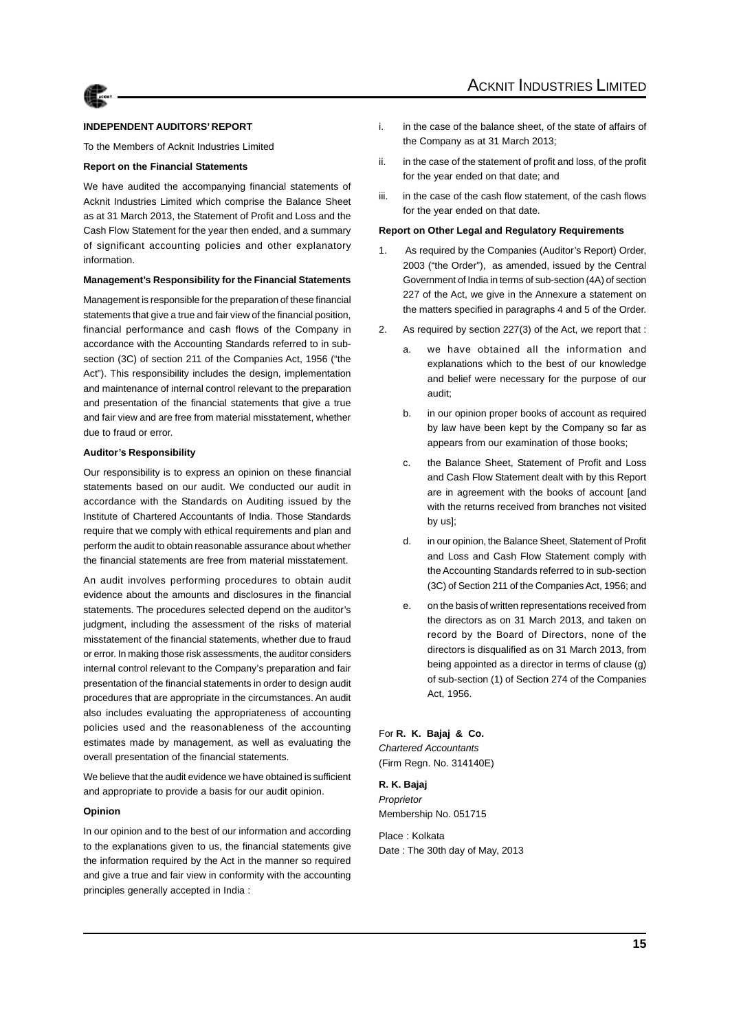## INDEPENDENT AUDITORS' REPORT

To the Members of Acknit Industries Limited

### Report on the Financial Statements

We have audited the accompanying financial statements of Acknit Industries Limited which comprise the Balance Sheet as at 31 March 2013, the Statement of Profit and Loss and the Cash Flow Statement for the year then ended, and a summary of significant accounting policies and other explanatory information.

### Management's Responsibility for the Financial Statements

Management is responsible for the preparation of these financial statements that give a true and fair view of the financial position, financial performance and cash flows of the Company in accordance with the Accounting Standards referred to in sub-section (3C) of section 211 of the Companies Act, 1956 ("the Act"). This responsibility includes the design, implementation and maintenance of internal control relevant to the preparation and presentation of the financial statements that give a true and fair view and are free from material misstatement, whether due to fraud or error.

### Auditor's Responsibility

Our responsibility is to express an opinion on these financial statements based on our audit. We conducted our audit in accordance with the Standards on Auditing issued by the Institute of Chartered Accountants of India. Those Standards require that we comply with ethical requirements and plan and perform the audit to obtain reasonable assurance about whether the financial statements are free from material misstatement.

An audit involves performing procedures to obtain audit evidence about the amounts and disclosures in the financial statements. The procedures selected depend on the auditor's judgment, including the assessment of the risks of material misstatement of the financial statements, whether due to fraud or error. In making those risk assessments, the auditor considers internal control relevant to the Company's preparation and fair presentation of the financial statements in order to design audit procedures that are appropriate in the circumstances. An audit also includes evaluating the appropriateness of accounting policies used and the reasonableness of the accounting estimates made by management, as well as evaluating the overall presentation of the financial statements.

We believe that the audit evidence we have obtained is sufficient and appropriate to provide a basis for our audit opinion.

### Opinion

In our opinion and to the best of our information and according to the explanations given to us, the financial statements give the information required by the Act in the manner so required and give a true and fair view in conformity with the accounting principles generally accepted in India :

i. in the case of the balance sheet, of the state of affairs of the Company as at 31 March 2013;

ii. in the case of the statement of profit and loss, of the profit for the year ended on that date; and

iii. in the case of the cash flow statement, of the cash flows for the year ended on that date.

### Report on Other Legal and Regulatory Requirements

1. As required by the Companies (Auditor's Report) Order, 2003 ("the Order"), as amended, issued by the Central Government of India in terms of sub-section (4A) of section 227 of the Act, we give in the Annexure a statement on the matters specified in paragraphs 4 and 5 of the Order.

2. As required by section 227(3) of the Act, we report that :

   a. we have obtained all the information and explanations which to the best of our knowledge and belief were necessary for the purpose of our audit;

   b. in our opinion proper books of account as required by law have been kept by the Company so far as appears from our examination of those books;

   c. the Balance Sheet, Statement of Profit and Loss and Cash Flow Statement dealt with by this Report are in agreement with the books of account [and with the returns received from branches not visited by us];

   d. in our opinion, the Balance Sheet, Statement of Profit and Loss and Cash Flow Statement comply with the Accounting Standards referred to in sub-section (3C) of Section 211 of the Companies Act, 1956; and

   e. on the basis of written representations received from the directors as on 31 March 2013, and taken on record by the Board of Directors, none of the directors is disqualified as on 31 March 2013, from being appointed as a director in terms of clause (g) of sub-section (1) of Section 274 of the Companies Act, 1956.

For **R. K. Bajaj & Co.**
*Chartered Accountants*
(Firm Regn. No. 314140E)

**R. K. Bajaj**
*Proprietor*
Membership No. 051715

Place : Kolkata
Date : The 30th day of May, 2013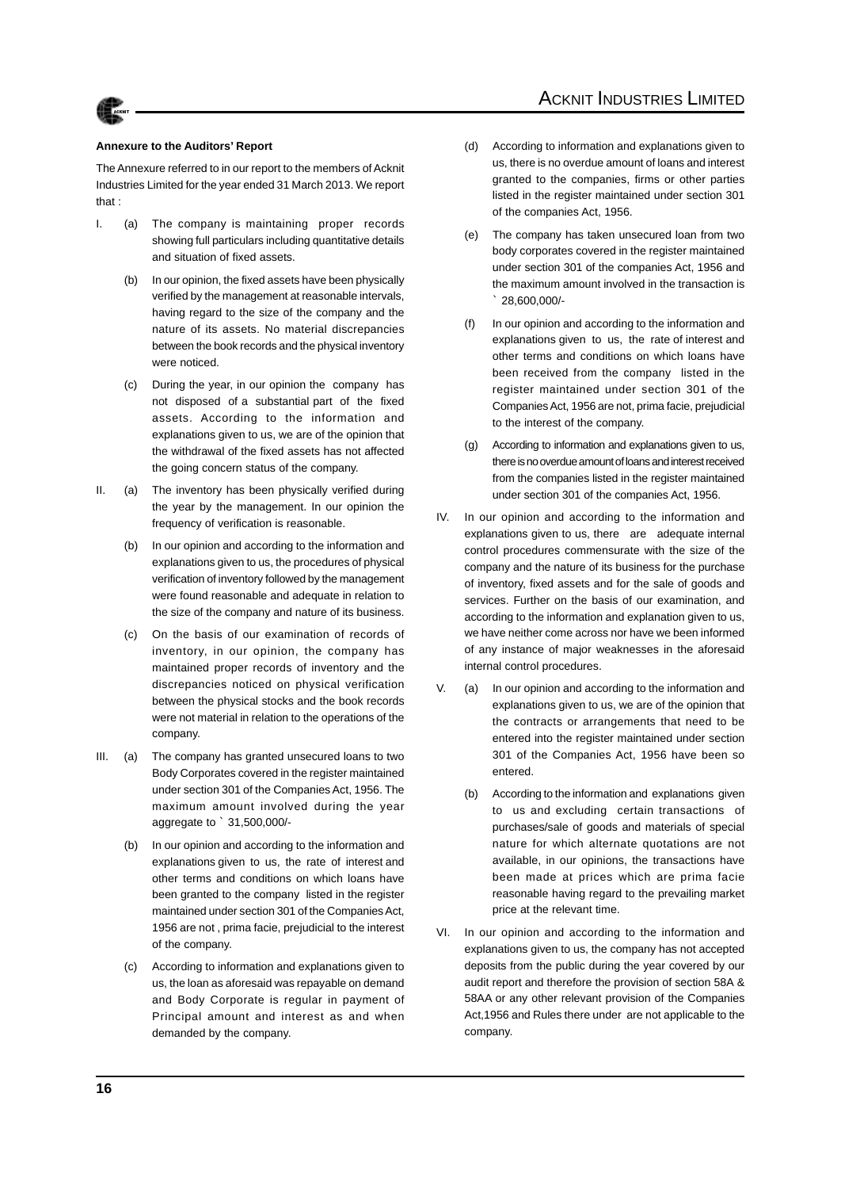**Annexure to the Auditors' Report**

The Annexure referred to in our report to the members of Acknit Industries Limited for the year ended 31 March 2013. We report that :

I. (a) The company is maintaining proper records showing full particulars including quantitative details and situation of fixed assets.

(b) In our opinion, the fixed assets have been physically verified by the management at reasonable intervals, having regard to the size of the company and the nature of its assets. No material discrepancies between the book records and the physical inventory were noticed.

(c) During the year, in our opinion the company has not disposed of a substantial part of the fixed assets. According to the information and explanations given to us, we are of the opinion that the withdrawal of the fixed assets has not affected the going concern status of the company.

II. (a) The inventory has been physically verified during the year by the management. In our opinion the frequency of verification is reasonable.

(b) In our opinion and according to the information and explanations given to us, the procedures of physical verification of inventory followed by the management were found reasonable and adequate in relation to the size of the company and nature of its business.

(c) On the basis of our examination of records of inventory, in our opinion, the company has maintained proper records of inventory and the discrepancies noticed on physical verification between the physical stocks and the book records were not material in relation to the operations of the company.

III. (a) The company has granted unsecured loans to two Body Corporates covered in the register maintained under section 301 of the Companies Act, 1956. The maximum amount involved during the year aggregate to ` 31,500,000/-

(b) In our opinion and according to the information and explanations given to us, the rate of interest and other terms and conditions on which loans have been granted to the company listed in the register maintained under section 301 of the Companies Act, 1956 are not , prima facie, prejudicial to the interest of the company.

(c) According to information and explanations given to us, the loan as aforesaid was repayable on demand and Body Corporate is regular in payment of Principal amount and interest as and when demanded by the company.

(d) According to information and explanations given to us, there is no overdue amount of loans and interest granted to the companies, firms or other parties listed in the register maintained under section 301 of the companies Act, 1956.

(e) The company has taken unsecured loan from two body corporates covered in the register maintained under section 301 of the companies Act, 1956 and the maximum amount involved in the transaction is ` 28,600,000/-

(f) In our opinion and according to the information and explanations given to us, the rate of interest and other terms and conditions on which loans have been received from the company listed in the register maintained under section 301 of the Companies Act, 1956 are not, prima facie, prejudicial to the interest of the company.

(g) According to information and explanations given to us, there is no overdue amount of loans and interest received from the companies listed in the register maintained under section 301 of the companies Act, 1956.

IV. In our opinion and according to the information and explanations given to us, there are adequate internal control procedures commensurate with the size of the company and the nature of its business for the purchase of inventory, fixed assets and for the sale of goods and services. Further on the basis of our examination, and according to the information and explanation given to us, we have neither come across nor have we been informed of any instance of major weaknesses in the aforesaid internal control procedures.

V. (a) In our opinion and according to the information and explanations given to us, we are of the opinion that the contracts or arrangements that need to be entered into the register maintained under section 301 of the Companies Act, 1956 have been so entered.

(b) According to the information and explanations given to us and excluding certain transactions of purchases/sale of goods and materials of special nature for which alternate quotations are not available, in our opinions, the transactions have been made at prices which are prima facie reasonable having regard to the prevailing market price at the relevant time.

VI. In our opinion and according to the information and explanations given to us, the company has not accepted deposits from the public during the year covered by our audit report and therefore the provision of section 58A & 58AA or any other relevant provision of the Companies Act,1956 and Rules there under are not applicable to the company.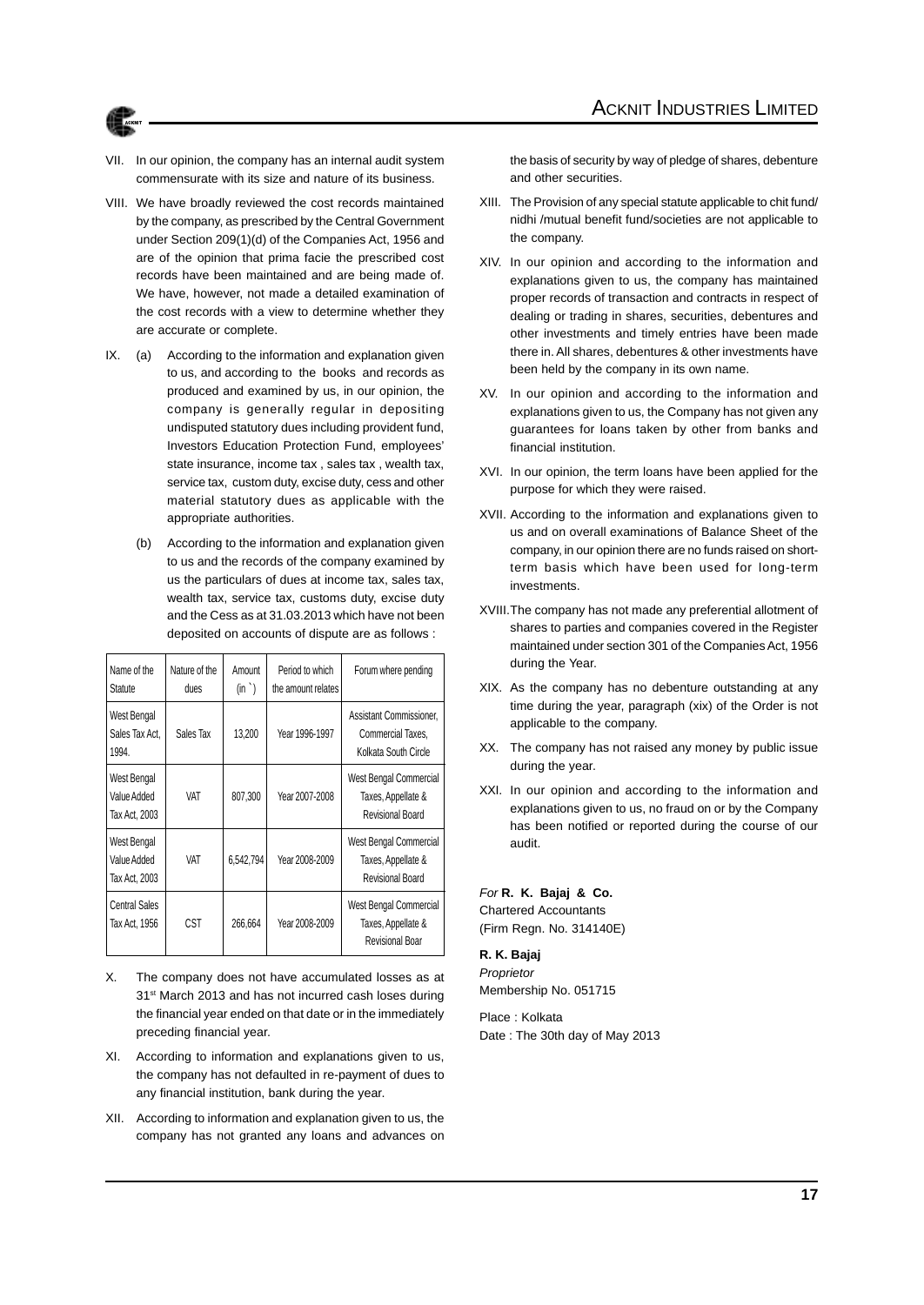VII. In our opinion, the company has an internal audit system commensurate with its size and nature of its business.

VIII. We have broadly reviewed the cost records maintained by the company, as prescribed by the Central Government under Section 209(1)(d) of the Companies Act, 1956 and are of the opinion that prima facie the prescribed cost records have been maintained and are being made of. We have, however, not made a detailed examination of the cost records with a view to determine whether they are accurate or complete.

IX. (a) According to the information and explanation given to us, and according to the books and records as produced and examined by us, in our opinion, the company is generally regular in depositing undisputed statutory dues including provident fund, Investors Education Protection Fund, employees' state insurance, income tax , sales tax , wealth tax, service tax, custom duty, excise duty, cess and other material statutory dues as applicable with the appropriate authorities.

(b) According to the information and explanation given to us and the records of the company examined by us the particulars of dues at income tax, sales tax, wealth tax, service tax, customs duty, excise duty and the Cess as at 31.03.2013 which have not been deposited on accounts of dispute are as follows :

| Name of the Statute | Nature of the dues | Amount (in `) | Period to which the amount relates | Forum where pending |
|---|---|---|---|---|
| West Bengal Sales Tax Act, 1994. | Sales Tax | 13,200 | Year 1996-1997 | Assistant Commissioner, Commercial Taxes, Kolkata South Circle |
| West Bengal Value Added Tax Act, 2003 | VAT | 807,300 | Year 2007-2008 | West Bengal Commercial Taxes, Appellate & Revisional Board |
| West Bengal Value Added Tax Act, 2003 | VAT | 6,542,794 | Year 2008-2009 | West Bengal Commercial Taxes, Appellate & Revisional Board |
| Central Sales Tax Act, 1956 | CST | 266,664 | Year 2008-2009 | West Bengal Commercial Taxes, Appellate & Revisional Boar |

X. The company does not have accumulated losses as at 31st March 2013 and has not incurred cash loses during the financial year ended on that date or in the immediately preceding financial year.

XI. According to information and explanations given to us, the company has not defaulted in re-payment of dues to any financial institution, bank during the year.

XII. According to information and explanation given to us, the company has not granted any loans and advances on the basis of security by way of pledge of shares, debenture and other securities.

XIII. The Provision of any special statute applicable to chit fund/ nidhi /mutual benefit fund/societies are not applicable to the company.

XIV. In our opinion and according to the information and explanations given to us, the company has maintained proper records of transaction and contracts in respect of dealing or trading in shares, securities, debentures and other investments and timely entries have been made there in. All shares, debentures & other investments have been held by the company in its own name.

XV. In our opinion and according to the information and explanations given to us, the Company has not given any guarantees for loans taken by other from banks and financial institution.

XVI. In our opinion, the term loans have been applied for the purpose for which they were raised.

XVII. According to the information and explanations given to us and on overall examinations of Balance Sheet of the company, in our opinion there are no funds raised on short-term basis which have been used for long-term investments.

XVIII. The company has not made any preferential allotment of shares to parties and companies covered in the Register maintained under section 301 of the Companies Act, 1956 during the Year.

XIX. As the company has no debenture outstanding at any time during the year, paragraph (xix) of the Order is not applicable to the company.

XX. The company has not raised any money by public issue during the year.

XXI. In our opinion and according to the information and explanations given to us, no fraud on or by the Company has been notified or reported during the course of our audit.

*For* **R. K. Bajaj & Co.**
Chartered Accountants
(Firm Regn. No. 314140E)

**R. K. Bajaj**
*Proprietor*
Membership No. 051715

Place : Kolkata
Date : The 30th day of May 2013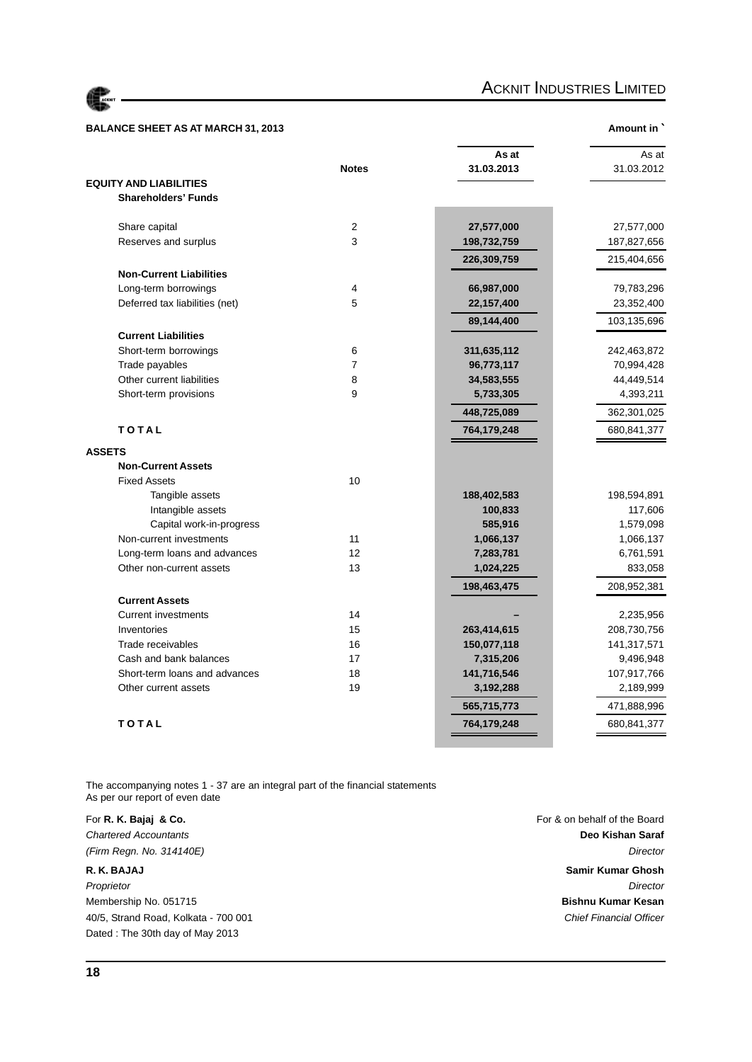## BALANCE SHEET AS AT MARCH 31, 2013

Amount in `

| | Notes | As at 31.03.2013 | As at 31.03.2012 |
|---|---|---|---|
| **EQUITY AND LIABILITIES** | | | |
| **Shareholders' Funds** | | | |
| Share capital | 2 | **27,577,000** | 27,577,000 |
| Reserves and surplus | 3 | **198,732,759** | 187,827,656 |
| | | **226,309,759** | 215,404,656 |
| **Non-Current Liabilities** | | | |
| Long-term borrowings | 4 | **66,987,000** | 79,783,296 |
| Deferred tax liabilities (net) | 5 | **22,157,400** | 23,352,400 |
| | | **89,144,400** | 103,135,696 |
| **Current Liabilities** | | | |
| Short-term borrowings | 6 | **311,635,112** | 242,463,872 |
| Trade payables | 7 | **96,773,117** | 70,994,428 |
| Other current liabilities | 8 | **34,583,555** | 44,449,514 |
| Short-term provisions | 9 | **5,733,305** | 4,393,211 |
| | | **448,725,089** | 362,301,025 |
| **TOTAL** | | **764,179,248** | 680,841,377 |
| **ASSETS** | | | |
| **Non-Current Assets** | | | |
| Fixed Assets | 10 | | |
| Tangible assets | | **188,402,583** | 198,594,891 |
| Intangible assets | | **100,833** | 117,606 |
| Capital work-in-progress | | **585,916** | 1,579,098 |
| Non-current investments | 11 | **1,066,137** | 1,066,137 |
| Long-term loans and advances | 12 | **7,283,781** | 6,761,591 |
| Other non-current assets | 13 | **1,024,225** | 833,058 |
| | | **198,463,475** | 208,952,381 |
| **Current Assets** | | | |
| Current investments | 14 | **–** | 2,235,956 |
| Inventories | 15 | **263,414,615** | 208,730,756 |
| Trade receivables | 16 | **150,077,118** | 141,317,571 |
| Cash and bank balances | 17 | **7,315,206** | 9,496,948 |
| Short-term loans and advances | 18 | **141,716,546** | 107,917,766 |
| Other current assets | 19 | **3,192,288** | 2,189,999 |
| | | **565,715,773** | 471,888,996 |
| **TOTAL** | | **764,179,248** | 680,841,377 |

The accompanying notes 1 - 37 are an integral part of the financial statements
As per our report of even date

For **R. K. Bajaj & Co.**
*Chartered Accountants*
*(Firm Regn. No. 314140E)*

**R. K. BAJAJ**
*Proprietor*
Membership No. 051715
40/5, Strand Road, Kolkata - 700 001
Dated : The 30th day of May 2013

For & on behalf of the Board

**Deo Kishan Saraf**
*Director*

**Samir Kumar Ghosh**
*Director*

**Bishnu Kumar Kesan**
*Chief Financial Officer*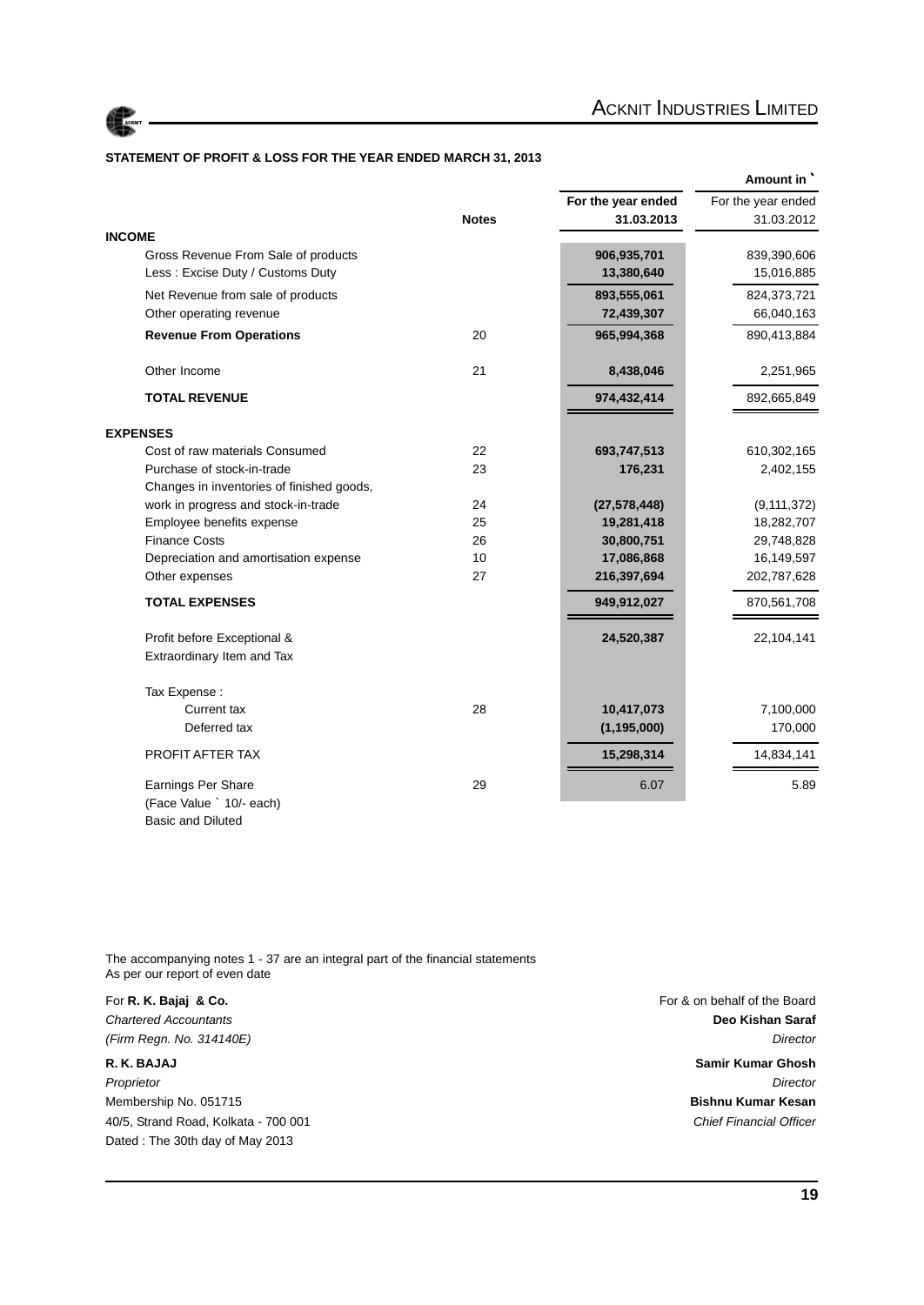## STATEMENT OF PROFIT & LOSS FOR THE YEAR ENDED MARCH 31, 2013

| | Notes | For the year ended 31.03.2013 | For the year ended 31.03.2012 |
|---|---|---|---|
| | | | Amount in ` |
| **INCOME** | | | |
| Gross Revenue From Sale of products | | **906,935,701** | 839,390,606 |
| Less : Excise Duty / Customs Duty | | **13,380,640** | 15,016,885 |
| Net Revenue from sale of products | | **893,555,061** | 824,373,721 |
| Other operating revenue | | **72,439,307** | 66,040,163 |
| **Revenue From Operations** | 20 | **965,994,368** | 890,413,884 |
| Other Income | 21 | **8,438,046** | 2,251,965 |
| **TOTAL REVENUE** | | **974,432,414** | 892,665,849 |
| **EXPENSES** | | | |
| Cost of raw materials Consumed | 22 | **693,747,513** | 610,302,165 |
| Purchase of stock-in-trade | 23 | **176,231** | 2,402,155 |
| Changes in inventories of finished goods, work in progress and stock-in-trade | 24 | **(27,578,448)** | (9,111,372) |
| Employee benefits expense | 25 | **19,281,418** | 18,282,707 |
| Finance Costs | 26 | **30,800,751** | 29,748,828 |
| Depreciation and amortisation expense | 10 | **17,086,868** | 16,149,597 |
| Other expenses | 27 | **216,397,694** | 202,787,628 |
| **TOTAL EXPENSES** | | **949,912,027** | 870,561,708 |
| Profit before Exceptional & Extraordinary Item and Tax | | **24,520,387** | 22,104,141 |
| Tax Expense : | | | |
| Current tax | 28 | **10,417,073** | 7,100,000 |
| Deferred tax | | **(1,195,000)** | 170,000 |
| PROFIT AFTER TAX | | **15,298,314** | 14,834,141 |
| Earnings Per Share (Face Value ` 10/- each) Basic and Diluted | 29 | 6.07 | 5.89 |

The accompanying notes 1 - 37 are an integral part of the financial statements
As per our report of even date

For **R. K. Bajaj & Co.**
*Chartered Accountants*
*(Firm Regn. No. 314140E)*

**R. K. BAJAJ**
*Proprietor*
Membership No. 051715
40/5, Strand Road, Kolkata - 700 001
Dated : The 30th day of May 2013

For & on behalf of the Board

**Deo Kishan Saraf**
*Director*

**Samir Kumar Ghosh**
*Director*

**Bishnu Kumar Kesan**
*Chief Financial Officer*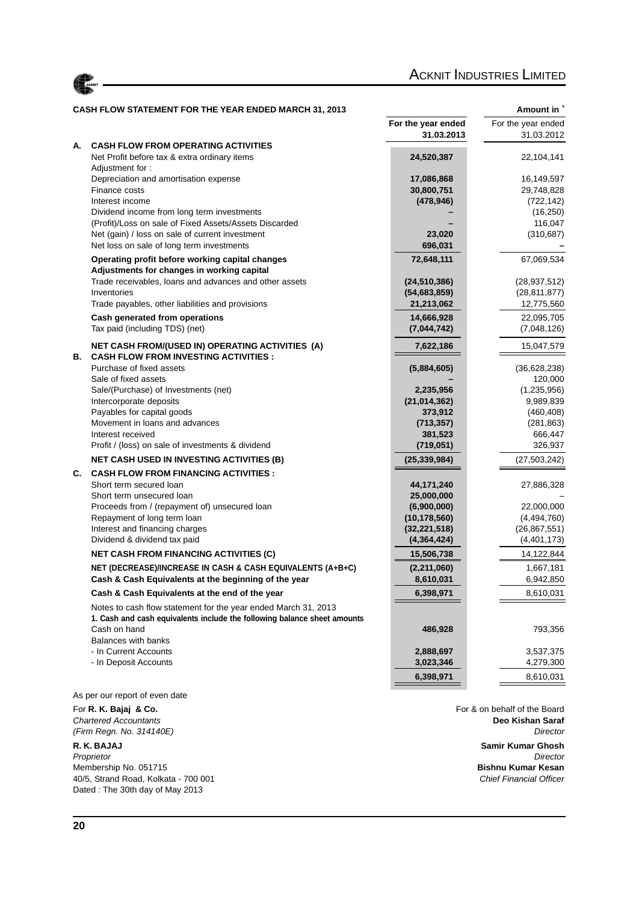# CASH FLOW STATEMENT FOR THE YEAR ENDED MARCH 31, 2013

Amount in `

| | | For the year ended 31.03.2013 | For the year ended 31.03.2012 |
|---|---|---|---|
| **A.** | **CASH FLOW FROM OPERATING ACTIVITIES** | | |
| | Net Profit before tax & extra ordinary items | **24,520,387** | 22,104,141 |
| | Adjustment for : | | |
| | Depreciation and amortisation expense | **17,086,868** | 16,149,597 |
| | Finance costs | **30,800,751** | 29,748,828 |
| | Interest income | **(478,946)** | (722,142) |
| | Dividend income from long term investments | **–** | (16,250) |
| | (Profit)/Loss on sale of Fixed Assets/Assets Discarded | **–** | 116,047 |
| | Net (gain) / loss on sale of current investment | **23,020** | (310,687) |
| | Net loss on sale of long term investments | **696,031** | – |
| | **Operating profit before working capital changes** | **72,648,111** | 67,069,534 |
| | **Adjustments for changes in working capital** | | |
| | Trade receivables, loans and advances and other assets | **(24,510,386)** | (28,937,512) |
| | Inventories | **(54,683,859)** | (28,811,877) |
| | Trade payables, other liabilities and provisions | **21,213,062** | 12,775,560 |
| | **Cash generated from operations** | **14,666,928** | 22,095,705 |
| | Tax paid (including TDS) (net) | **(7,044,742)** | (7,048,126) |
| | **NET CASH FROM/(USED IN) OPERATING ACTIVITIES (A)** | **7,622,186** | 15,047,579 |
| **B.** | **CASH FLOW FROM INVESTING ACTIVITIES :** | | |
| | Purchase of fixed assets | **(5,884,605)** | (36,628,238) |
| | Sale of fixed assets | **–** | 120,000 |
| | Sale/(Purchase) of Investments (net) | **2,235,956** | (1,235,956) |
| | Intercorporate deposits | **(21,014,362)** | 9,989,839 |
| | Payables for capital goods | **373,912** | (460,408) |
| | Movement in loans and advances | **(713,357)** | (281,863) |
| | Interest received | **381,523** | 666,447 |
| | Profit / (loss) on sale of investments & dividend | **(719,051)** | 326,937 |
| | **NET CASH USED IN INVESTING ACTIVITIES (B)** | **(25,339,984)** | (27,503,242) |
| **C.** | **CASH FLOW FROM FINANCING ACTIVITIES :** | | |
| | Short term secured loan | **44,171,240** | 27,886,328 |
| | Short term unsecured loan | **25,000,000** | – |
| | Proceeds from / (repayment of) unsecured loan | **(6,900,000)** | 22,000,000 |
| | Repayment of long term loan | **(10,178,560)** | (4,494,760) |
| | Interest and financing charges | **(32,221,518)** | (26,867,551) |
| | Dividend & dividend tax paid | **(4,364,424)** | (4,401,173) |
| | **NET CASH FROM FINANCING ACTIVITIES (C)** | **15,506,738** | 14,122,844 |
| | **NET (DECREASE)/INCREASE IN CASH & CASH EQUIVALENTS (A+B+C)** | **(2,211,060)** | 1,667,181 |
| | **Cash & Cash Equivalents at the beginning of the year** | **8,610,031** | 6,942,850 |
| | **Cash & Cash Equivalents at the end of the year** | **6,398,971** | 8,610,031 |
| | Notes to cash flow statement for the year ended March 31, 2013 | | |
| | **1. Cash and cash equivalents include the following balance sheet amounts** | | |
| | Cash on hand | **486,928** | 793,356 |
| | Balances with banks | | |
| | - In Current Accounts | **2,888,697** | 3,537,375 |
| | - In Deposit Accounts | **3,023,346** | 4,279,300 |
| | | **6,398,971** | 8,610,031 |

As per our report of even date

For **R. K. Bajaj & Co.**
*Chartered Accountants*
*(Firm Regn. No. 314140E)*

**R. K. BAJAJ**
*Proprietor*
Membership No. 051715
40/5, Strand Road, Kolkata - 700 001
Dated : The 30th day of May 2013

For & on behalf of the Board

**Deo Kishan Saraf**
*Director*

**Samir Kumar Ghosh**
*Director*

**Bishnu Kumar Kesan**
*Chief Financial Officer*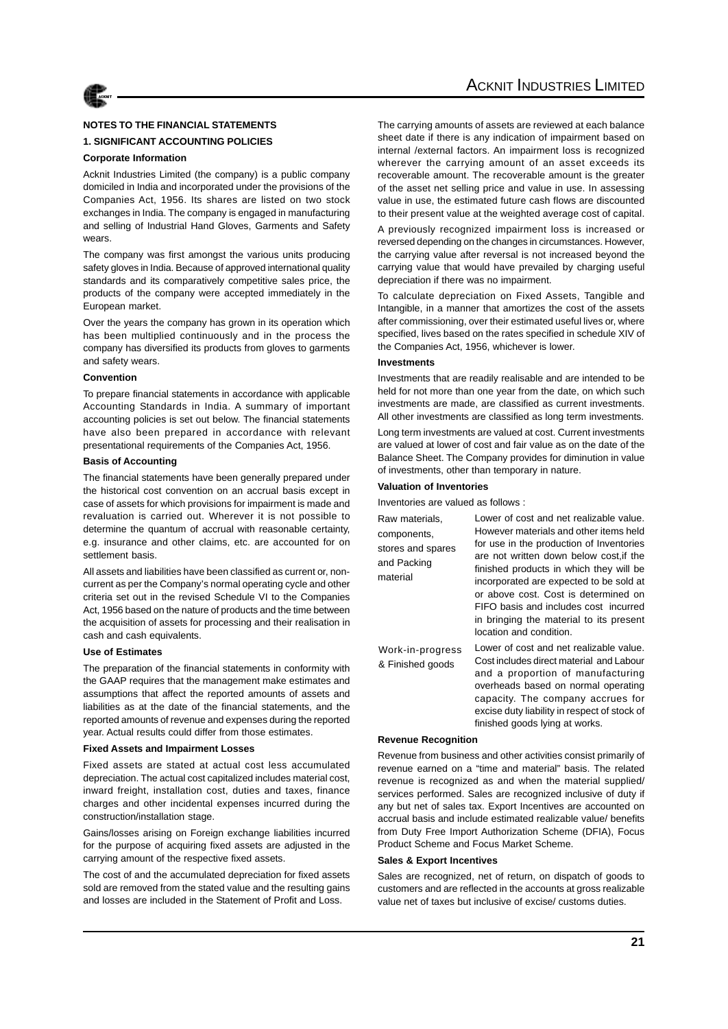## NOTES TO THE FINANCIAL STATEMENTS

### 1. SIGNIFICANT ACCOUNTING POLICIES

**Corporate Information**

Acknit Industries Limited (the company) is a public company domiciled in India and incorporated under the provisions of the Companies Act, 1956. Its shares are listed on two stock exchanges in India. The company is engaged in manufacturing and selling of Industrial Hand Gloves, Garments and Safety wears.

The company was first amongst the various units producing safety gloves in India. Because of approved international quality standards and its comparatively competitive sales price, the products of the company were accepted immediately in the European market.

Over the years the company has grown in its operation which has been multiplied continuously and in the process the company has diversified its products from gloves to garments and safety wears.

**Convention**

To prepare financial statements in accordance with applicable Accounting Standards in India. A summary of important accounting policies is set out below. The financial statements have also been prepared in accordance with relevant presentational requirements of the Companies Act, 1956.

**Basis of Accounting**

The financial statements have been generally prepared under the historical cost convention on an accrual basis except in case of assets for which provisions for impairment is made and revaluation is carried out. Wherever it is not possible to determine the quantum of accrual with reasonable certainty, e.g. insurance and other claims, etc. are accounted for on settlement basis.

All assets and liabilities have been classified as current or, non-current as per the Company's normal operating cycle and other criteria set out in the revised Schedule VI to the Companies Act, 1956 based on the nature of products and the time between the acquisition of assets for processing and their realisation in cash and cash equivalents.

**Use of Estimates**

The preparation of the financial statements in conformity with the GAAP requires that the management make estimates and assumptions that affect the reported amounts of assets and liabilities as at the date of the financial statements, and the reported amounts of revenue and expenses during the reported year. Actual results could differ from those estimates.

**Fixed Assets and Impairment Losses**

Fixed assets are stated at actual cost less accumulated depreciation. The actual cost capitalized includes material cost, inward freight, installation cost, duties and taxes, finance charges and other incidental expenses incurred during the construction/installation stage.

Gains/losses arising on Foreign exchange liabilities incurred for the purpose of acquiring fixed assets are adjusted in the carrying amount of the respective fixed assets.

The cost of and the accumulated depreciation for fixed assets sold are removed from the stated value and the resulting gains and losses are included in the Statement of Profit and Loss.

The carrying amounts of assets are reviewed at each balance sheet date if there is any indication of impairment based on internal /external factors. An impairment loss is recognized wherever the carrying amount of an asset exceeds its recoverable amount. The recoverable amount is the greater of the asset net selling price and value in use. In assessing value in use, the estimated future cash flows are discounted to their present value at the weighted average cost of capital.

A previously recognized impairment loss is increased or reversed depending on the changes in circumstances. However, the carrying value after reversal is not increased beyond the carrying value that would have prevailed by charging useful depreciation if there was no impairment.

To calculate depreciation on Fixed Assets, Tangible and Intangible, in a manner that amortizes the cost of the assets after commissioning, over their estimated useful lives or, where specified, lives based on the rates specified in schedule XIV of the Companies Act, 1956, whichever is lower.

**Investments**

Investments that are readily realisable and are intended to be held for not more than one year from the date, on which such investments are made, are classified as current investments. All other investments are classified as long term investments.

Long term investments are valued at cost. Current investments are valued at lower of cost and fair value as on the date of the Balance Sheet. The Company provides for diminution in value of investments, other than temporary in nature.

**Valuation of Inventories**

Inventories are valued as follows :

| | |
|---|---|
| Raw materials, components, stores and spares and Packing material | Lower of cost and net realizable value. However materials and other items held for use in the production of Inventories are not written down below cost,if the finished products in which they will be incorporated are expected to be sold at or above cost. Cost is determined on FIFO basis and includes cost incurred in bringing the material to its present location and condition. |
| Work-in-progress & Finished goods | Lower of cost and net realizable value. Cost includes direct material and Labour and a proportion of manufacturing overheads based on normal operating capacity. The company accrues for excise duty liability in respect of stock of finished goods lying at works. |

**Revenue Recognition**

Revenue from business and other activities consist primarily of revenue earned on a "time and material" basis. The related revenue is recognized as and when the material supplied/ services performed. Sales are recognized inclusive of duty if any but net of sales tax. Export Incentives are accounted on accrual basis and include estimated realizable value/ benefits from Duty Free Import Authorization Scheme (DFIA), Focus Product Scheme and Focus Market Scheme.

**Sales & Export Incentives**

Sales are recognized, net of return, on dispatch of goods to customers and are reflected in the accounts at gross realizable value net of taxes but inclusive of excise/ customs duties.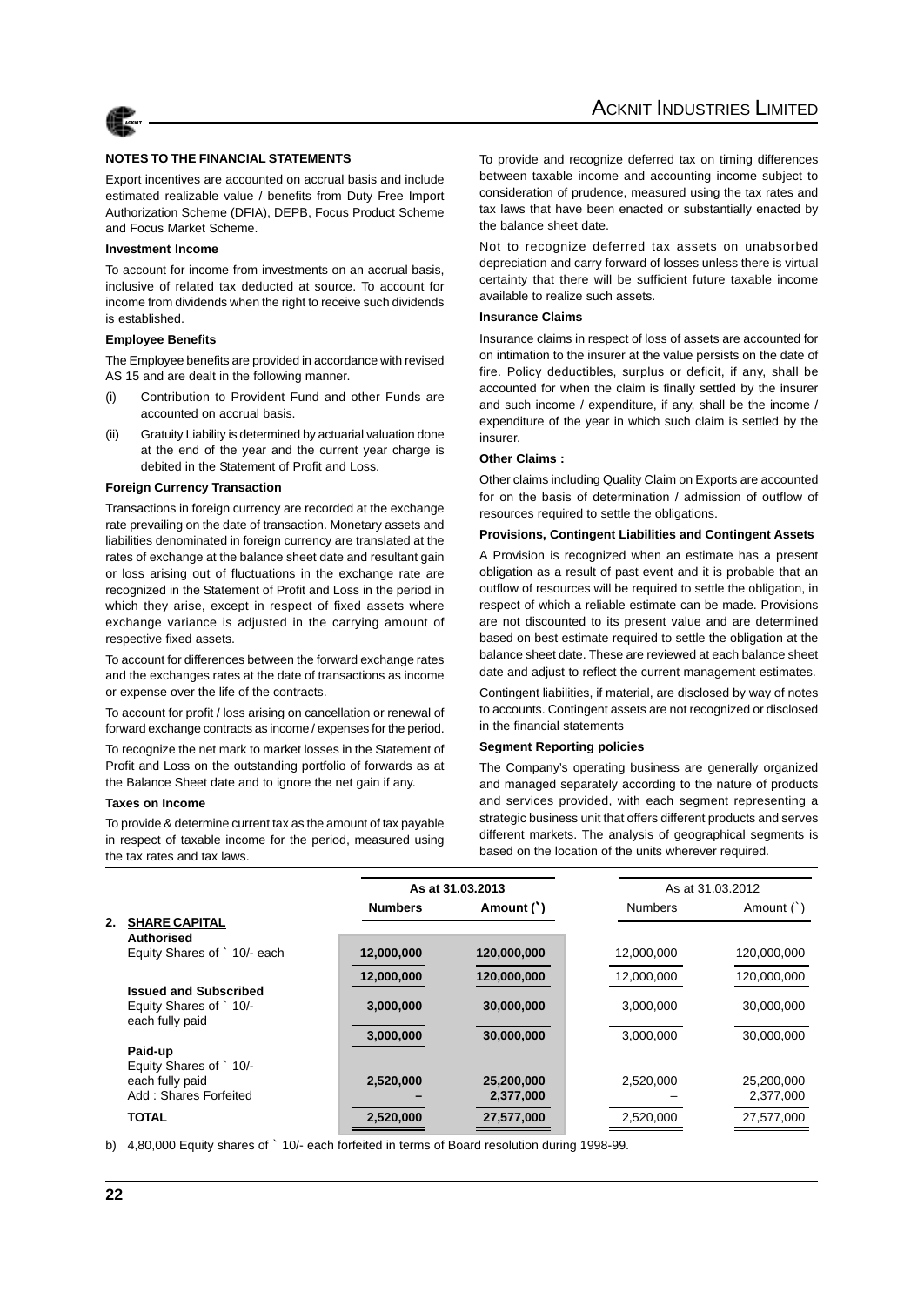## NOTES TO THE FINANCIAL STATEMENTS

Export incentives are accounted on accrual basis and include estimated realizable value / benefits from Duty Free Import Authorization Scheme (DFIA), DEPB, Focus Product Scheme and Focus Market Scheme.

### Investment Income

To account for income from investments on an accrual basis, inclusive of related tax deducted at source. To account for income from dividends when the right to receive such dividends is established.

### Employee Benefits

The Employee benefits are provided in accordance with revised AS 15 and are dealt in the following manner.

(i) Contribution to Provident Fund and other Funds are accounted on accrual basis.

(ii) Gratuity Liability is determined by actuarial valuation done at the end of the year and the current year charge is debited in the Statement of Profit and Loss.

### Foreign Currency Transaction

Transactions in foreign currency are recorded at the exchange rate prevailing on the date of transaction. Monetary assets and liabilities denominated in foreign currency are translated at the rates of exchange at the balance sheet date and resultant gain or loss arising out of fluctuations in the exchange rate are recognized in the Statement of Profit and Loss in the period in which they arise, except in respect of fixed assets where exchange variance is adjusted in the carrying amount of respective fixed assets.

To account for differences between the forward exchange rates and the exchanges rates at the date of transactions as income or expense over the life of the contracts.

To account for profit / loss arising on cancellation or renewal of forward exchange contracts as income / expenses for the period.

To recognize the net mark to market losses in the Statement of Profit and Loss on the outstanding portfolio of forwards as at the Balance Sheet date and to ignore the net gain if any.

### Taxes on Income

To provide & determine current tax as the amount of tax payable in respect of taxable income for the period, measured using the tax rates and tax laws.

To provide and recognize deferred tax on timing differences between taxable income and accounting income subject to consideration of prudence, measured using the tax rates and tax laws that have been enacted or substantially enacted by the balance sheet date.

Not to recognize deferred tax assets on unabsorbed depreciation and carry forward of losses unless there is virtual certainty that there will be sufficient future taxable income available to realize such assets.

### Insurance Claims

Insurance claims in respect of loss of assets are accounted for on intimation to the insurer at the value persists on the date of fire. Policy deductibles, surplus or deficit, if any, shall be accounted for when the claim is finally settled by the insurer and such income / expenditure, if any, shall be the income / expenditure of the year in which such claim is settled by the insurer.

### Other Claims :

Other claims including Quality Claim on Exports are accounted for on the basis of determination / admission of outflow of resources required to settle the obligations.

### Provisions, Contingent Liabilities and Contingent Assets

A Provision is recognized when an estimate has a present obligation as a result of past event and it is probable that an outflow of resources will be required to settle the obligation, in respect of which a reliable estimate can be made. Provisions are not discounted to its present value and are determined based on best estimate required to settle the obligation at the balance sheet date. These are reviewed at each balance sheet date and adjust to reflect the current management estimates.

Contingent liabilities, if material, are disclosed by way of notes to accounts. Contingent assets are not recognized or disclosed in the financial statements

### Segment Reporting policies

The Company's operating business are generally organized and managed separately according to the nature of products and services provided, with each segment representing a strategic business unit that offers different products and serves different markets. The analysis of geographical segments is based on the location of the units wherever required.

| | As at 31.03.2013 | | As at 31.03.2012 | |
|---|---|---|---|---|
| | **Numbers** | **Amount (`)** | Numbers | Amount (`) |
| **2. SHARE CAPITAL** | | | | |
| **Authorised** | | | | |
| Equity Shares of ` 10/- each | **12,000,000** | **120,000,000** | 12,000,000 | 120,000,000 |
| | **12,000,000** | **120,000,000** | 12,000,000 | 120,000,000 |
| **Issued and Subscribed** | | | | |
| Equity Shares of ` 10/- each fully paid | **3,000,000** | **30,000,000** | 3,000,000 | 30,000,000 |
| | **3,000,000** | **30,000,000** | 3,000,000 | 30,000,000 |
| **Paid-up** | | | | |
| Equity Shares of ` 10/- each fully paid | **2,520,000** | **25,200,000** | 2,520,000 | 25,200,000 |
| Add : Shares Forfeited | **–** | **2,377,000** | – | 2,377,000 |
| **TOTAL** | **2,520,000** | **27,577,000** | 2,520,000 | 27,577,000 |

b) 4,80,000 Equity shares of ` 10/- each forfeited in terms of Board resolution during 1998-99.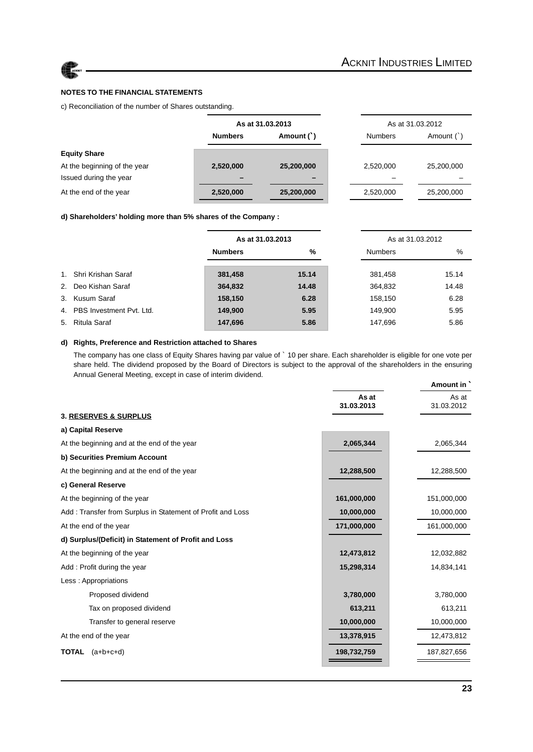**NOTES TO THE FINANCIAL STATEMENTS**

c) Reconciliation of the number of Shares outstanding.

| | As at 31.03.2013 | | As at 31.03.2012 | |
|---|---|---|---|---|
| | **Numbers** | **Amount (`)** | Numbers | Amount (`) |
| **Equity Share** | | | | |
| At the beginning of the year | **2,520,000** | **25,200,000** | 2,520,000 | 25,200,000 |
| Issued during the year | **–** | **–** | – | – |
| At the end of the year | **2,520,000** | **25,200,000** | 2,520,000 | 25,200,000 |

**d) Shareholders' holding more than 5% shares of the Company :**

| | As at 31.03.2013 | | As at 31.03.2012 | |
|---|---|---|---|---|
| | **Numbers** | **%** | Numbers | % |
| 1. Shri Krishan Saraf | **381,458** | **15.14** | 381,458 | 15.14 |
| 2. Deo Kishan Saraf | **364,832** | **14.48** | 364,832 | 14.48 |
| 3. Kusum Saraf | **158,150** | **6.28** | 158,150 | 6.28 |
| 4. PBS Investment Pvt. Ltd. | **149,900** | **5.95** | 149,900 | 5.95 |
| 5. Ritula Saraf | **147,696** | **5.86** | 147,696 | 5.86 |

**d) Rights, Preference and Restriction attached to Shares**

The company has one class of Equity Shares having par value of ` 10 per share. Each shareholder is eligible for one vote per share held. The dividend proposed by the Board of Directors is subject to the approval of the shareholders in the ensuring Annual General Meeting, except in case of interim dividend.

**Amount in `**

| **3. RESERVES & SURPLUS** | **As at 31.03.2013** | As at 31.03.2012 |
|---|---|---|
| **a) Capital Reserve** | | |
| At the beginning and at the end of the year | **2,065,344** | 2,065,344 |
| **b) Securities Premium Account** | | |
| At the beginning and at the end of the year | **12,288,500** | 12,288,500 |
| **c) General Reserve** | | |
| At the beginning of the year | **161,000,000** | 151,000,000 |
| Add : Transfer from Surplus in Statement of Profit and Loss | **10,000,000** | 10,000,000 |
| At the end of the year | **171,000,000** | 161,000,000 |
| **d) Surplus/(Deficit) in Statement of Profit and Loss** | | |
| At the beginning of the year | **12,473,812** | 12,032,882 |
| Add : Profit during the year | **15,298,314** | 14,834,141 |
| Less : Appropriations | | |
| Proposed dividend | **3,780,000** | 3,780,000 |
| Tax on proposed dividend | **613,211** | 613,211 |
| Transfer to general reserve | **10,000,000** | 10,000,000 |
| At the end of the year | **13,378,915** | 12,473,812 |
| **TOTAL** (a+b+c+d) | **198,732,759** | 187,827,656 |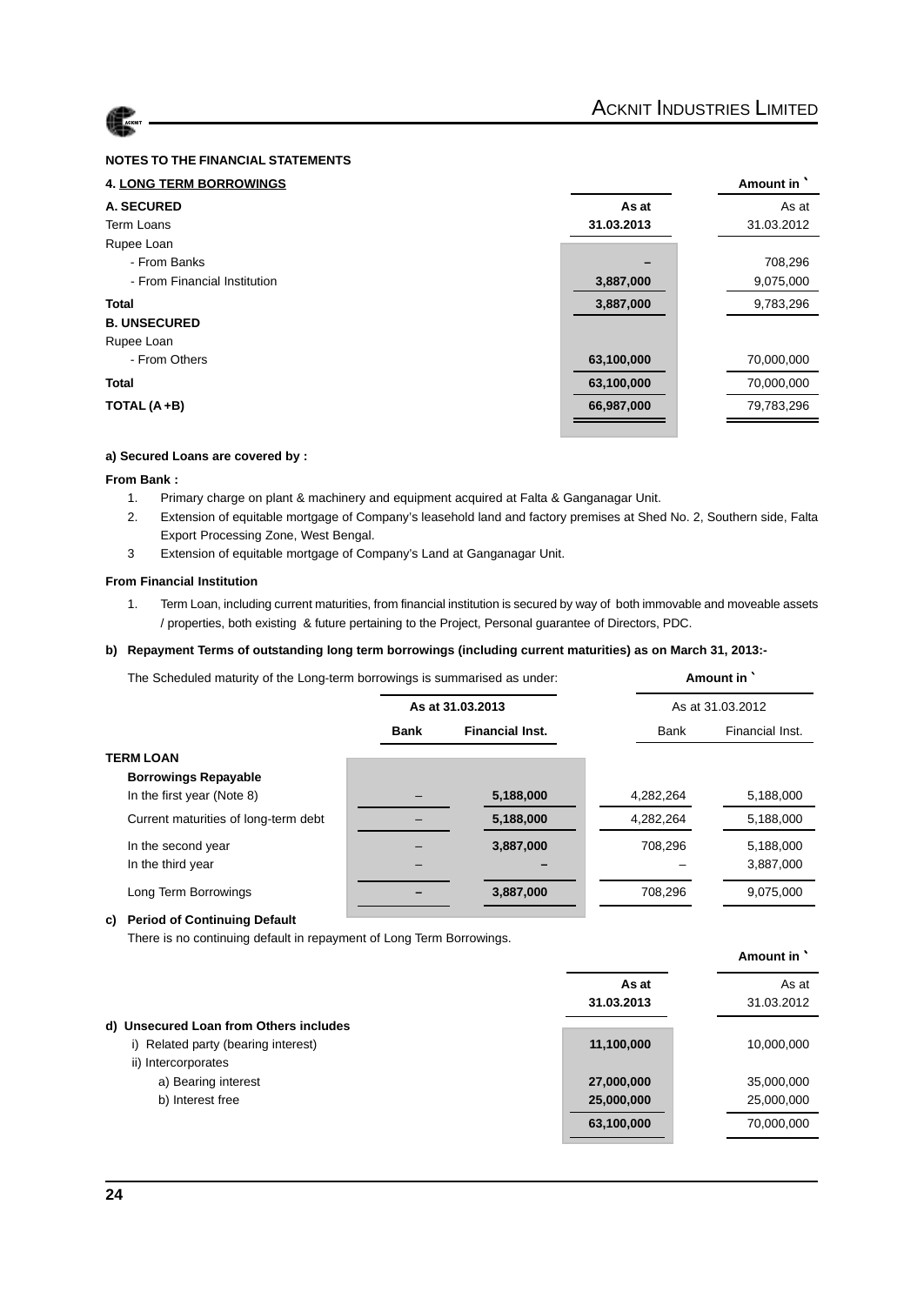## NOTES TO THE FINANCIAL STATEMENTS

### 4. LONG TERM BORROWINGS

Amount in `

| | As at 31.03.2013 | As at 31.03.2012 |
|---|---|---|
| **A. SECURED** | | |
| Term Loans | | |
| Rupee Loan | | |
| - From Banks | – | 708,296 |
| - From Financial Institution | 3,887,000 | 9,075,000 |
| **Total** | 3,887,000 | 9,783,296 |
| **B. UNSECURED** | | |
| Rupee Loan | | |
| - From Others | 63,100,000 | 70,000,000 |
| **Total** | 63,100,000 | 70,000,000 |
| **TOTAL (A +B)** | 66,987,000 | 79,783,296 |

**a) Secured Loans are covered by :**

**From Bank :**

1. Primary charge on plant & machinery and equipment acquired at Falta & Ganganagar Unit.
2. Extension of equitable mortgage of Company's leasehold land and factory premises at Shed No. 2, Southern side, Falta Export Processing Zone, West Bengal.
3. Extension of equitable mortgage of Company's Land at Ganganagar Unit.

**From Financial Institution**

1. Term Loan, including current maturities, from financial institution is secured by way of both immovable and moveable assets / properties, both existing & future pertaining to the Project, Personal guarantee of Directors, PDC.

**b) Repayment Terms of outstanding long term borrowings (including current maturities) as on March 31, 2013:-**

The Scheduled maturity of the Long-term borrowings is summarised as under:

Amount in `

| | As at 31.03.2013 | | As at 31.03.2012 | |
|---|---|---|---|---|
| | **Bank** | **Financial Inst.** | Bank | Financial Inst. |
| **TERM LOAN** | | | | |
| **Borrowings Repayable** | | | | |
| In the first year (Note 8) | – | 5,188,000 | 4,282,264 | 5,188,000 |
| Current maturities of long-term debt | – | 5,188,000 | 4,282,264 | 5,188,000 |
| In the second year | – | 3,887,000 | 708,296 | 5,188,000 |
| In the third year | – | – | – | 3,887,000 |
| Long Term Borrowings | – | 3,887,000 | 708,296 | 9,075,000 |

**c) Period of Continuing Default**

There is no continuing default in repayment of Long Term Borrowings.

Amount in `

| | As at 31.03.2013 | As at 31.03.2012 |
|---|---|---|
| **d) Unsecured Loan from Others includes** | | |
| i) Related party (bearing interest) | 11,100,000 | 10,000,000 |
| ii) Intercorporates | | |
| a) Bearing interest | 27,000,000 | 35,000,000 |
| b) Interest free | 25,000,000 | 25,000,000 |
| | 63,100,000 | 70,000,000 |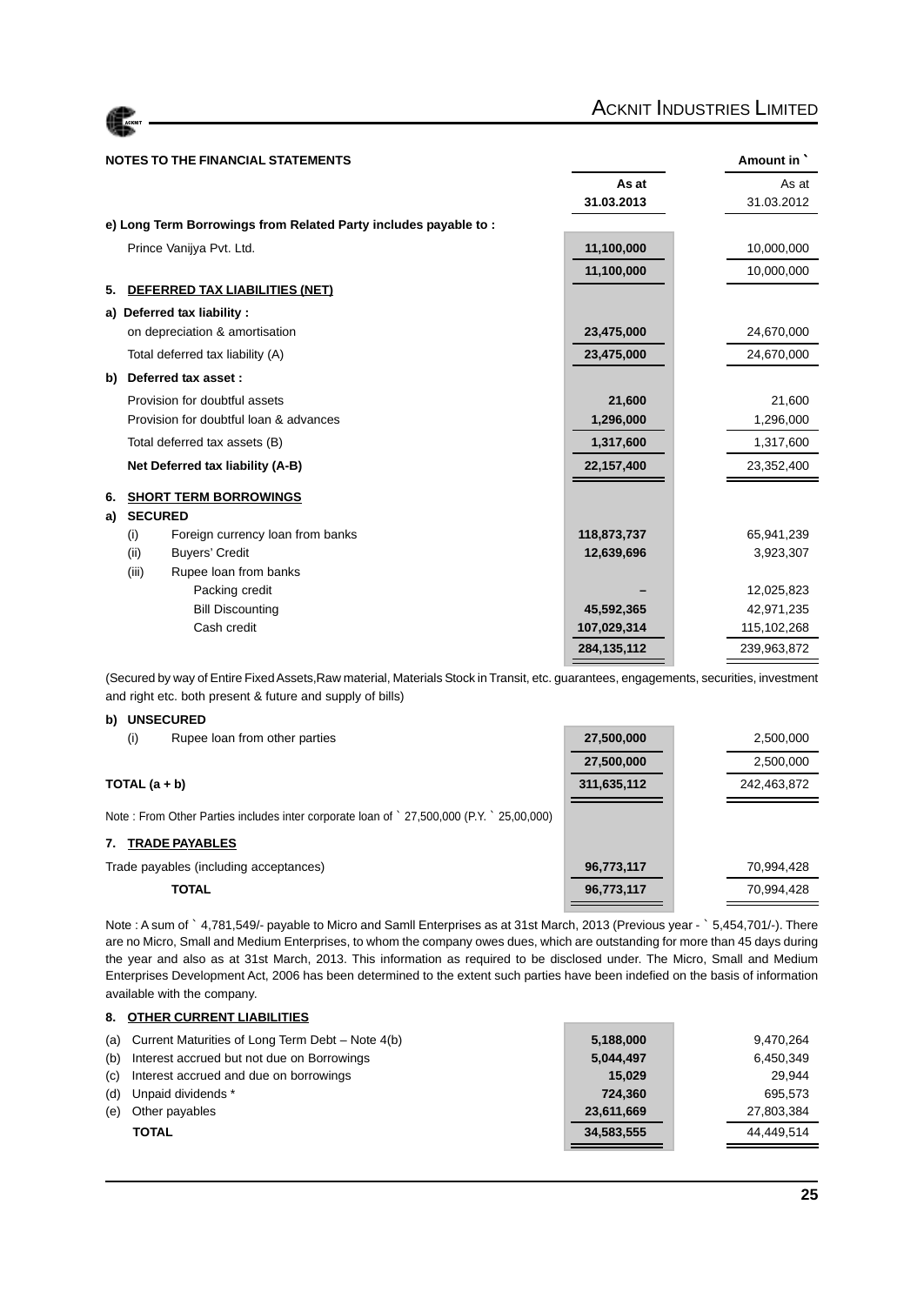**NOTES TO THE FINANCIAL STATEMENTS** Amount in `

| | As at 31.03.2013 | As at 31.03.2012 |
|---|---|---|
| **e) Long Term Borrowings from Related Party includes payable to :** | | |
| Prince Vanijya Pvt. Ltd. | **11,100,000** | 10,000,000 |
| | **11,100,000** | 10,000,000 |

## 5. DEFERRED TAX LIABILITIES (NET)

| | As at 31.03.2013 | As at 31.03.2012 |
|---|---|---|
| **a) Deferred tax liability :** | | |
| on depreciation & amortisation | **23,475,000** | 24,670,000 |
| Total deferred tax liability (A) | **23,475,000** | 24,670,000 |
| **b) Deferred tax asset :** | | |
| Provision for doubtful assets | **21,600** | 21,600 |
| Provision for doubtful loan & advances | **1,296,000** | 1,296,000 |
| Total deferred tax assets (B) | **1,317,600** | 1,317,600 |
| **Net Deferred tax liability (A-B)** | **22,157,400** | 23,352,400 |

## 6. SHORT TERM BORROWINGS

| | As at 31.03.2013 | As at 31.03.2012 |
|---|---|---|
| **a) SECURED** | | |
| (i) Foreign currency loan from banks | **118,873,737** | 65,941,239 |
| (ii) Buyers' Credit | **12,639,696** | 3,923,307 |
| (iii) Rupee loan from banks | | |
| Packing credit | **–** | 12,025,823 |
| Bill Discounting | **45,592,365** | 42,971,235 |
| Cash credit | **107,029,314** | 115,102,268 |
| | **284,135,112** | 239,963,872 |

(Secured by way of Entire Fixed Assets,Raw material, Materials Stock in Transit, etc. guarantees, engagements, securities, investment and right etc. both present & future and supply of bills)

| | As at 31.03.2013 | As at 31.03.2012 |
|---|---|---|
| **b) UNSECURED** | | |
| (i) Rupee loan from other parties | **27,500,000** | 2,500,000 |
| | **27,500,000** | 2,500,000 |
| **TOTAL (a + b)** | **311,635,112** | 242,463,872 |

Note : From Other Parties includes inter corporate loan of ` 27,500,000 (P.Y. ` 25,00,000)

## 7. TRADE PAYABLES

| | As at 31.03.2013 | As at 31.03.2012 |
|---|---|---|
| Trade payables (including acceptances) | **96,773,117** | 70,994,428 |
| **TOTAL** | **96,773,117** | 70,994,428 |

Note : A sum of ` 4,781,549/- payable to Micro and Samll Enterprises as at 31st March, 2013 (Previous year - ` 5,454,701/-). There are no Micro, Small and Medium Enterprises, to whom the company owes dues, which are outstanding for more than 45 days during the year and also as at 31st March, 2013. This information as required to be disclosed under. The Micro, Small and Medium Enterprises Development Act, 2006 has been determined to the extent such parties have been indefied on the basis of information available with the company.

## 8. OTHER CURRENT LIABILITIES

| | As at 31.03.2013 | As at 31.03.2012 |
|---|---|---|
| (a) Current Maturities of Long Term Debt – Note 4(b) | **5,188,000** | 9,470,264 |
| (b) Interest accrued but not due on Borrowings | **5,044,497** | 6,450,349 |
| (c) Interest accrued and due on borrowings | **15,029** | 29,944 |
| (d) Unpaid dividends * | **724,360** | 695,573 |
| (e) Other payables | **23,611,669** | 27,803,384 |
| **TOTAL** | **34,583,555** | 44,449,514 |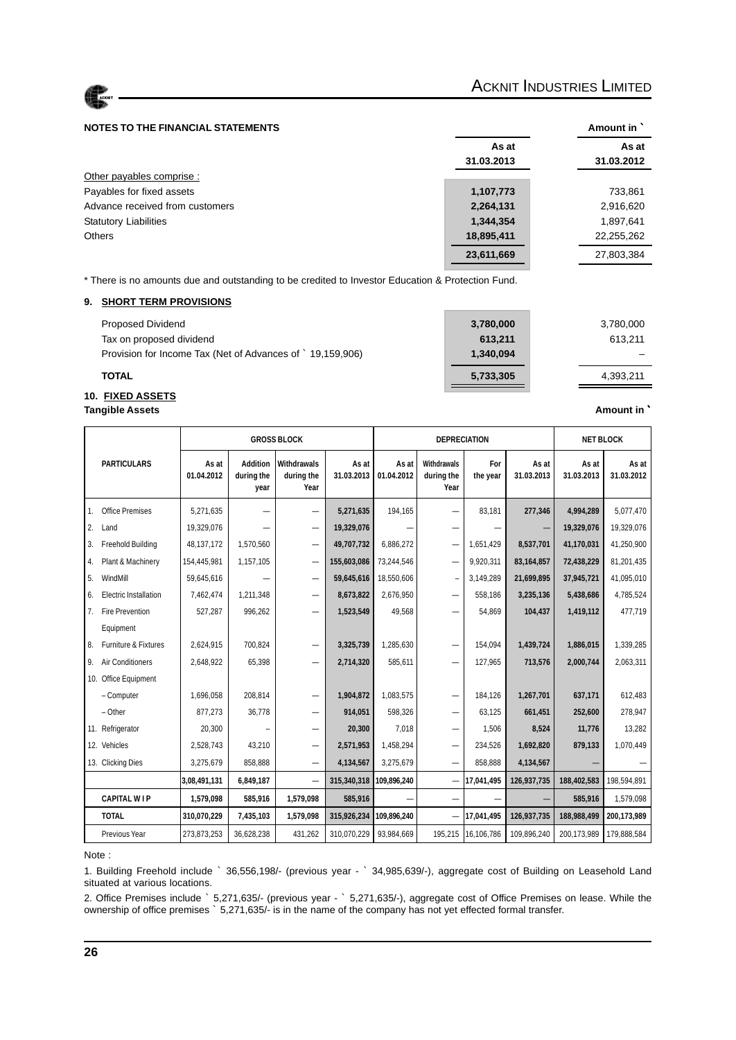**NOTES TO THE FINANCIAL STATEMENTS**

Amount in `

| | As at 31.03.2013 | As at 31.03.2012 |
|---|---|---|
| Other payables comprise : | | |
| Payables for fixed assets | 1,107,773 | 733,861 |
| Advance received from customers | 2,264,131 | 2,916,620 |
| Statutory Liabilities | 1,344,354 | 1,897,641 |
| Others | 18,895,411 | 22,255,262 |
| | 23,611,669 | 27,803,384 |

* There is no amounts due and outstanding to be credited to Investor Education & Protection Fund.

## 9. SHORT TERM PROVISIONS

| | | |
|---|---|---|
| Proposed Dividend | 3,780,000 | 3,780,000 |
| Tax on proposed dividend | 613,211 | 613,211 |
| Provision for Income Tax (Net of Advances of ` 19,159,906) | 1,340,094 | – |
| **TOTAL** | **5,733,305** | 4,393,211 |

## 10. FIXED ASSETS

**Tangible Assets**

Amount in `

| PARTICULARS | GROSS BLOCK | | | | DEPRECIATION | | | | NET BLOCK | |
|---|---|---|---|---|---|---|---|---|---|---|
| | As at 01.04.2012 | Addition during the year | Withdrawals during the Year | As at 31.03.2013 | As at 01.04.2012 | Withdrawals during the Year | For the year | As at 31.03.2013 | As at 31.03.2013 | As at 31.03.2012 |
| 1. Office Premises | 5,271,635 | — | — | 5,271,635 | 194,165 | — | 83,181 | 277,346 | 4,994,289 | 5,077,470 |
| 2. Land | 19,329,076 | — | — | 19,329,076 | — | — | — | — | 19,329,076 | 19,329,076 |
| 3. Freehold Building | 48,137,172 | 1,570,560 | — | 49,707,732 | 6,886,272 | — | 1,651,429 | 8,537,701 | 41,170,031 | 41,250,900 |
| 4. Plant & Machinery | 154,445,981 | 1,157,105 | — | 155,603,086 | 73,244,546 | — | 9,920,311 | 83,164,857 | 72,438,229 | 81,201,435 |
| 5. WindMill | 59,645,616 | — | — | 59,645,616 | 18,550,606 | – | 3,149,289 | 21,699,895 | 37,945,721 | 41,095,010 |
| 6. Electric Installation | 7,462,474 | 1,211,348 | — | 8,673,822 | 2,676,950 | — | 558,186 | 3,235,136 | 5,438,686 | 4,785,524 |
| 7. Fire Prevention Equipment | 527,287 | 996,262 | — | 1,523,549 | 49,568 | — | 54,869 | 104,437 | 1,419,112 | 477,719 |
| 8. Furniture & Fixtures | 2,624,915 | 700,824 | — | 3,325,739 | 1,285,630 | — | 154,094 | 1,439,724 | 1,886,015 | 1,339,285 |
| 9. Air Conditioners | 2,648,922 | 65,398 | — | 2,714,320 | 585,611 | — | 127,965 | 713,576 | 2,000,744 | 2,063,311 |
| 10. Office Equipment | | | | | | | | | | |
| – Computer | 1,696,058 | 208,814 | — | 1,904,872 | 1,083,575 | — | 184,126 | 1,267,701 | 637,171 | 612,483 |
| – Other | 877,273 | 36,778 | — | 914,051 | 598,326 | — | 63,125 | 661,451 | 252,600 | 278,947 |
| 11. Refrigerator | 20,300 | – | — | 20,300 | 7,018 | — | 1,506 | 8,524 | 11,776 | 13,282 |
| 12. Vehicles | 2,528,743 | 43,210 | — | 2,571,953 | 1,458,294 | — | 234,526 | 1,692,820 | 879,133 | 1,070,449 |
| 13. Clicking Dies | 3,275,679 | 858,888 | — | 4,134,567 | 3,275,679 | — | 858,888 | 4,134,567 | — | — |
| | 3,08,491,131 | 6,849,187 | — | 315,340,318 | 109,896,240 | — | 17,041,495 | 126,937,735 | 188,402,583 | 198,594,891 |
| CAPITAL W I P | 1,579,098 | 585,916 | 1,579,098 | 585,916 | — | — | — | — | 585,916 | 1,579,098 |
| TOTAL | 310,070,229 | 7,435,103 | 1,579,098 | 315,926,234 | 109,896,240 | — | 17,041,495 | 126,937,735 | 188,988,499 | 200,173,989 |
| Previous Year | 273,873,253 | 36,628,238 | 431,262 | 310,070,229 | 93,984,669 | 195,215 | 16,106,786 | 109,896,240 | 200,173,989 | 179,888,584 |

Note :

1. Building Freehold include ` 36,556,198/- (previous year - ` 34,985,639/-), aggregate cost of Building on Leasehold Land situated at various locations.

2. Office Premises include ` 5,271,635/- (previous year - ` 5,271,635/-), aggregate cost of Office Premises on lease. While the ownership of office premises ` 5,271,635/- is in the name of the company has not yet effected formal transfer.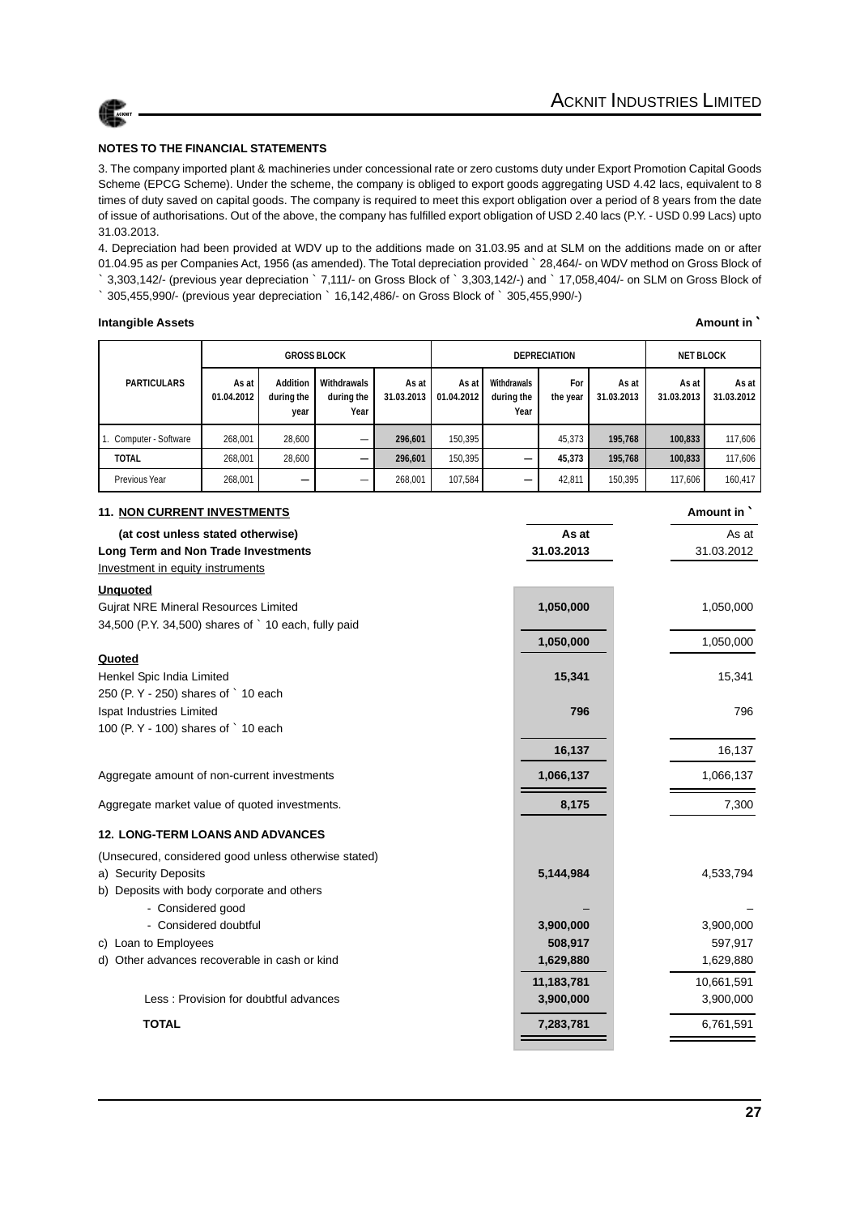## NOTES TO THE FINANCIAL STATEMENTS

3. The company imported plant & machineries under concessional rate or zero customs duty under Export Promotion Capital Goods Scheme (EPCG Scheme). Under the scheme, the company is obliged to export goods aggregating USD 4.42 lacs, equivalent to 8 times of duty saved on capital goods. The company is required to meet this export obligation over a period of 8 years from the date of issue of authorisations. Out of the above, the company has fulfilled export obligation of USD 2.40 lacs (P.Y. - USD 0.99 Lacs) upto 31.03.2013.

4. Depreciation had been provided at WDV up to the additions made on 31.03.95 and at SLM on the additions made on or after 01.04.95 as per Companies Act, 1956 (as amended). The Total depreciation provided ` 28,464/- on WDV method on Gross Block of ` 3,303,142/- (previous year depreciation ` 7,111/- on Gross Block of ` 3,303,142/-) and ` 17,058,404/- on SLM on Gross Block of ` 305,455,990/- (previous year depreciation ` 16,142,486/- on Gross Block of ` 305,455,990/-)

**Intangible Assets** **Amount in `**

| PARTICULARS | GROSS BLOCK | | | | DEPRECIATION | | | | NET BLOCK | |
|---|---|---|---|---|---|---|---|---|---|---|
| | As at 01.04.2012 | Addition during the year | Withdrawals during the Year | As at 31.03.2013 | As at 01.04.2012 | Withdrawals during the Year | For the year | As at 31.03.2013 | As at 31.03.2013 | As at 31.03.2012 |
| 1. Computer - Software | 268,001 | 28,600 | — | **296,601** | 150,395 | | 45,373 | **195,768** | **100,833** | 117,606 |
| **TOTAL** | 268,001 | 28,600 | — | **296,601** | 150,395 | — | **45,373** | **195,768** | **100,833** | 117,606 |
| Previous Year | 268,001 | — | — | 268,001 | 107,584 | — | 42,811 | 150,395 | 117,606 | 160,417 |

### 11. NON CURRENT INVESTMENTS

| | As at 31.03.2013 | As at 31.03.2012 |
|---|---|---|
| **(at cost unless stated otherwise)** | | Amount in ` |
| **Long Term and Non Trade Investments** | | |
| Investment in equity instruments | | |
| **Unquoted** | | |
| Gujrat NRE Mineral Resources Limited<br>34,500 (P.Y. 34,500) shares of ` 10 each, fully paid | **1,050,000** | 1,050,000 |
| | **1,050,000** | 1,050,000 |
| **Quoted** | | |
| Henkel Spic India Limited<br>250 (P. Y - 250) shares of ` 10 each | **15,341** | 15,341 |
| Ispat Industries Limited<br>100 (P. Y - 100) shares of ` 10 each | **796** | 796 |
| | **16,137** | 16,137 |
| Aggregate amount of non-current investments | **1,066,137** | 1,066,137 |
| Aggregate market value of quoted investments. | **8,175** | 7,300 |

### 12. LONG-TERM LOANS AND ADVANCES

| | As at 31.03.2013 | As at 31.03.2012 |
|---|---|---|
| (Unsecured, considered good unless otherwise stated) | | |
| a) Security Deposits | **5,144,984** | 4,533,794 |
| b) Deposits with body corporate and others | | |
| - Considered good | – | – |
| - Considered doubtful | **3,900,000** | 3,900,000 |
| c) Loan to Employees | **508,917** | 597,917 |
| d) Other advances recoverable in cash or kind | **1,629,880** | 1,629,880 |
| | **11,183,781** | 10,661,591 |
| Less : Provision for doubtful advances | **3,900,000** | 3,900,000 |
| **TOTAL** | **7,283,781** | 6,761,591 |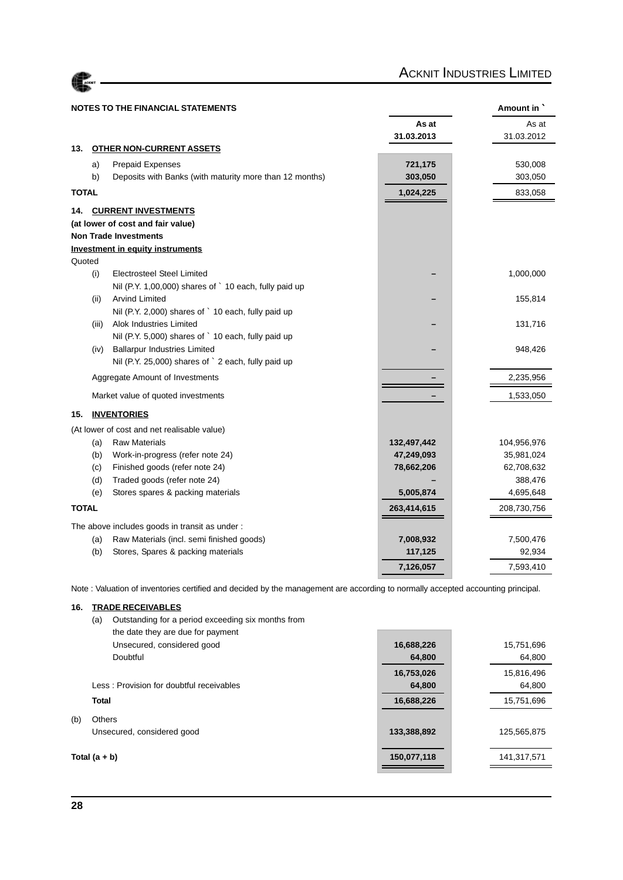**NOTES TO THE FINANCIAL STATEMENTS**

| | | Amount in ` As at 31.03.2013 | As at 31.03.2012 |
|---|---|---|---|
| **13.** | **OTHER NON-CURRENT ASSETS** | | |
| a) | Prepaid Expenses | **721,175** | 530,008 |
| b) | Deposits with Banks (with maturity more than 12 months) | **303,050** | 303,050 |
| **TOTAL** | | **1,024,225** | 833,058 |
| **14.** | **CURRENT INVESTMENTS** | | |
| | **(at lower of cost and fair value)** | | |
| | **Non Trade Investments** | | |
| | **Investment in equity instruments** | | |
| Quoted | | | |
| (i) | Electrosteel Steel Limited Nil (P.Y. 1,00,000) shares of ` 10 each, fully paid up | **–** | 1,000,000 |
| (ii) | Arvind Limited Nil (P.Y. 2,000) shares of ` 10 each, fully paid up | **–** | 155,814 |
| (iii) | Alok Industries Limited Nil (P.Y. 5,000) shares of ` 10 each, fully paid up | **–** | 131,716 |
| (iv) | Ballarpur Industries Limited Nil (P.Y. 25,000) shares of ` 2 each, fully paid up | **–** | 948,426 |
| | Aggregate Amount of Investments | **–** | 2,235,956 |
| | Market value of quoted investments | **–** | 1,533,050 |
| **15.** | **INVENTORIES** | | |
| | (At lower of cost and net realisable value) | | |
| (a) | Raw Materials | **132,497,442** | 104,956,976 |
| (b) | Work-in-progress (refer note 24) | **47,249,093** | 35,981,024 |
| (c) | Finished goods (refer note 24) | **78,662,206** | 62,708,632 |
| (d) | Traded goods (refer note 24) | **–** | 388,476 |
| (e) | Stores spares & packing materials | **5,005,874** | 4,695,648 |
| **TOTAL** | | **263,414,615** | 208,730,756 |
| | The above includes goods in transit as under : | | |
| (a) | Raw Materials (incl. semi finished goods) | **7,008,932** | 7,500,476 |
| (b) | Stores, Spares & packing materials | **117,125** | 92,934 |
| | | **7,126,057** | 7,593,410 |

Note : Valuation of inventories certified and decided by the management are according to normally accepted accounting principal.

| | | As at 31.03.2013 | As at 31.03.2012 |
|---|---|---|---|
| **16.** | **TRADE RECEIVABLES** | | |
| (a) | Outstanding for a period exceeding six months from the date they are due for payment | | |
| | Unsecured, considered good | **16,688,226** | 15,751,696 |
| | Doubtful | **64,800** | 64,800 |
| | | **16,753,026** | 15,816,496 |
| | Less : Provision for doubtful receivables | **64,800** | 64,800 |
| | **Total** | **16,688,226** | 15,751,696 |
| (b) | Others | | |
| | Unsecured, considered good | **133,388,892** | 125,565,875 |
| **Total (a + b)** | | **150,077,118** | 141,317,571 |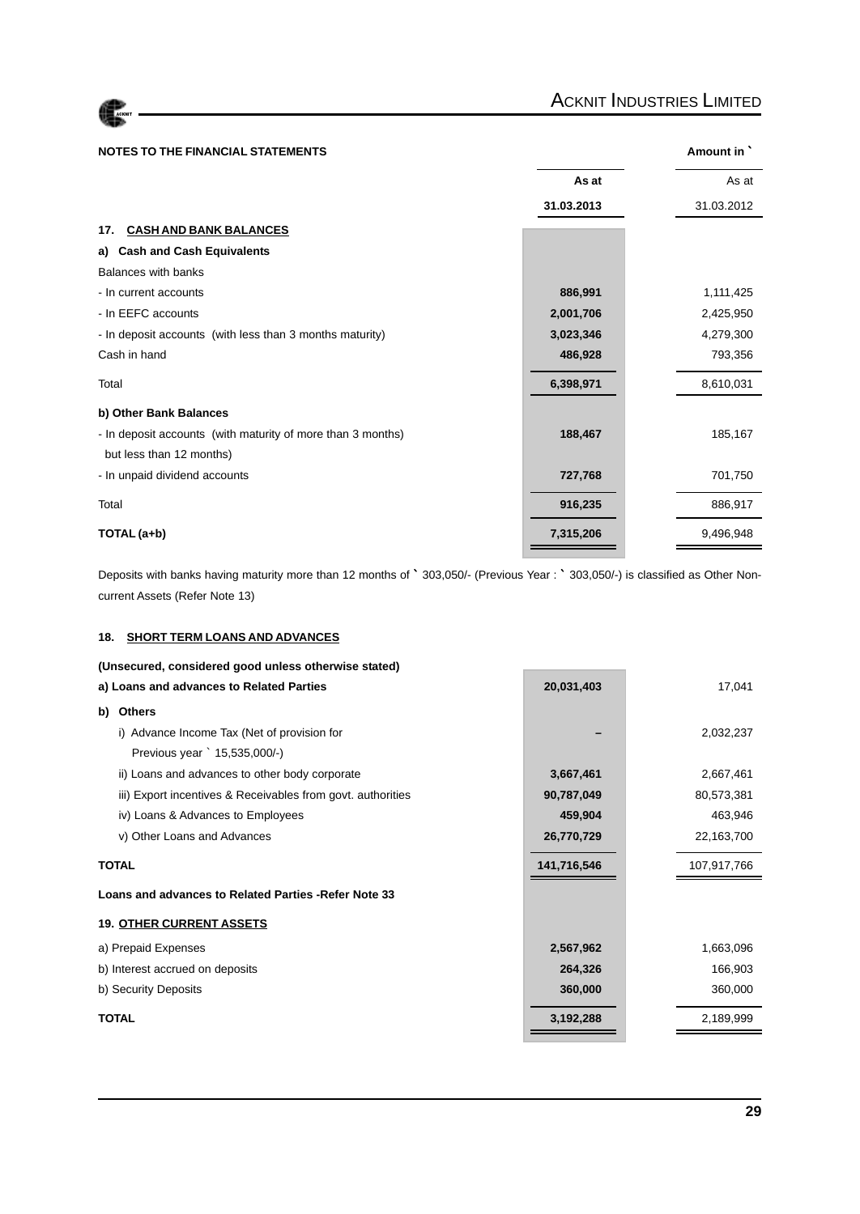## NOTES TO THE FINANCIAL STATEMENTS

Amount in `

| | As at 31.03.2013 | As at 31.03.2012 |
|---|---|---|
| **17. CASH AND BANK BALANCES** | | |
| **a) Cash and Cash Equivalents** | | |
| Balances with banks | | |
| - In current accounts | **886,991** | 1,111,425 |
| - In EEFC accounts | **2,001,706** | 2,425,950 |
| - In deposit accounts (with less than 3 months maturity) | **3,023,346** | 4,279,300 |
| Cash in hand | **486,928** | 793,356 |
| Total | **6,398,971** | 8,610,031 |
| **b) Other Bank Balances** | | |
| - In deposit accounts (with maturity of more than 3 months) but less than 12 months) | **188,467** | 185,167 |
| - In unpaid dividend accounts | **727,768** | 701,750 |
| Total | **916,235** | 886,917 |
| **TOTAL (a+b)** | **7,315,206** | 9,496,948 |

Deposits with banks having maturity more than 12 months of ` 303,050/- (Previous Year : ` 303,050/-) is classified as Other Non-current Assets (Refer Note 13)

| | As at 31.03.2013 | As at 31.03.2012 |
|---|---|---|
| **18. SHORT TERM LOANS AND ADVANCES** | | |
| **(Unsecured, considered good unless otherwise stated)** | | |
| **a) Loans and advances to Related Parties** | **20,031,403** | 17,041 |
| **b) Others** | | |
| i) Advance Income Tax (Net of provision for Previous year ` 15,535,000/-) | **–** | 2,032,237 |
| ii) Loans and advances to other body corporate | **3,667,461** | 2,667,461 |
| iii) Export incentives & Receivables from govt. authorities | **90,787,049** | 80,573,381 |
| iv) Loans & Advances to Employees | **459,904** | 463,946 |
| v) Other Loans and Advances | **26,770,729** | 22,163,700 |
| **TOTAL** | **141,716,546** | 107,917,766 |
| **Loans and advances to Related Parties -Refer Note 33** | | |
| **19. OTHER CURRENT ASSETS** | | |
| a) Prepaid Expenses | **2,567,962** | 1,663,096 |
| b) Interest accrued on deposits | **264,326** | 166,903 |
| b) Security Deposits | **360,000** | 360,000 |
| **TOTAL** | **3,192,288** | 2,189,999 |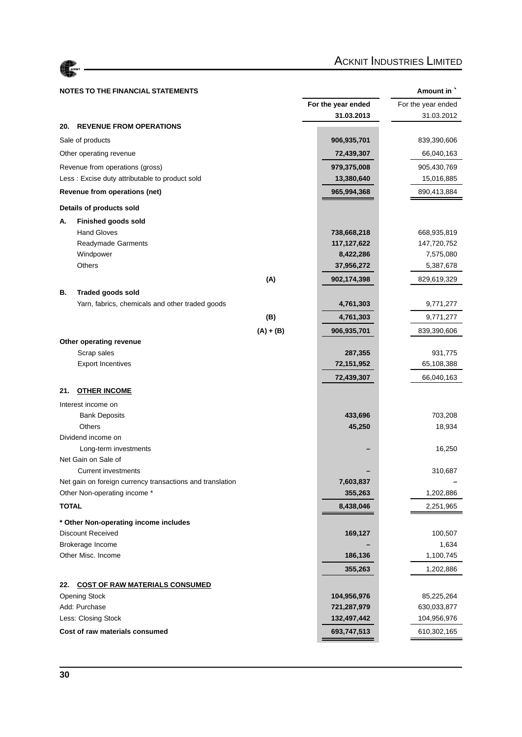## NOTES TO THE FINANCIAL STATEMENTS

Amount in `

| | | For the year ended 31.03.2013 | For the year ended 31.03.2012 |
|---|---|---|---|
| **20. REVENUE FROM OPERATIONS** | | | |
| Sale of products | | **906,935,701** | 839,390,606 |
| Other operating revenue | | **72,439,307** | 66,040,163 |
| Revenue from operations (gross) | | **979,375,008** | 905,430,769 |
| Less : Excise duty attributable to product sold | | **13,380,640** | 15,016,885 |
| **Revenue from operations (net)** | | **965,994,368** | 890,413,884 |
| **Details of products sold** | | | |
| **A. Finished goods sold** | | | |
| Hand Gloves | | **738,668,218** | 668,935,819 |
| Readymade Garments | | **117,127,622** | 147,720,752 |
| Windpower | | **8,422,286** | 7,575,080 |
| Others | | **37,956,272** | 5,387,678 |
| | **(A)** | **902,174,398** | 829,619,329 |
| **B. Traded goods sold** | | | |
| Yarn, fabrics, chemicals and other traded goods | | **4,761,303** | 9,771,277 |
| | **(B)** | **4,761,303** | 9,771,277 |
| | **(A) + (B)** | **906,935,701** | 839,390,606 |
| **Other operating revenue** | | | |
| Scrap sales | | **287,355** | 931,775 |
| Export Incentives | | **72,151,952** | 65,108,388 |
| | | **72,439,307** | 66,040,163 |
| **21. OTHER INCOME** | | | |
| Interest income on | | | |
| Bank Deposits | | **433,696** | 703,208 |
| Others | | **45,250** | 18,934 |
| Dividend income on | | | |
| Long-term investments | | **–** | 16,250 |
| Net Gain on Sale of | | | |
| Current investments | | **–** | 310,687 |
| Net gain on foreign currency transactions and translation | | **7,603,837** | – |
| Other Non-operating income * | | **355,263** | 1,202,886 |
| **TOTAL** | | **8,438,046** | 2,251,965 |
| *** Other Non-operating income includes** | | | |
| Discount Received | | **169,127** | 100,507 |
| Brokerage Income | | **–** | 1,634 |
| Other Misc. Income | | **186,136** | 1,100,745 |
| | | **355,263** | 1,202,886 |
| **22. COST OF RAW MATERIALS CONSUMED** | | | |
| Opening Stock | | **104,956,976** | 85,225,264 |
| Add: Purchase | | **721,287,979** | 630,033,877 |
| Less: Closing Stock | | **132,497,442** | 104,956,976 |
| **Cost of raw materials consumed** | | **693,747,513** | 610,302,165 |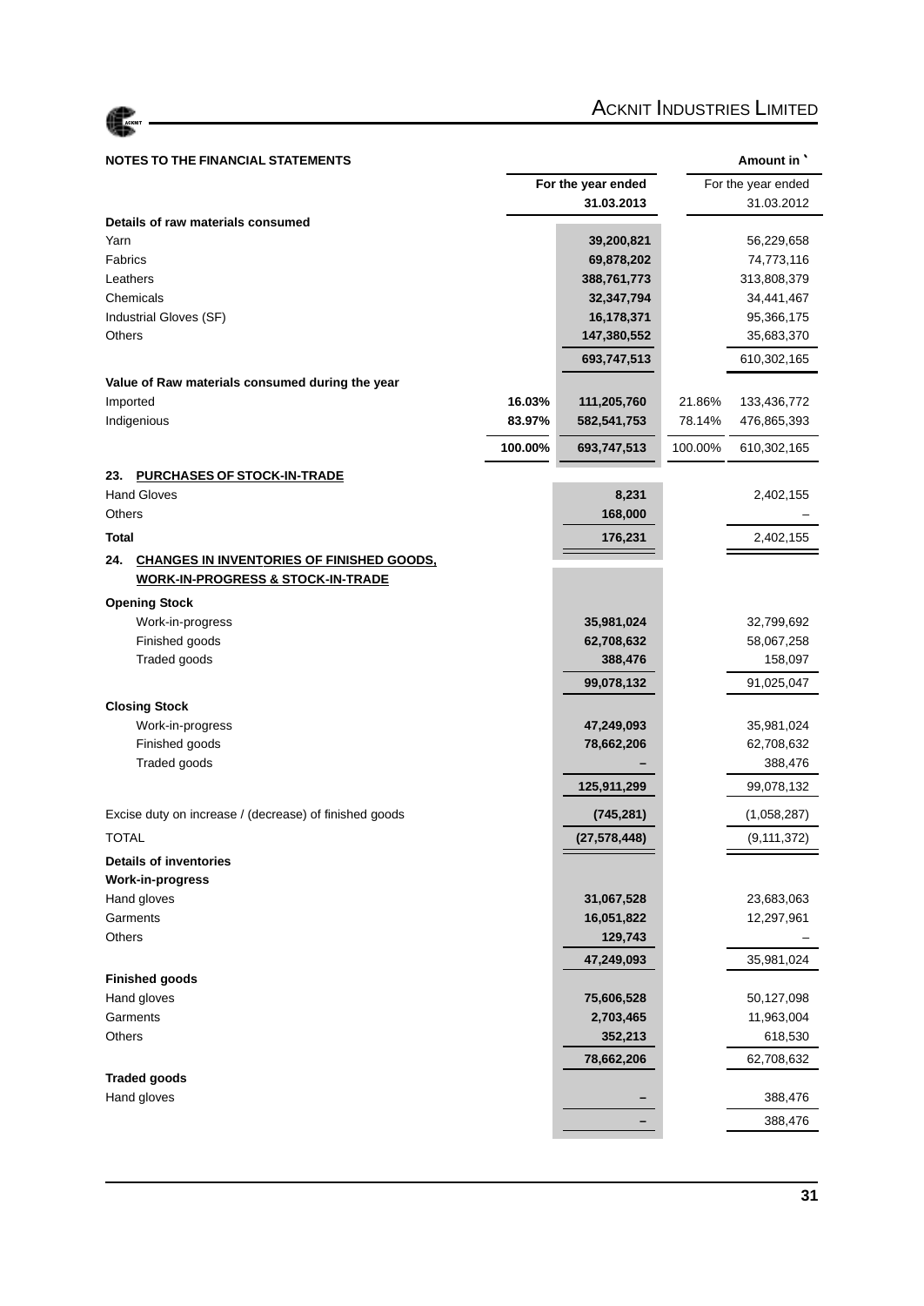## NOTES TO THE FINANCIAL STATEMENTS

Amount in `

| | | For the year ended 31.03.2013 | | For the year ended 31.03.2012 |
|---|---|---|---|---|
| **Details of raw materials consumed** | | | | |
| Yarn | | **39,200,821** | | 56,229,658 |
| Fabrics | | **69,878,202** | | 74,773,116 |
| Leathers | | **388,761,773** | | 313,808,379 |
| Chemicals | | **32,347,794** | | 34,441,467 |
| Industrial Gloves (SF) | | **16,178,371** | | 95,366,175 |
| Others | | **147,380,552** | | 35,683,370 |
| | | **693,747,513** | | 610,302,165 |
| **Value of Raw materials consumed during the year** | | | | |
| Imported | **16.03%** | **111,205,760** | 21.86% | 133,436,772 |
| Indigenious | **83.97%** | **582,541,753** | 78.14% | 476,865,393 |
| | **100.00%** | **693,747,513** | 100.00% | 610,302,165 |
| **23. PURCHASES OF STOCK-IN-TRADE** | | | | |
| Hand Gloves | | **8,231** | | 2,402,155 |
| Others | | **168,000** | | – |
| **Total** | | **176,231** | | 2,402,155 |
| **24. CHANGES IN INVENTORIES OF FINISHED GOODS, WORK-IN-PROGRESS & STOCK-IN-TRADE** | | | | |
| **Opening Stock** | | | | |
| Work-in-progress | | **35,981,024** | | 32,799,692 |
| Finished goods | | **62,708,632** | | 58,067,258 |
| Traded goods | | **388,476** | | 158,097 |
| | | **99,078,132** | | 91,025,047 |
| **Closing Stock** | | | | |
| Work-in-progress | | **47,249,093** | | 35,981,024 |
| Finished goods | | **78,662,206** | | 62,708,632 |
| Traded goods | | **–** | | 388,476 |
| | | **125,911,299** | | 99,078,132 |
| Excise duty on increase / (decrease) of finished goods | | **(745,281)** | | (1,058,287) |
| TOTAL | | **(27,578,448)** | | (9,111,372) |
| **Details of inventories** | | | | |
| **Work-in-progress** | | | | |
| Hand gloves | | **31,067,528** | | 23,683,063 |
| Garments | | **16,051,822** | | 12,297,961 |
| Others | | **129,743** | | – |
| | | **47,249,093** | | 35,981,024 |
| **Finished goods** | | | | |
| Hand gloves | | **75,606,528** | | 50,127,098 |
| Garments | | **2,703,465** | | 11,963,004 |
| Others | | **352,213** | | 618,530 |
| | | **78,662,206** | | 62,708,632 |
| **Traded goods** | | | | |
| Hand gloves | | **–** | | 388,476 |
| | | **–** | | 388,476 |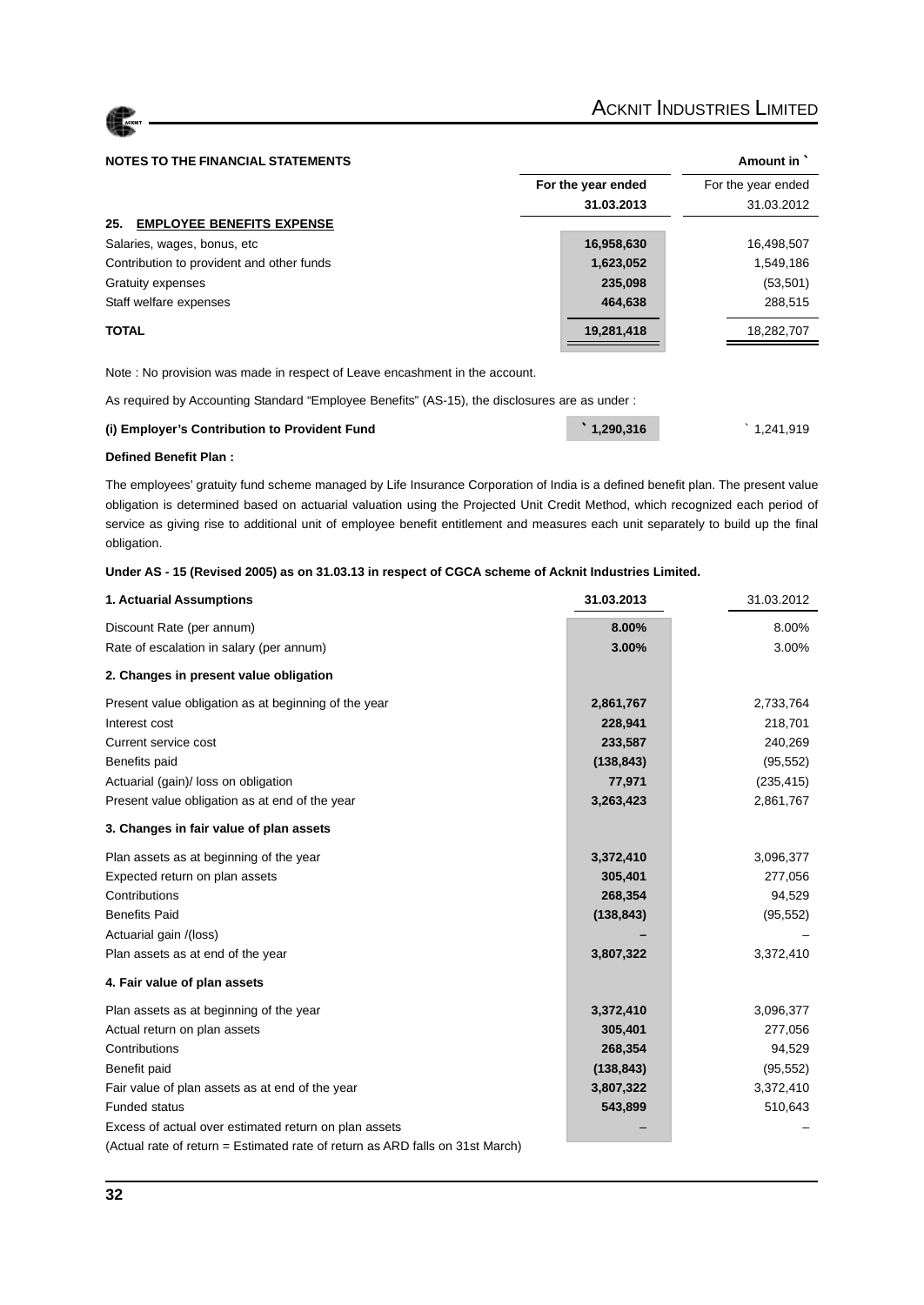## NOTES TO THE FINANCIAL STATEMENTS

Amount in `

| | For the year ended 31.03.2013 | For the year ended 31.03.2012 |
|---|---|---|
| **25. EMPLOYEE BENEFITS EXPENSE** | | |
| Salaries, wages, bonus, etc | **16,958,630** | 16,498,507 |
| Contribution to provident and other funds | **1,623,052** | 1,549,186 |
| Gratuity expenses | **235,098** | (53,501) |
| Staff welfare expenses | **464,638** | 288,515 |
| **TOTAL** | **19,281,418** | 18,282,707 |

Note : No provision was made in respect of Leave encashment in the account.

As required by Accounting Standard "Employee Benefits" (AS-15), the disclosures are as under :

| | | |
|---|---|---|
| **(i) Employer's Contribution to Provident Fund** | **` 1,290,316** | ` 1,241,919 |

**Defined Benefit Plan :**

The employees' gratuity fund scheme managed by Life Insurance Corporation of India is a defined benefit plan. The present value obligation is determined based on actuarial valuation using the Projected Unit Credit Method, which recognized each period of service as giving rise to additional unit of employee benefit entitlement and measures each unit separately to build up the final obligation.

**Under AS - 15 (Revised 2005) as on 31.03.13 in respect of CGCA scheme of Acknit Industries Limited.**

| **1. Actuarial Assumptions** | **31.03.2013** | 31.03.2012 |
|---|---|---|
| Discount Rate (per annum) | **8.00%** | 8.00% |
| Rate of escalation in salary (per annum) | **3.00%** | 3.00% |
| **2. Changes in present value obligation** | | |
| Present value obligation as at beginning of the year | **2,861,767** | 2,733,764 |
| Interest cost | **228,941** | 218,701 |
| Current service cost | **233,587** | 240,269 |
| Benefits paid | **(138,843)** | (95,552) |
| Actuarial (gain)/ loss on obligation | **77,971** | (235,415) |
| Present value obligation as at end of the year | **3,263,423** | 2,861,767 |
| **3. Changes in fair value of plan assets** | | |
| Plan assets as at beginning of the year | **3,372,410** | 3,096,377 |
| Expected return on plan assets | **305,401** | 277,056 |
| Contributions | **268,354** | 94,529 |
| Benefits Paid | **(138,843)** | (95,552) |
| Actuarial gain /(loss) | **–** | – |
| Plan assets as at end of the year | **3,807,322** | 3,372,410 |
| **4. Fair value of plan assets** | | |
| Plan assets as at beginning of the year | **3,372,410** | 3,096,377 |
| Actual return on plan assets | **305,401** | 277,056 |
| Contributions | **268,354** | 94,529 |
| Benefit paid | **(138,843)** | (95,552) |
| Fair value of plan assets as at end of the year | **3,807,322** | 3,372,410 |
| Funded status | **543,899** | 510,643 |
| Excess of actual over estimated return on plan assets | – | – |
| (Actual rate of return = Estimated rate of return as ARD falls on 31st March) | | |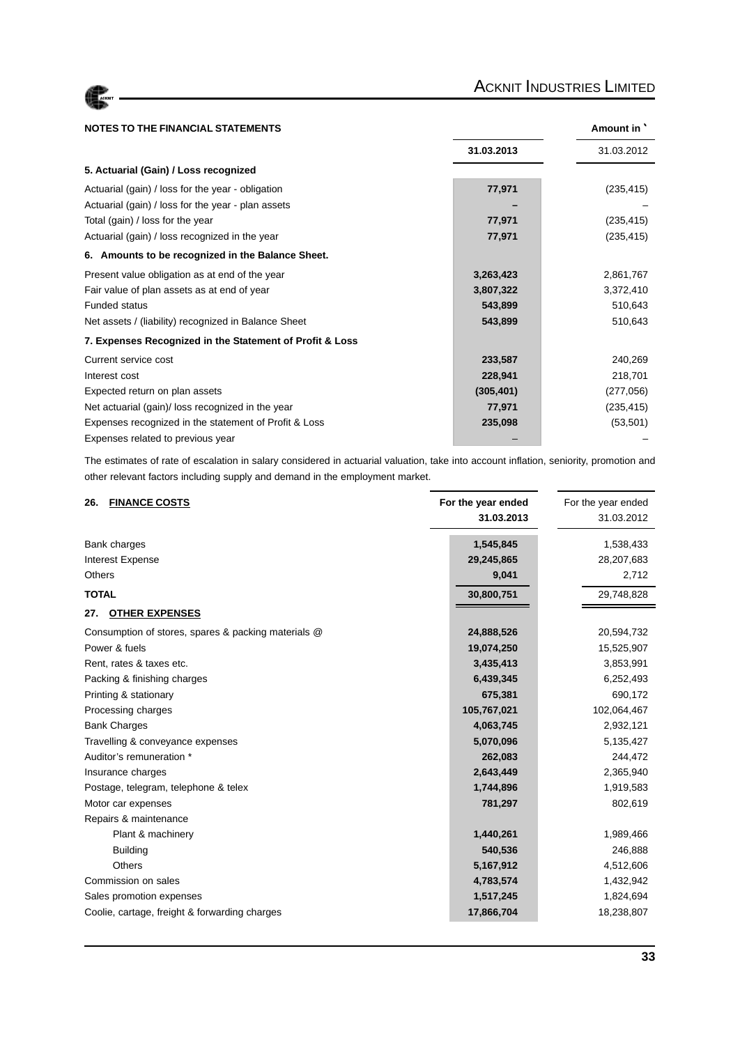**NOTES TO THE FINANCIAL STATEMENTS**

Amount in `

| | 31.03.2013 | 31.03.2012 |
|---|---|---|
| **5. Actuarial (Gain) / Loss recognized** | | |
| Actuarial (gain) / loss for the year - obligation | **77,971** | (235,415) |
| Actuarial (gain) / loss for the year - plan assets | **–** | – |
| Total (gain) / loss for the year | **77,971** | (235,415) |
| Actuarial (gain) / loss recognized in the year | **77,971** | (235,415) |
| **6. Amounts to be recognized in the Balance Sheet.** | | |
| Present value obligation as at end of the year | **3,263,423** | 2,861,767 |
| Fair value of plan assets as at end of year | **3,807,322** | 3,372,410 |
| Funded status | **543,899** | 510,643 |
| Net assets / (liability) recognized in Balance Sheet | **543,899** | 510,643 |
| **7. Expenses Recognized in the Statement of Profit & Loss** | | |
| Current service cost | **233,587** | 240,269 |
| Interest cost | **228,941** | 218,701 |
| Expected return on plan assets | **(305,401)** | (277,056) |
| Net actuarial (gain)/ loss recognized in the year | **77,971** | (235,415) |
| Expenses recognized in the statement of Profit & Loss | **235,098** | (53,501) |
| Expenses related to previous year | – | – |

The estimates of rate of escalation in salary considered in actuarial valuation, take into account inflation, seniority, promotion and other relevant factors including supply and demand in the employment market.

| **26. FINANCE COSTS** | **For the year ended 31.03.2013** | For the year ended 31.03.2012 |
|---|---|---|
| Bank charges | **1,545,845** | 1,538,433 |
| Interest Expense | **29,245,865** | 28,207,683 |
| Others | **9,041** | 2,712 |
| **TOTAL** | **30,800,751** | 29,748,828 |

| **27. OTHER EXPENSES** | | |
|---|---|---|
| Consumption of stores, spares & packing materials @ | **24,888,526** | 20,594,732 |
| Power & fuels | **19,074,250** | 15,525,907 |
| Rent, rates & taxes etc. | **3,435,413** | 3,853,991 |
| Packing & finishing charges | **6,439,345** | 6,252,493 |
| Printing & stationary | **675,381** | 690,172 |
| Processing charges | **105,767,021** | 102,064,467 |
| Bank Charges | **4,063,745** | 2,932,121 |
| Travelling & conveyance expenses | **5,070,096** | 5,135,427 |
| Auditor's remuneration * | **262,083** | 244,472 |
| Insurance charges | **2,643,449** | 2,365,940 |
| Postage, telegram, telephone & telex | **1,744,896** | 1,919,583 |
| Motor car expenses | **781,297** | 802,619 |
| Repairs & maintenance | | |
| Plant & machinery | **1,440,261** | 1,989,466 |
| Building | **540,536** | 246,888 |
| Others | **5,167,912** | 4,512,606 |
| Commission on sales | **4,783,574** | 1,432,942 |
| Sales promotion expenses | **1,517,245** | 1,824,694 |
| Coolie, cartage, freight & forwarding charges | **17,866,704** | 18,238,807 |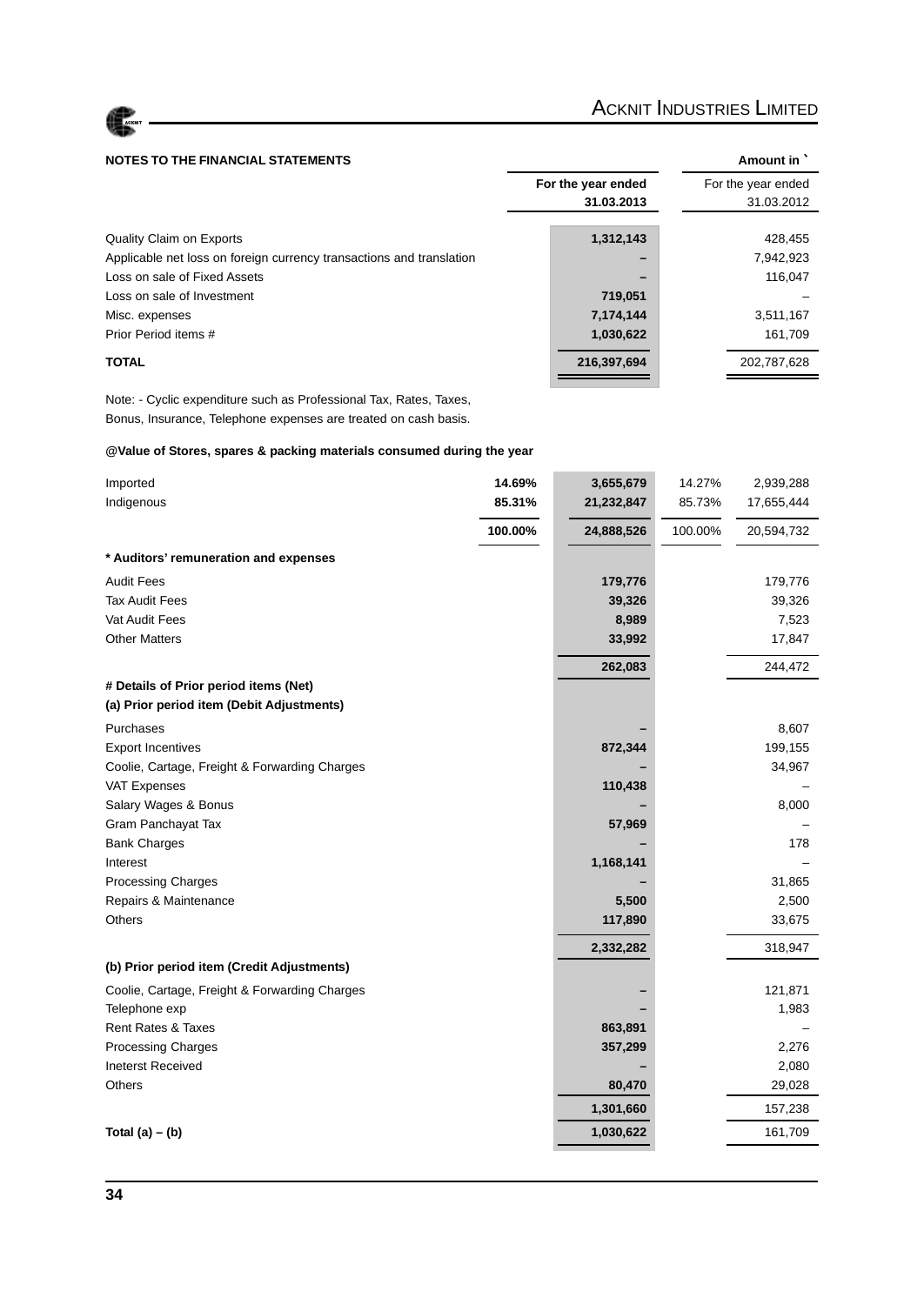## NOTES TO THE FINANCIAL STATEMENTS

Amount in `

| | For the year ended 31.03.2013 | For the year ended 31.03.2012 |
|---|---|---|
| Quality Claim on Exports | 1,312,143 | 428,455 |
| Applicable net loss on foreign currency transactions and translation | – | 7,942,923 |
| Loss on sale of Fixed Assets | – | 116,047 |
| Loss on sale of Investment | 719,051 | – |
| Misc. expenses | 7,174,144 | 3,511,167 |
| Prior Period items # | 1,030,622 | 161,709 |
| **TOTAL** | **216,397,694** | **202,787,628** |

Note: - Cyclic expenditure such as Professional Tax, Rates, Taxes, Bonus, Insurance, Telephone expenses are treated on cash basis.

**@Value of Stores, spares & packing materials consumed during the year**

| | % 2013 | 31.03.2013 | % 2012 | 31.03.2012 |
|---|---|---|---|---|
| Imported | 14.69% | 3,655,679 | 14.27% | 2,939,288 |
| Indigenous | 85.31% | 21,232,847 | 85.73% | 17,655,444 |
| | 100.00% | 24,888,526 | 100.00% | 20,594,732 |

**\* Auditors' remuneration and expenses**

| | 31.03.2013 | 31.03.2012 |
|---|---|---|
| Audit Fees | 179,776 | 179,776 |
| Tax Audit Fees | 39,326 | 39,326 |
| Vat Audit Fees | 8,989 | 7,523 |
| Other Matters | 33,992 | 17,847 |
| | 262,083 | 244,472 |

**# Details of Prior period items (Net)**

**(a) Prior period item (Debit Adjustments)**

| | 31.03.2013 | 31.03.2012 |
|---|---|---|
| Purchases | – | 8,607 |
| Export Incentives | 872,344 | 199,155 |
| Coolie, Cartage, Freight & Forwarding Charges | – | 34,967 |
| VAT Expenses | 110,438 | – |
| Salary Wages & Bonus | – | 8,000 |
| Gram Panchayat Tax | 57,969 | – |
| Bank Charges | – | 178 |
| Interest | 1,168,141 | – |
| Processing Charges | – | 31,865 |
| Repairs & Maintenance | 5,500 | 2,500 |
| Others | 117,890 | 33,675 |
| | 2,332,282 | 318,947 |

**(b) Prior period item (Credit Adjustments)**

| | 31.03.2013 | 31.03.2012 |
|---|---|---|
| Coolie, Cartage, Freight & Forwarding Charges | – | 121,871 |
| Telephone exp | – | 1,983 |
| Rent Rates & Taxes | 863,891 | – |
| Processing Charges | 357,299 | 2,276 |
| Ineterst Received | – | 2,080 |
| Others | 80,470 | 29,028 |
| | 1,301,660 | 157,238 |
| **Total (a) – (b)** | **1,030,622** | **161,709** |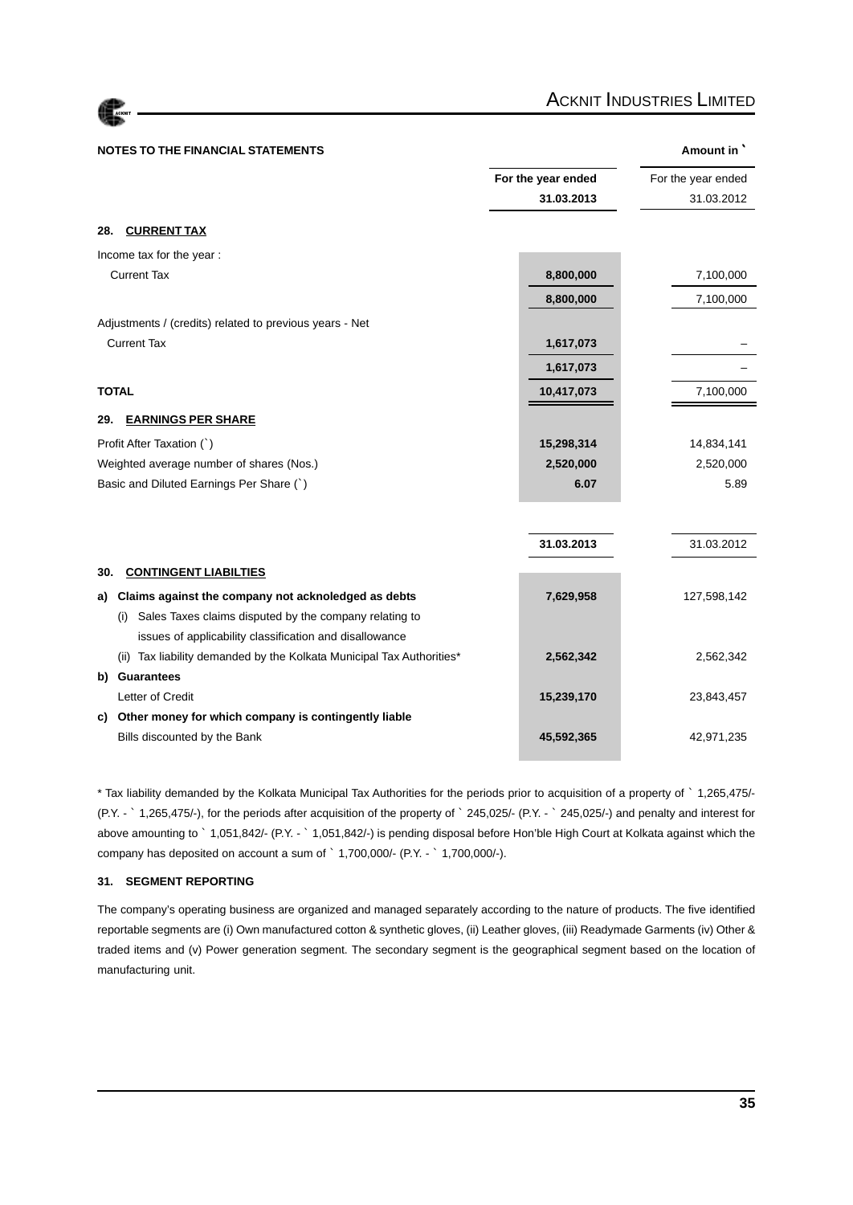## NOTES TO THE FINANCIAL STATEMENTS

Amount in `

| | For the year ended 31.03.2013 | For the year ended 31.03.2012 |
|---|---|---|
| **28. CURRENT TAX** | | |
| Income tax for the year : | | |
| Current Tax | **8,800,000** | 7,100,000 |
| | **8,800,000** | 7,100,000 |
| Adjustments / (credits) related to previous years - Net | | |
| Current Tax | **1,617,073** | – |
| | **1,617,073** | – |
| **TOTAL** | **10,417,073** | 7,100,000 |
| **29. EARNINGS PER SHARE** | | |
| Profit After Taxation (`) | **15,298,314** | 14,834,141 |
| Weighted average number of shares (Nos.) | **2,520,000** | 2,520,000 |
| Basic and Diluted Earnings Per Share (`) | **6.07** | 5.89 |

| | 31.03.2013 | 31.03.2012 |
|---|---|---|
| **30. CONTINGENT LIABILTIES** | | |
| **a) Claims against the company not acknoledged as debts** | **7,629,958** | 127,598,142 |
| (i) Sales Taxes claims disputed by the company relating to issues of applicability classification and disallowance | | |
| (ii) Tax liability demanded by the Kolkata Municipal Tax Authorities* | **2,562,342** | 2,562,342 |
| **b) Guarantees** | | |
| Letter of Credit | **15,239,170** | 23,843,457 |
| **c) Other money for which company is contingently liable** | | |
| Bills discounted by the Bank | **45,592,365** | 42,971,235 |

* Tax liability demanded by the Kolkata Municipal Tax Authorities for the periods prior to acquisition of a property of ` 1,265,475/- (P.Y. - ` 1,265,475/-), for the periods after acquisition of the property of ` 245,025/- (P.Y. - ` 245,025/-) and penalty and interest for above amounting to ` 1,051,842/- (P.Y. - ` 1,051,842/-) is pending disposal before Hon'ble High Court at Kolkata against which the company has deposited on account a sum of ` 1,700,000/- (P.Y. - ` 1,700,000/-).

**31. SEGMENT REPORTING**

The company's operating business are organized and managed separately according to the nature of products. The five identified reportable segments are (i) Own manufactured cotton & synthetic gloves, (ii) Leather gloves, (iii) Readymade Garments (iv) Other & traded items and (v) Power generation segment. The secondary segment is the geographical segment based on the location of manufacturing unit.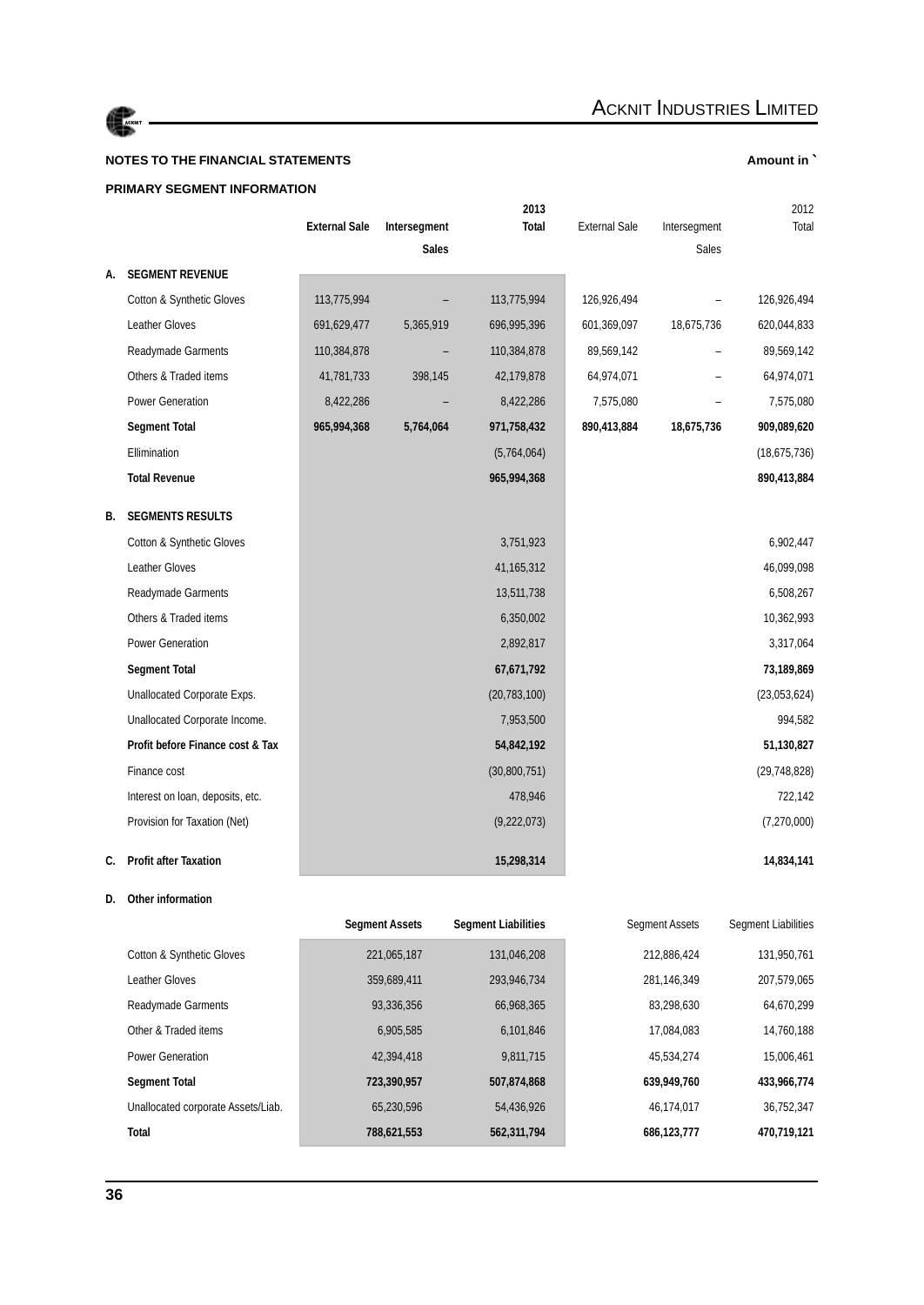## NOTES TO THE FINANCIAL STATEMENTS

Amount in `

### PRIMARY SEGMENT INFORMATION

| | | 2013 External Sale | 2013 Intersegment Sales | 2013 Total | 2012 External Sale | 2012 Intersegment Sales | 2012 Total |
|---|---|---|---|---|---|---|---|
| **A.** | **SEGMENT REVENUE** | | | | | | |
| | Cotton & Synthetic Gloves | 113,775,994 | – | 113,775,994 | 126,926,494 | – | 126,926,494 |
| | Leather Gloves | 691,629,477 | 5,365,919 | 696,995,396 | 601,369,097 | 18,675,736 | 620,044,833 |
| | Readymade Garments | 110,384,878 | – | 110,384,878 | 89,569,142 | – | 89,569,142 |
| | Others & Traded items | 41,781,733 | 398,145 | 42,179,878 | 64,974,071 | – | 64,974,071 |
| | Power Generation | 8,422,286 | – | 8,422,286 | 7,575,080 | – | 7,575,080 |
| | **Segment Total** | **965,994,368** | **5,764,064** | **971,758,432** | **890,413,884** | **18,675,736** | **909,089,620** |
| | Ellimination | | | (5,764,064) | | | (18,675,736) |
| | **Total Revenue** | | | **965,994,368** | | | **890,413,884** |
| **B.** | **SEGMENTS RESULTS** | | | | | | |
| | Cotton & Synthetic Gloves | | | 3,751,923 | | | 6,902,447 |
| | Leather Gloves | | | 41,165,312 | | | 46,099,098 |
| | Readymade Garments | | | 13,511,738 | | | 6,508,267 |
| | Others & Traded items | | | 6,350,002 | | | 10,362,993 |
| | Power Generation | | | 2,892,817 | | | 3,317,064 |
| | **Segment Total** | | | **67,671,792** | | | **73,189,869** |
| | Unallocated Corporate Exps. | | | (20,783,100) | | | (23,053,624) |
| | Unallocated Corporate Income. | | | 7,953,500 | | | 994,582 |
| | **Profit before Finance cost & Tax** | | | **54,842,192** | | | **51,130,827** |
| | Finance cost | | | (30,800,751) | | | (29,748,828) |
| | Interest on loan, deposits, etc. | | | 478,946 | | | 722,142 |
| | Provision for Taxation (Net) | | | (9,222,073) | | | (7,270,000) |
| **C.** | **Profit after Taxation** | | | **15,298,314** | | | **14,834,141** |

**D. Other information**

| | 2013 Segment Assets | 2013 Segment Liabilities | 2012 Segment Assets | 2012 Segment Liabilities |
|---|---|---|---|---|
| Cotton & Synthetic Gloves | 221,065,187 | 131,046,208 | 212,886,424 | 131,950,761 |
| Leather Gloves | 359,689,411 | 293,946,734 | 281,146,349 | 207,579,065 |
| Readymade Garments | 93,336,356 | 66,968,365 | 83,298,630 | 64,670,299 |
| Other & Traded items | 6,905,585 | 6,101,846 | 17,084,083 | 14,760,188 |
| Power Generation | 42,394,418 | 9,811,715 | 45,534,274 | 15,006,461 |
| **Segment Total** | **723,390,957** | **507,874,868** | **639,949,760** | **433,966,774** |
| Unallocated corporate Assets/Liab. | 65,230,596 | 54,436,926 | 46,174,017 | 36,752,347 |
| **Total** | **788,621,553** | **562,311,794** | **686,123,777** | **470,719,121** |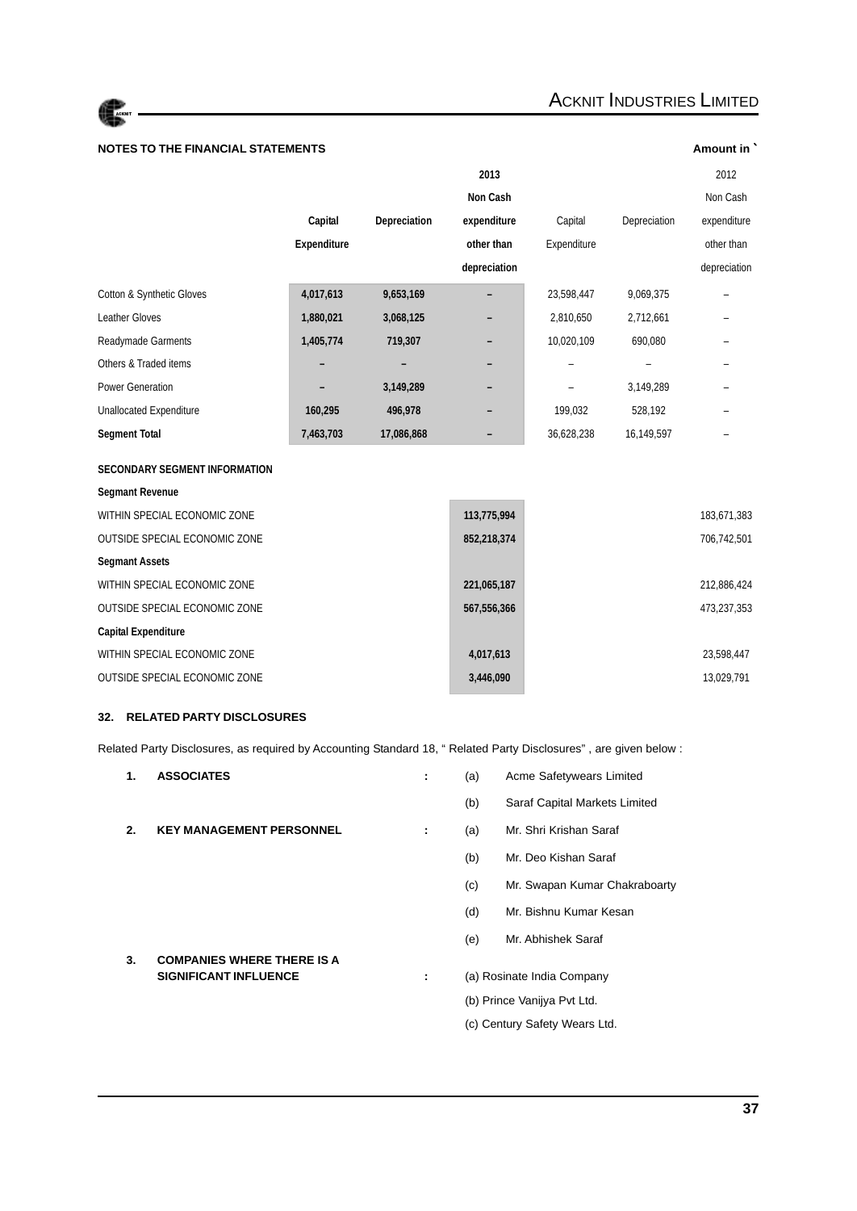**NOTES TO THE FINANCIAL STATEMENTS** **Amount in `**

| | 2013 | | | 2012 | | |
|---|---|---|---|---|---|---|
| | **Capital Expenditure** | **Depreciation** | **Non Cash expenditure other than depreciation** | Capital Expenditure | Depreciation | Non Cash expenditure other than depreciation |
| Cotton & Synthetic Gloves | **4,017,613** | **9,653,169** | **–** | 23,598,447 | 9,069,375 | – |
| Leather Gloves | **1,880,021** | **3,068,125** | **–** | 2,810,650 | 2,712,661 | – |
| Readymade Garments | **1,405,774** | **719,307** | **–** | 10,020,109 | 690,080 | – |
| Others & Traded items | **–** | **–** | **–** | – | – | – |
| Power Generation | **–** | **3,149,289** | **–** | – | 3,149,289 | – |
| Unallocated Expenditure | **160,295** | **496,978** | **–** | 199,032 | 528,192 | – |
| **Segment Total** | **7,463,703** | **17,086,868** | **–** | 36,628,238 | 16,149,597 | – |

**SECONDARY SEGMENT INFORMATION**

| | 2013 | 2012 |
|---|---|---|
| **Segmant Revenue** | | |
| WITHIN SPECIAL ECONOMIC ZONE | **113,775,994** | 183,671,383 |
| OUTSIDE SPECIAL ECONOMIC ZONE | **852,218,374** | 706,742,501 |
| **Segmant Assets** | | |
| WITHIN SPECIAL ECONOMIC ZONE | **221,065,187** | 212,886,424 |
| OUTSIDE SPECIAL ECONOMIC ZONE | **567,556,366** | 473,237,353 |
| **Capital Expenditure** | | |
| WITHIN SPECIAL ECONOMIC ZONE | **4,017,613** | 23,598,447 |
| OUTSIDE SPECIAL ECONOMIC ZONE | **3,446,090** | 13,029,791 |

## 32. RELATED PARTY DISCLOSURES

Related Party Disclosures, as required by Accounting Standard 18, " Related Party Disclosures" , are given below :

1. **ASSOCIATES** :
   - (a) Acme Safetywears Limited
   - (b) Saraf Capital Markets Limited
2. **KEY MANAGEMENT PERSONNEL** :
   - (a) Mr. Shri Krishan Saraf
   - (b) Mr. Deo Kishan Saraf
   - (c) Mr. Swapan Kumar Chakraboarty
   - (d) Mr. Bishnu Kumar Kesan
   - (e) Mr. Abhishek Saraf
3. **COMPANIES WHERE THERE IS A SIGNIFICANT INFLUENCE** :
   - (a) Rosinate India Company
   - (b) Prince Vanijya Pvt Ltd.
   - (c) Century Safety Wears Ltd.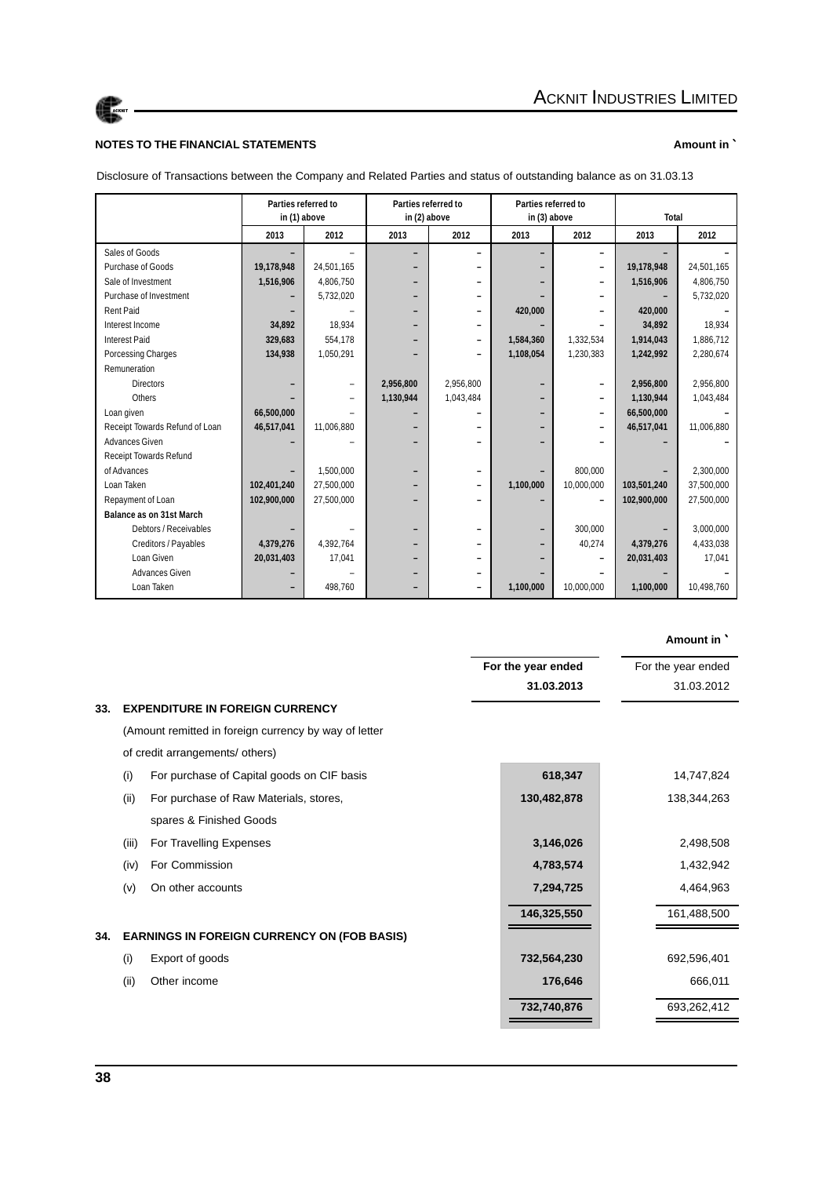**NOTES TO THE FINANCIAL STATEMENTS**

**Amount in `**

Disclosure of Transactions between the Company and Related Parties and status of outstanding balance as on 31.03.13

| | Parties referred to in (1) above | | Parties referred to in (2) above | | Parties referred to in (3) above | | Total | |
|---|---|---|---|---|---|---|---|---|
| | 2013 | 2012 | 2013 | 2012 | 2013 | 2012 | 2013 | 2012 |
| Sales of Goods | – | – | – | – | – | – | – | – |
| Purchase of Goods | 19,178,948 | 24,501,165 | – | – | – | – | 19,178,948 | 24,501,165 |
| Sale of Investment | 1,516,906 | 4,806,750 | – | – | – | – | 1,516,906 | 4,806,750 |
| Purchase of Investment | – | 5,732,020 | – | – | – | – | – | 5,732,020 |
| Rent Paid | – | – | – | – | 420,000 | – | 420,000 | – |
| Interest Income | 34,892 | 18,934 | – | – | – | – | 34,892 | 18,934 |
| Interest Paid | 329,683 | 554,178 | – | – | 1,584,360 | 1,332,534 | 1,914,043 | 1,886,712 |
| Porcessing Charges | 134,938 | 1,050,291 | – | – | 1,108,054 | 1,230,383 | 1,242,992 | 2,280,674 |
| Remuneration | | | | | | | | |
| Directors | – | – | 2,956,800 | 2,956,800 | – | – | 2,956,800 | 2,956,800 |
| Others | – | – | 1,130,944 | 1,043,484 | – | – | 1,130,944 | 1,043,484 |
| Loan given | 66,500,000 | – | – | – | – | – | 66,500,000 | – |
| Receipt Towards Refund of Loan | 46,517,041 | 11,006,880 | – | – | – | – | 46,517,041 | 11,006,880 |
| Advances Given | – | – | – | – | – | – | – | – |
| Receipt Towards Refund of Advances | – | 1,500,000 | – | – | – | 800,000 | – | 2,300,000 |
| Loan Taken | 102,401,240 | 27,500,000 | – | – | 1,100,000 | 10,000,000 | 103,501,240 | 37,500,000 |
| Repayment of Loan | 102,900,000 | 27,500,000 | – | – | – | – | 102,900,000 | 27,500,000 |
| **Balance as on 31st March** | | | | | | | | |
| Debtors / Receivables | – | – | – | – | – | 300,000 | – | 3,000,000 |
| Creditors / Payables | 4,379,276 | 4,392,764 | – | – | – | 40,274 | 4,379,276 | 4,433,038 |
| Loan Given | 20,031,403 | 17,041 | – | – | – | – | 20,031,403 | 17,041 |
| Advances Given | – | – | – | – | – | – | – | – |
| Loan Taken | – | 498,760 | – | – | 1,100,000 | 10,000,000 | 1,100,000 | 10,498,760 |

**Amount in `**

| | | For the year ended 31.03.2013 | For the year ended 31.03.2012 |
|---|---|---|---|
| **33.** | **EXPENDITURE IN FOREIGN CURRENCY** | | |
| | (Amount remitted in foreign currency by way of letter of credit arrangements/ others) | | |
| | (i) For purchase of Capital goods on CIF basis | 618,347 | 14,747,824 |
| | (ii) For purchase of Raw Materials, stores, spares & Finished Goods | 130,482,878 | 138,344,263 |
| | (iii) For Travelling Expenses | 3,146,026 | 2,498,508 |
| | (iv) For Commission | 4,783,574 | 1,432,942 |
| | (v) On other accounts | 7,294,725 | 4,464,963 |
| | | 146,325,550 | 161,488,500 |
| **34.** | **EARNINGS IN FOREIGN CURRENCY ON (FOB BASIS)** | | |
| | (i) Export of goods | 732,564,230 | 692,596,401 |
| | (ii) Other income | 176,646 | 666,011 |
| | | 732,740,876 | 693,262,412 |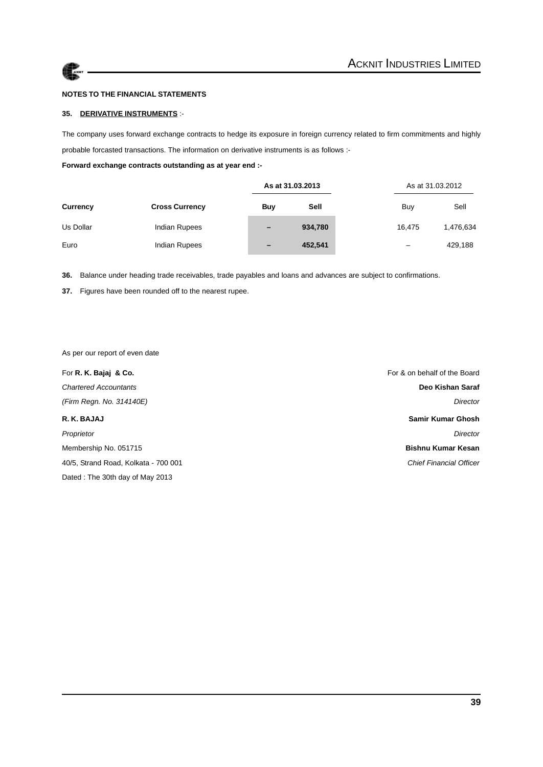## NOTES TO THE FINANCIAL STATEMENTS

**35. DERIVATIVE INSTRUMENTS** :-

The company uses forward exchange contracts to hedge its exposure in foreign currency related to firm commitments and highly probable forcasted transactions. The information on derivative instruments is as follows :-

**Forward exchange contracts outstanding as at year end :-**

| | | **As at 31.03.2013** | | As at 31.03.2012 | |
|---|---|---|---|---|---|
| **Currency** | **Cross Currency** | **Buy** | **Sell** | Buy | Sell |
| Us Dollar | Indian Rupees | **–** | **934,780** | 16,475 | 1,476,634 |
| Euro | Indian Rupees | **–** | **452,541** | – | 429,188 |

**36.** Balance under heading trade receivables, trade payables and loans and advances are subject to confirmations.

**37.** Figures have been rounded off to the nearest rupee.

As per our report of even date

For **R. K. Bajaj & Co.**
*Chartered Accountants*
*(Firm Regn. No. 314140E)*

**R. K. BAJAJ**
*Proprietor*
Membership No. 051715
40/5, Strand Road, Kolkata - 700 001
Dated : The 30th day of May 2013

For & on behalf of the Board

**Deo Kishan Saraf**
*Director*

**Samir Kumar Ghosh**
*Director*

**Bishnu Kumar Kesan**
*Chief Financial Officer*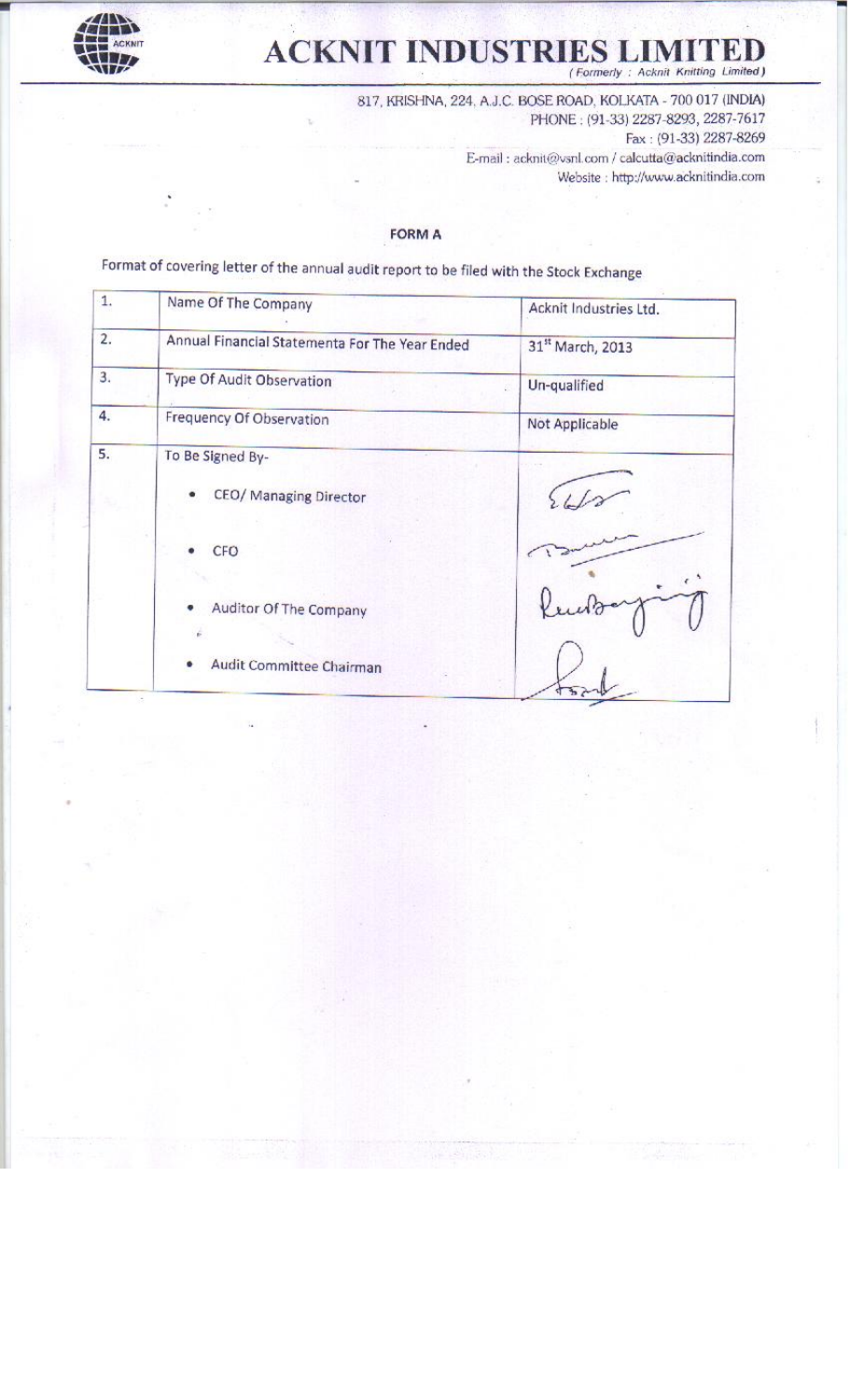# ACKNIT INDUSTRIES LIMITED

*(Formerly : Acknit Knitting Limited)*

817, KRISHNA, 224, A.J.C. BOSE ROAD, KOLKATA - 700 017 (INDIA)
PHONE : (91-33) 2287-8293, 2287-7617
Fax : (91-33) 2287-8269
E-mail : acknit@vsnl.com / calcutta@acknitindia.com
Website : http://www.acknitindia.com

## FORM A

Format of covering letter of the annual audit report to be filed with the Stock Exchange

| | | |
|---|---|---|
| 1. | Name Of The Company | Acknit Industries Ltd. |
| 2. | Annual Financial Statementa For The Year Ended | 31st March, 2013 |
| 3. | Type Of Audit Observation | Un-qualified |
| 4. | Frequency Of Observation | Not Applicable |
| 5. | To Be Signed By-<br>• CEO/ Managing Director<br>• CFO<br>• Auditor Of The Company<br>• Audit Committee Chairman | |